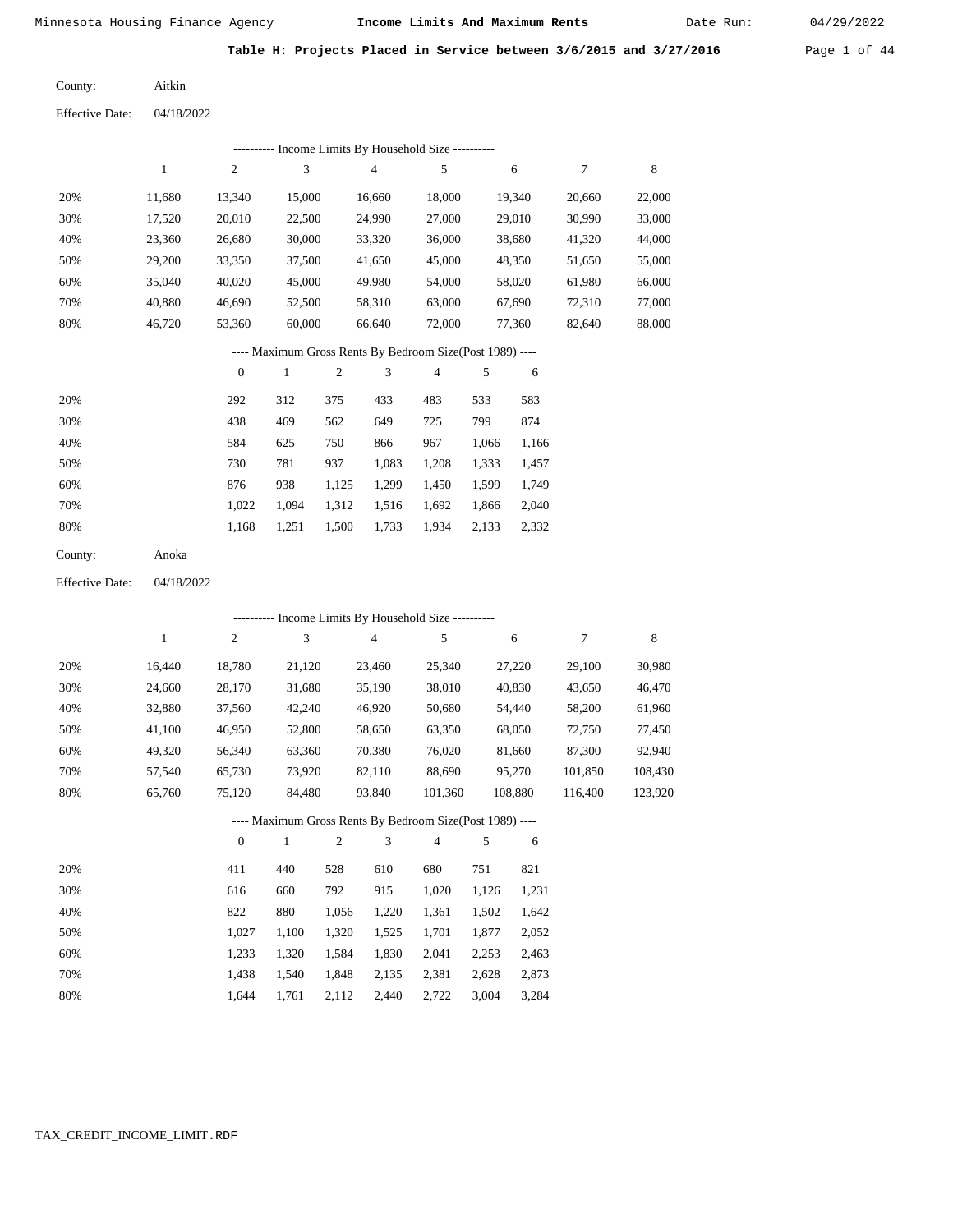Minnesota Housing Finance Agency — **Income Limits And Maximum Rents** — Date Run: 04/29/2022

## Table H: Projects Placed in Service between 3/6/2015 and 3/27/2016

County: Aitkin

Effective Date: 04/18/2022

---------- Income Limits By Household Size ----------

|  | 1 | 2 | 3 | 4 | 5 | 6 | 7 | 8 |
|---|---|---|---|---|---|---|---|---|
| 20% | 11,680 | 13,340 | 15,000 | 16,660 | 18,000 | 19,340 | 20,660 | 22,000 |
| 30% | 17,520 | 20,010 | 22,500 | 24,990 | 27,000 | 29,010 | 30,990 | 33,000 |
| 40% | 23,360 | 26,680 | 30,000 | 33,320 | 36,000 | 38,680 | 41,320 | 44,000 |
| 50% | 29,200 | 33,350 | 37,500 | 41,650 | 45,000 | 48,350 | 51,650 | 55,000 |
| 60% | 35,040 | 40,020 | 45,000 | 49,980 | 54,000 | 58,020 | 61,980 | 66,000 |
| 70% | 40,880 | 46,690 | 52,500 | 58,310 | 63,000 | 67,690 | 72,310 | 77,000 |
| 80% | 46,720 | 53,360 | 60,000 | 66,640 | 72,000 | 77,360 | 82,640 | 88,000 |

---- Maximum Gross Rents By Bedroom Size(Post 1989) ----

|  | 0 | 1 | 2 | 3 | 4 | 5 | 6 |
|---|---|---|---|---|---|---|---|
| 20% | 292 | 312 | 375 | 433 | 483 | 533 | 583 |
| 30% | 438 | 469 | 562 | 649 | 725 | 799 | 874 |
| 40% | 584 | 625 | 750 | 866 | 967 | 1,066 | 1,166 |
| 50% | 730 | 781 | 937 | 1,083 | 1,208 | 1,333 | 1,457 |
| 60% | 876 | 938 | 1,125 | 1,299 | 1,450 | 1,599 | 1,749 |
| 70% | 1,022 | 1,094 | 1,312 | 1,516 | 1,692 | 1,866 | 2,040 |
| 80% | 1,168 | 1,251 | 1,500 | 1,733 | 1,934 | 2,133 | 2,332 |

County: Anoka

Effective Date: 04/18/2022

---------- Income Limits By Household Size ----------

|  | 1 | 2 | 3 | 4 | 5 | 6 | 7 | 8 |
|---|---|---|---|---|---|---|---|---|
| 20% | 16,440 | 18,780 | 21,120 | 23,460 | 25,340 | 27,220 | 29,100 | 30,980 |
| 30% | 24,660 | 28,170 | 31,680 | 35,190 | 38,010 | 40,830 | 43,650 | 46,470 |
| 40% | 32,880 | 37,560 | 42,240 | 46,920 | 50,680 | 54,440 | 58,200 | 61,960 |
| 50% | 41,100 | 46,950 | 52,800 | 58,650 | 63,350 | 68,050 | 72,750 | 77,450 |
| 60% | 49,320 | 56,340 | 63,360 | 70,380 | 76,020 | 81,660 | 87,300 | 92,940 |
| 70% | 57,540 | 65,730 | 73,920 | 82,110 | 88,690 | 95,270 | 101,850 | 108,430 |
| 80% | 65,760 | 75,120 | 84,480 | 93,840 | 101,360 | 108,880 | 116,400 | 123,920 |

---- Maximum Gross Rents By Bedroom Size(Post 1989) ----

|  | 0 | 1 | 2 | 3 | 4 | 5 | 6 |
|---|---|---|---|---|---|---|---|
| 20% | 411 | 440 | 528 | 610 | 680 | 751 | 821 |
| 30% | 616 | 660 | 792 | 915 | 1,020 | 1,126 | 1,231 |
| 40% | 822 | 880 | 1,056 | 1,220 | 1,361 | 1,502 | 1,642 |
| 50% | 1,027 | 1,100 | 1,320 | 1,525 | 1,701 | 1,877 | 2,052 |
| 60% | 1,233 | 1,320 | 1,584 | 1,830 | 2,041 | 2,253 | 2,463 |
| 70% | 1,438 | 1,540 | 1,848 | 2,135 | 2,381 | 2,628 | 2,873 |
| 80% | 1,644 | 1,761 | 2,112 | 2,440 | 2,722 | 3,004 | 3,284 |

TAX_CREDIT_INCOME_LIMIT.RDF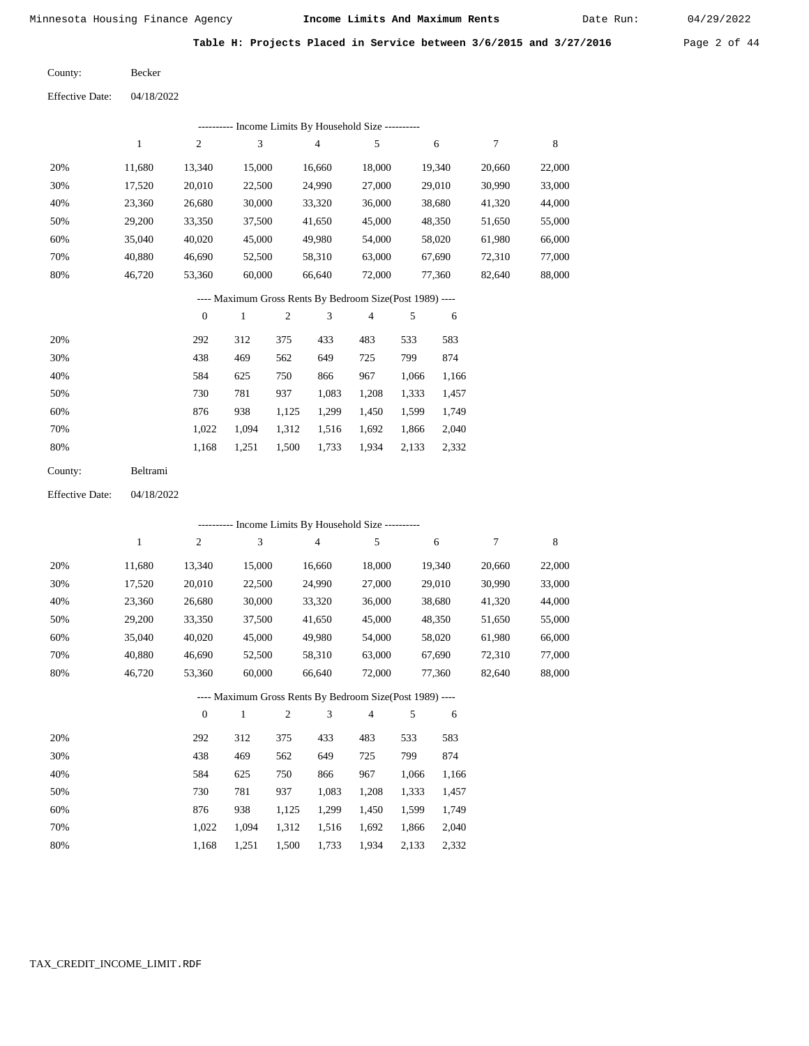Minnesota Housing Finance Agency **Income Limits And Maximum Rents** Date Run: 04/29/2022

**Table H: Projects Placed in Service between 3/6/2015 and 3/27/2016**

County: Becker

Effective Date: 04/18/2022

---------- Income Limits By Household Size ----------

| | 1 | 2 | 3 | 4 | 5 | 6 | 7 | 8 |
|---|---|---|---|---|---|---|---|---|
| 20% | 11,680 | 13,340 | 15,000 | 16,660 | 18,000 | 19,340 | 20,660 | 22,000 |
| 30% | 17,520 | 20,010 | 22,500 | 24,990 | 27,000 | 29,010 | 30,990 | 33,000 |
| 40% | 23,360 | 26,680 | 30,000 | 33,320 | 36,000 | 38,680 | 41,320 | 44,000 |
| 50% | 29,200 | 33,350 | 37,500 | 41,650 | 45,000 | 48,350 | 51,650 | 55,000 |
| 60% | 35,040 | 40,020 | 45,000 | 49,980 | 54,000 | 58,020 | 61,980 | 66,000 |
| 70% | 40,880 | 46,690 | 52,500 | 58,310 | 63,000 | 67,690 | 72,310 | 77,000 |
| 80% | 46,720 | 53,360 | 60,000 | 66,640 | 72,000 | 77,360 | 82,640 | 88,000 |

---- Maximum Gross Rents By Bedroom Size(Post 1989) ----

| | 0 | 1 | 2 | 3 | 4 | 5 | 6 |
|---|---|---|---|---|---|---|---|
| 20% | 292 | 312 | 375 | 433 | 483 | 533 | 583 |
| 30% | 438 | 469 | 562 | 649 | 725 | 799 | 874 |
| 40% | 584 | 625 | 750 | 866 | 967 | 1,066 | 1,166 |
| 50% | 730 | 781 | 937 | 1,083 | 1,208 | 1,333 | 1,457 |
| 60% | 876 | 938 | 1,125 | 1,299 | 1,450 | 1,599 | 1,749 |
| 70% | 1,022 | 1,094 | 1,312 | 1,516 | 1,692 | 1,866 | 2,040 |
| 80% | 1,168 | 1,251 | 1,500 | 1,733 | 1,934 | 2,133 | 2,332 |

County: Beltrami

Effective Date: 04/18/2022

---------- Income Limits By Household Size ----------

| | 1 | 2 | 3 | 4 | 5 | 6 | 7 | 8 |
|---|---|---|---|---|---|---|---|---|
| 20% | 11,680 | 13,340 | 15,000 | 16,660 | 18,000 | 19,340 | 20,660 | 22,000 |
| 30% | 17,520 | 20,010 | 22,500 | 24,990 | 27,000 | 29,010 | 30,990 | 33,000 |
| 40% | 23,360 | 26,680 | 30,000 | 33,320 | 36,000 | 38,680 | 41,320 | 44,000 |
| 50% | 29,200 | 33,350 | 37,500 | 41,650 | 45,000 | 48,350 | 51,650 | 55,000 |
| 60% | 35,040 | 40,020 | 45,000 | 49,980 | 54,000 | 58,020 | 61,980 | 66,000 |
| 70% | 40,880 | 46,690 | 52,500 | 58,310 | 63,000 | 67,690 | 72,310 | 77,000 |
| 80% | 46,720 | 53,360 | 60,000 | 66,640 | 72,000 | 77,360 | 82,640 | 88,000 |

---- Maximum Gross Rents By Bedroom Size(Post 1989) ----

| | 0 | 1 | 2 | 3 | 4 | 5 | 6 |
|---|---|---|---|---|---|---|---|
| 20% | 292 | 312 | 375 | 433 | 483 | 533 | 583 |
| 30% | 438 | 469 | 562 | 649 | 725 | 799 | 874 |
| 40% | 584 | 625 | 750 | 866 | 967 | 1,066 | 1,166 |
| 50% | 730 | 781 | 937 | 1,083 | 1,208 | 1,333 | 1,457 |
| 60% | 876 | 938 | 1,125 | 1,299 | 1,450 | 1,599 | 1,749 |
| 70% | 1,022 | 1,094 | 1,312 | 1,516 | 1,692 | 1,866 | 2,040 |
| 80% | 1,168 | 1,251 | 1,500 | 1,733 | 1,934 | 2,133 | 2,332 |

TAX_CREDIT_INCOME_LIMIT.RDF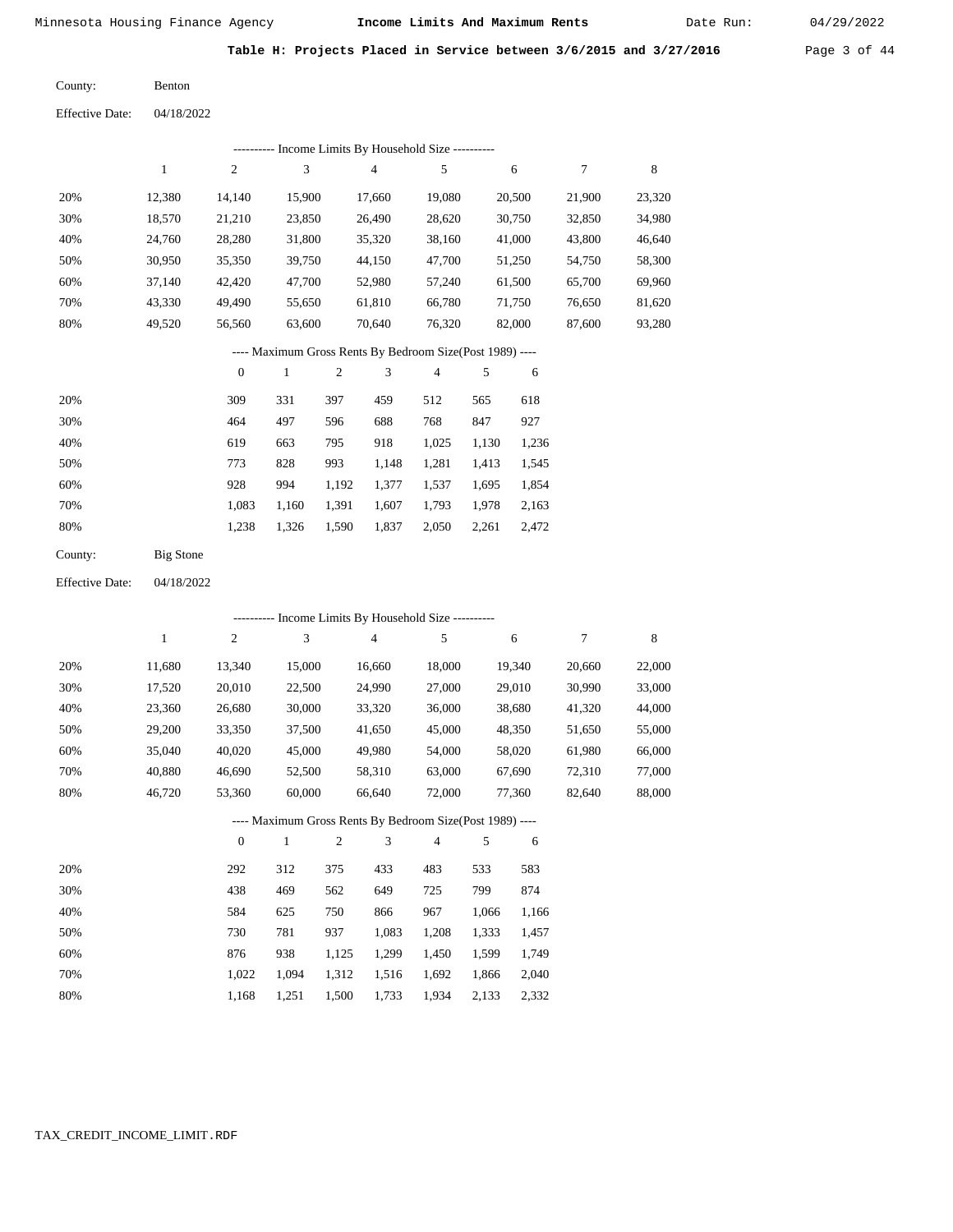## Table H: Projects Placed in Service between 3/6/2015 and 3/27/2016

County: Benton

Effective Date: 04/18/2022

---------- Income Limits By Household Size ----------

| | 1 | 2 | 3 | 4 | 5 | 6 | 7 | 8 |
|---|---|---|---|---|---|---|---|---|
| 20% | 12,380 | 14,140 | 15,900 | 17,660 | 19,080 | 20,500 | 21,900 | 23,320 |
| 30% | 18,570 | 21,210 | 23,850 | 26,490 | 28,620 | 30,750 | 32,850 | 34,980 |
| 40% | 24,760 | 28,280 | 31,800 | 35,320 | 38,160 | 41,000 | 43,800 | 46,640 |
| 50% | 30,950 | 35,350 | 39,750 | 44,150 | 47,700 | 51,250 | 54,750 | 58,300 |
| 60% | 37,140 | 42,420 | 47,700 | 52,980 | 57,240 | 61,500 | 65,700 | 69,960 |
| 70% | 43,330 | 49,490 | 55,650 | 61,810 | 66,780 | 71,750 | 76,650 | 81,620 |
| 80% | 49,520 | 56,560 | 63,600 | 70,640 | 76,320 | 82,000 | 87,600 | 93,280 |

---- Maximum Gross Rents By Bedroom Size(Post 1989) ----

| | 0 | 1 | 2 | 3 | 4 | 5 | 6 |
|---|---|---|---|---|---|---|---|
| 20% | 309 | 331 | 397 | 459 | 512 | 565 | 618 |
| 30% | 464 | 497 | 596 | 688 | 768 | 847 | 927 |
| 40% | 619 | 663 | 795 | 918 | 1,025 | 1,130 | 1,236 |
| 50% | 773 | 828 | 993 | 1,148 | 1,281 | 1,413 | 1,545 |
| 60% | 928 | 994 | 1,192 | 1,377 | 1,537 | 1,695 | 1,854 |
| 70% | 1,083 | 1,160 | 1,391 | 1,607 | 1,793 | 1,978 | 2,163 |
| 80% | 1,238 | 1,326 | 1,590 | 1,837 | 2,050 | 2,261 | 2,472 |

County: Big Stone

Effective Date: 04/18/2022

---------- Income Limits By Household Size ----------

| | 1 | 2 | 3 | 4 | 5 | 6 | 7 | 8 |
|---|---|---|---|---|---|---|---|---|
| 20% | 11,680 | 13,340 | 15,000 | 16,660 | 18,000 | 19,340 | 20,660 | 22,000 |
| 30% | 17,520 | 20,010 | 22,500 | 24,990 | 27,000 | 29,010 | 30,990 | 33,000 |
| 40% | 23,360 | 26,680 | 30,000 | 33,320 | 36,000 | 38,680 | 41,320 | 44,000 |
| 50% | 29,200 | 33,350 | 37,500 | 41,650 | 45,000 | 48,350 | 51,650 | 55,000 |
| 60% | 35,040 | 40,020 | 45,000 | 49,980 | 54,000 | 58,020 | 61,980 | 66,000 |
| 70% | 40,880 | 46,690 | 52,500 | 58,310 | 63,000 | 67,690 | 72,310 | 77,000 |
| 80% | 46,720 | 53,360 | 60,000 | 66,640 | 72,000 | 77,360 | 82,640 | 88,000 |

---- Maximum Gross Rents By Bedroom Size(Post 1989) ----

| | 0 | 1 | 2 | 3 | 4 | 5 | 6 |
|---|---|---|---|---|---|---|---|
| 20% | 292 | 312 | 375 | 433 | 483 | 533 | 583 |
| 30% | 438 | 469 | 562 | 649 | 725 | 799 | 874 |
| 40% | 584 | 625 | 750 | 866 | 967 | 1,066 | 1,166 |
| 50% | 730 | 781 | 937 | 1,083 | 1,208 | 1,333 | 1,457 |
| 60% | 876 | 938 | 1,125 | 1,299 | 1,450 | 1,599 | 1,749 |
| 70% | 1,022 | 1,094 | 1,312 | 1,516 | 1,692 | 1,866 | 2,040 |
| 80% | 1,168 | 1,251 | 1,500 | 1,733 | 1,934 | 2,133 | 2,332 |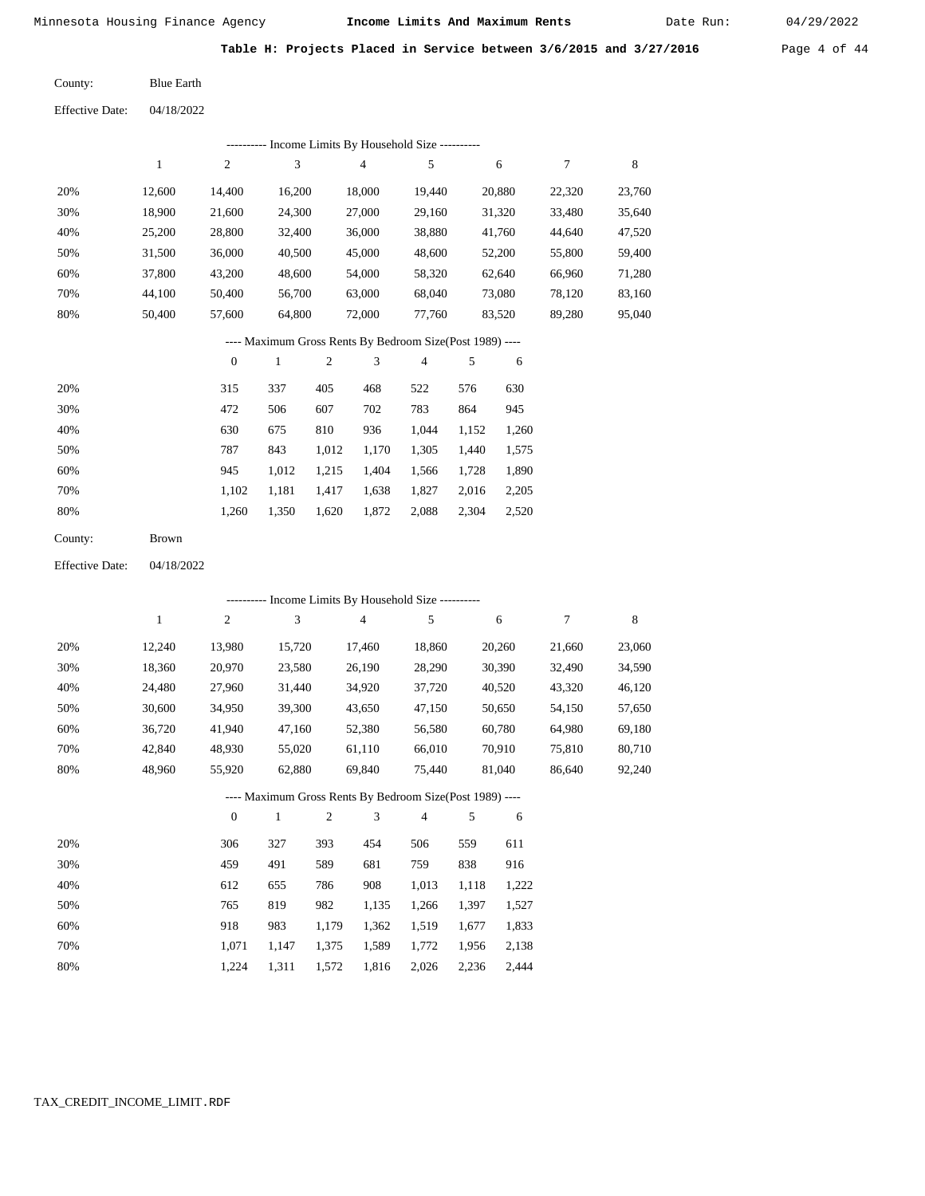## Table H: Projects Placed in Service between 3/6/2015 and 3/27/2016

County: Blue Earth

Effective Date: 04/18/2022

---------- Income Limits By Household Size ----------

| | 1 | 2 | 3 | 4 | 5 | 6 | 7 | 8 |
|---|---|---|---|---|---|---|---|---|
| 20% | 12,600 | 14,400 | 16,200 | 18,000 | 19,440 | 20,880 | 22,320 | 23,760 |
| 30% | 18,900 | 21,600 | 24,300 | 27,000 | 29,160 | 31,320 | 33,480 | 35,640 |
| 40% | 25,200 | 28,800 | 32,400 | 36,000 | 38,880 | 41,760 | 44,640 | 47,520 |
| 50% | 31,500 | 36,000 | 40,500 | 45,000 | 48,600 | 52,200 | 55,800 | 59,400 |
| 60% | 37,800 | 43,200 | 48,600 | 54,000 | 58,320 | 62,640 | 66,960 | 71,280 |
| 70% | 44,100 | 50,400 | 56,700 | 63,000 | 68,040 | 73,080 | 78,120 | 83,160 |
| 80% | 50,400 | 57,600 | 64,800 | 72,000 | 77,760 | 83,520 | 89,280 | 95,040 |

---- Maximum Gross Rents By Bedroom Size(Post 1989) ----

| | 0 | 1 | 2 | 3 | 4 | 5 | 6 |
|---|---|---|---|---|---|---|---|
| 20% | 315 | 337 | 405 | 468 | 522 | 576 | 630 |
| 30% | 472 | 506 | 607 | 702 | 783 | 864 | 945 |
| 40% | 630 | 675 | 810 | 936 | 1,044 | 1,152 | 1,260 |
| 50% | 787 | 843 | 1,012 | 1,170 | 1,305 | 1,440 | 1,575 |
| 60% | 945 | 1,012 | 1,215 | 1,404 | 1,566 | 1,728 | 1,890 |
| 70% | 1,102 | 1,181 | 1,417 | 1,638 | 1,827 | 2,016 | 2,205 |
| 80% | 1,260 | 1,350 | 1,620 | 1,872 | 2,088 | 2,304 | 2,520 |

County: Brown

Effective Date: 04/18/2022

---------- Income Limits By Household Size ----------

| | 1 | 2 | 3 | 4 | 5 | 6 | 7 | 8 |
|---|---|---|---|---|---|---|---|---|
| 20% | 12,240 | 13,980 | 15,720 | 17,460 | 18,860 | 20,260 | 21,660 | 23,060 |
| 30% | 18,360 | 20,970 | 23,580 | 26,190 | 28,290 | 30,390 | 32,490 | 34,590 |
| 40% | 24,480 | 27,960 | 31,440 | 34,920 | 37,720 | 40,520 | 43,320 | 46,120 |
| 50% | 30,600 | 34,950 | 39,300 | 43,650 | 47,150 | 50,650 | 54,150 | 57,650 |
| 60% | 36,720 | 41,940 | 47,160 | 52,380 | 56,580 | 60,780 | 64,980 | 69,180 |
| 70% | 42,840 | 48,930 | 55,020 | 61,110 | 66,010 | 70,910 | 75,810 | 80,710 |
| 80% | 48,960 | 55,920 | 62,880 | 69,840 | 75,440 | 81,040 | 86,640 | 92,240 |

---- Maximum Gross Rents By Bedroom Size(Post 1989) ----

| | 0 | 1 | 2 | 3 | 4 | 5 | 6 |
|---|---|---|---|---|---|---|---|
| 20% | 306 | 327 | 393 | 454 | 506 | 559 | 611 |
| 30% | 459 | 491 | 589 | 681 | 759 | 838 | 916 |
| 40% | 612 | 655 | 786 | 908 | 1,013 | 1,118 | 1,222 |
| 50% | 765 | 819 | 982 | 1,135 | 1,266 | 1,397 | 1,527 |
| 60% | 918 | 983 | 1,179 | 1,362 | 1,519 | 1,677 | 1,833 |
| 70% | 1,071 | 1,147 | 1,375 | 1,589 | 1,772 | 1,956 | 2,138 |
| 80% | 1,224 | 1,311 | 1,572 | 1,816 | 2,026 | 2,236 | 2,444 |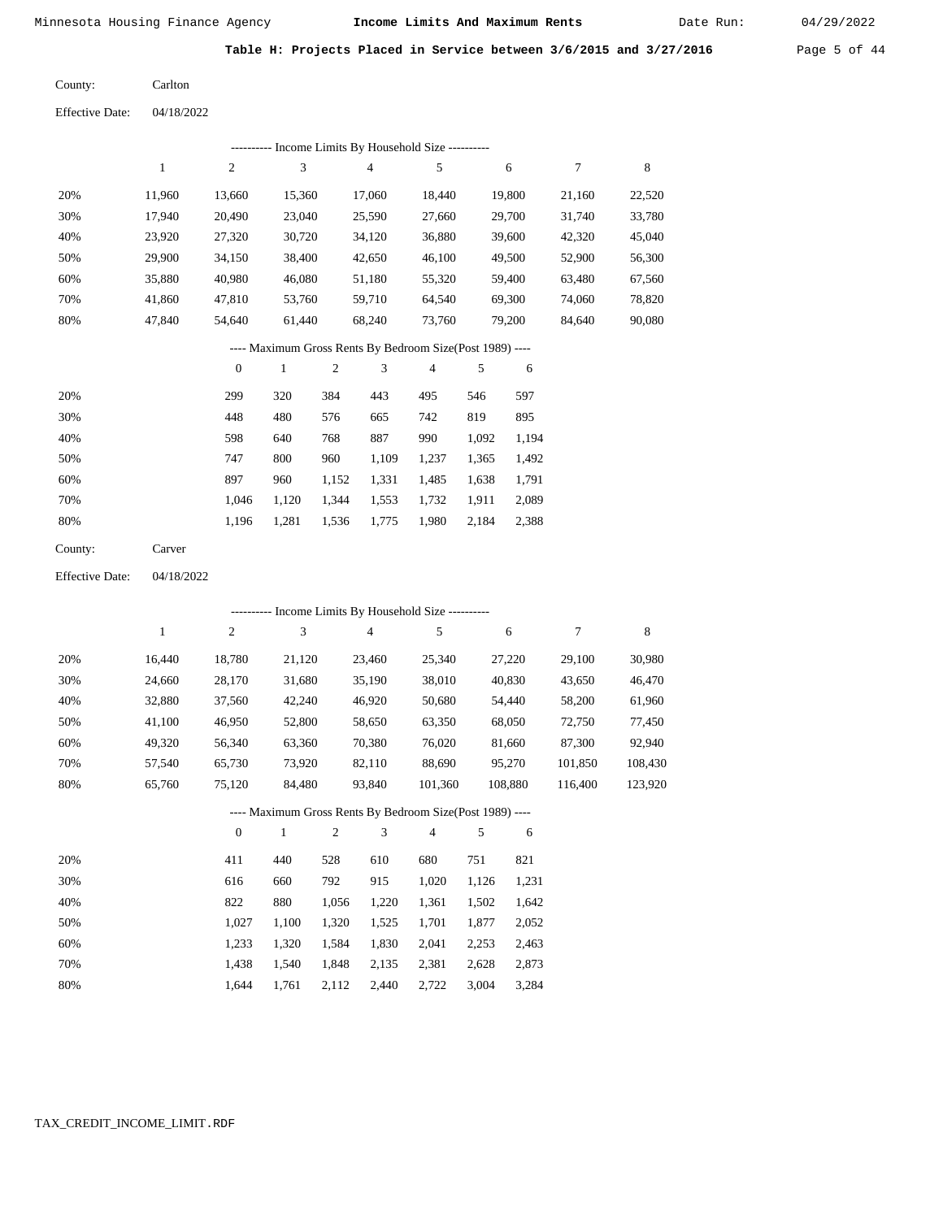Minnesota Housing Finance Agency — **Income Limits And Maximum Rents** — Date Run: 04/29/2022

**Table H: Projects Placed in Service between 3/6/2015 and 3/27/2016**

County: Carlton

Effective Date: 04/18/2022

---------- Income Limits By Household Size ----------

| | 1 | 2 | 3 | 4 | 5 | 6 | 7 | 8 |
|---|---|---|---|---|---|---|---|---|
| 20% | 11,960 | 13,660 | 15,360 | 17,060 | 18,440 | 19,800 | 21,160 | 22,520 |
| 30% | 17,940 | 20,490 | 23,040 | 25,590 | 27,660 | 29,700 | 31,740 | 33,780 |
| 40% | 23,920 | 27,320 | 30,720 | 34,120 | 36,880 | 39,600 | 42,320 | 45,040 |
| 50% | 29,900 | 34,150 | 38,400 | 42,650 | 46,100 | 49,500 | 52,900 | 56,300 |
| 60% | 35,880 | 40,980 | 46,080 | 51,180 | 55,320 | 59,400 | 63,480 | 67,560 |
| 70% | 41,860 | 47,810 | 53,760 | 59,710 | 64,540 | 69,300 | 74,060 | 78,820 |
| 80% | 47,840 | 54,640 | 61,440 | 68,240 | 73,760 | 79,200 | 84,640 | 90,080 |

---- Maximum Gross Rents By Bedroom Size(Post 1989) ----

| | 0 | 1 | 2 | 3 | 4 | 5 | 6 |
|---|---|---|---|---|---|---|---|
| 20% | 299 | 320 | 384 | 443 | 495 | 546 | 597 |
| 30% | 448 | 480 | 576 | 665 | 742 | 819 | 895 |
| 40% | 598 | 640 | 768 | 887 | 990 | 1,092 | 1,194 |
| 50% | 747 | 800 | 960 | 1,109 | 1,237 | 1,365 | 1,492 |
| 60% | 897 | 960 | 1,152 | 1,331 | 1,485 | 1,638 | 1,791 |
| 70% | 1,046 | 1,120 | 1,344 | 1,553 | 1,732 | 1,911 | 2,089 |
| 80% | 1,196 | 1,281 | 1,536 | 1,775 | 1,980 | 2,184 | 2,388 |

County: Carver

Effective Date: 04/18/2022

---------- Income Limits By Household Size ----------

| | 1 | 2 | 3 | 4 | 5 | 6 | 7 | 8 |
|---|---|---|---|---|---|---|---|---|
| 20% | 16,440 | 18,780 | 21,120 | 23,460 | 25,340 | 27,220 | 29,100 | 30,980 |
| 30% | 24,660 | 28,170 | 31,680 | 35,190 | 38,010 | 40,830 | 43,650 | 46,470 |
| 40% | 32,880 | 37,560 | 42,240 | 46,920 | 50,680 | 54,440 | 58,200 | 61,960 |
| 50% | 41,100 | 46,950 | 52,800 | 58,650 | 63,350 | 68,050 | 72,750 | 77,450 |
| 60% | 49,320 | 56,340 | 63,360 | 70,380 | 76,020 | 81,660 | 87,300 | 92,940 |
| 70% | 57,540 | 65,730 | 73,920 | 82,110 | 88,690 | 95,270 | 101,850 | 108,430 |
| 80% | 65,760 | 75,120 | 84,480 | 93,840 | 101,360 | 108,880 | 116,400 | 123,920 |

---- Maximum Gross Rents By Bedroom Size(Post 1989) ----

| | 0 | 1 | 2 | 3 | 4 | 5 | 6 |
|---|---|---|---|---|---|---|---|
| 20% | 411 | 440 | 528 | 610 | 680 | 751 | 821 |
| 30% | 616 | 660 | 792 | 915 | 1,020 | 1,126 | 1,231 |
| 40% | 822 | 880 | 1,056 | 1,220 | 1,361 | 1,502 | 1,642 |
| 50% | 1,027 | 1,100 | 1,320 | 1,525 | 1,701 | 1,877 | 2,052 |
| 60% | 1,233 | 1,320 | 1,584 | 1,830 | 2,041 | 2,253 | 2,463 |
| 70% | 1,438 | 1,540 | 1,848 | 2,135 | 2,381 | 2,628 | 2,873 |
| 80% | 1,644 | 1,761 | 2,112 | 2,440 | 2,722 | 3,004 | 3,284 |

TAX_CREDIT_INCOME_LIMIT.RDF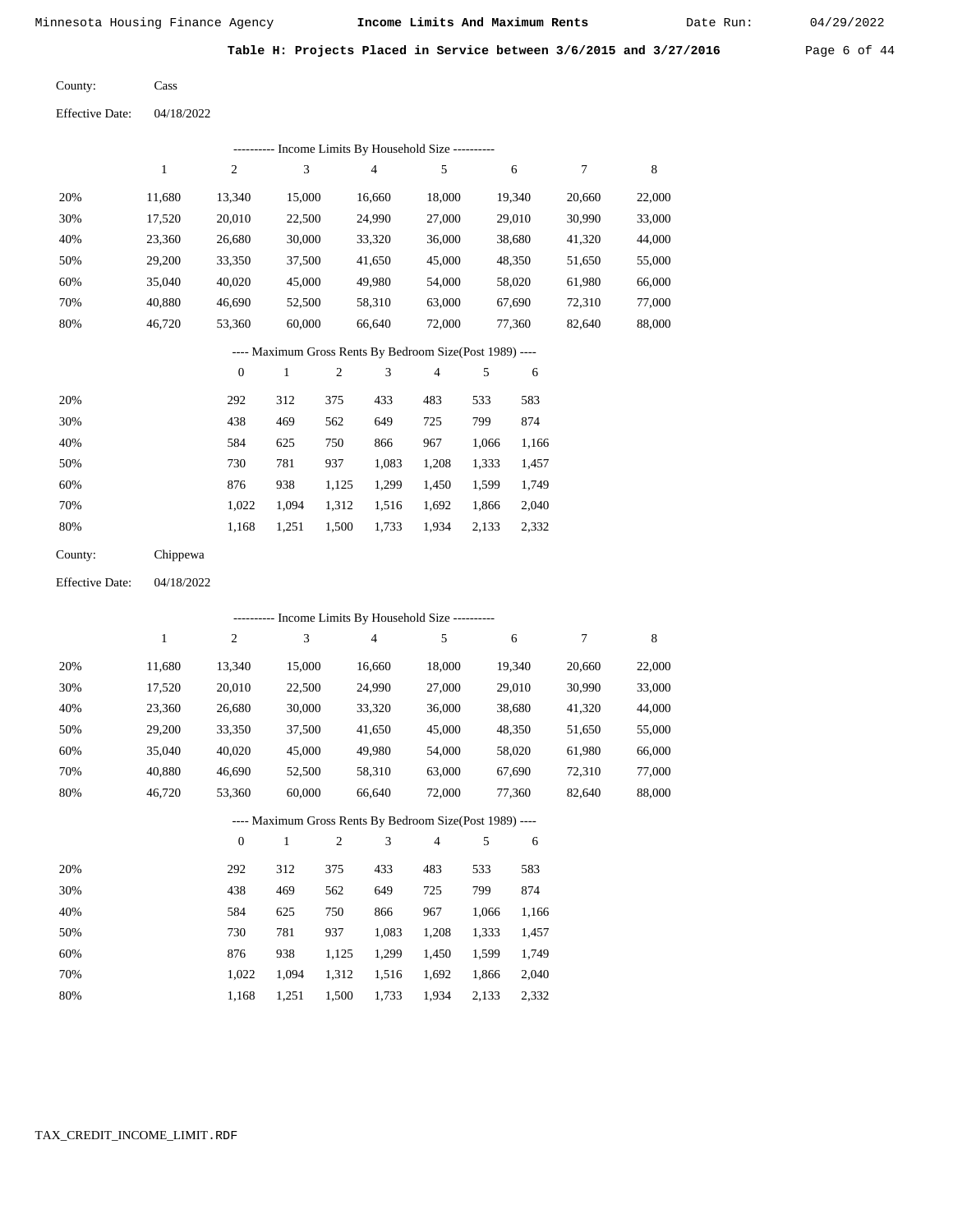## Table H: Projects Placed in Service between 3/6/2015 and 3/27/2016

County: Cass

Effective Date: 04/18/2022

---------- Income Limits By Household Size ----------

| | 1 | 2 | 3 | 4 | 5 | 6 | 7 | 8 |
|---|---|---|---|---|---|---|---|---|
| 20% | 11,680 | 13,340 | 15,000 | 16,660 | 18,000 | 19,340 | 20,660 | 22,000 |
| 30% | 17,520 | 20,010 | 22,500 | 24,990 | 27,000 | 29,010 | 30,990 | 33,000 |
| 40% | 23,360 | 26,680 | 30,000 | 33,320 | 36,000 | 38,680 | 41,320 | 44,000 |
| 50% | 29,200 | 33,350 | 37,500 | 41,650 | 45,000 | 48,350 | 51,650 | 55,000 |
| 60% | 35,040 | 40,020 | 45,000 | 49,980 | 54,000 | 58,020 | 61,980 | 66,000 |
| 70% | 40,880 | 46,690 | 52,500 | 58,310 | 63,000 | 67,690 | 72,310 | 77,000 |
| 80% | 46,720 | 53,360 | 60,000 | 66,640 | 72,000 | 77,360 | 82,640 | 88,000 |

---- Maximum Gross Rents By Bedroom Size(Post 1989) ----

| | 0 | 1 | 2 | 3 | 4 | 5 | 6 |
|---|---|---|---|---|---|---|---|
| 20% | 292 | 312 | 375 | 433 | 483 | 533 | 583 |
| 30% | 438 | 469 | 562 | 649 | 725 | 799 | 874 |
| 40% | 584 | 625 | 750 | 866 | 967 | 1,066 | 1,166 |
| 50% | 730 | 781 | 937 | 1,083 | 1,208 | 1,333 | 1,457 |
| 60% | 876 | 938 | 1,125 | 1,299 | 1,450 | 1,599 | 1,749 |
| 70% | 1,022 | 1,094 | 1,312 | 1,516 | 1,692 | 1,866 | 2,040 |
| 80% | 1,168 | 1,251 | 1,500 | 1,733 | 1,934 | 2,133 | 2,332 |

County: Chippewa

Effective Date: 04/18/2022

---------- Income Limits By Household Size ----------

| | 1 | 2 | 3 | 4 | 5 | 6 | 7 | 8 |
|---|---|---|---|---|---|---|---|---|
| 20% | 11,680 | 13,340 | 15,000 | 16,660 | 18,000 | 19,340 | 20,660 | 22,000 |
| 30% | 17,520 | 20,010 | 22,500 | 24,990 | 27,000 | 29,010 | 30,990 | 33,000 |
| 40% | 23,360 | 26,680 | 30,000 | 33,320 | 36,000 | 38,680 | 41,320 | 44,000 |
| 50% | 29,200 | 33,350 | 37,500 | 41,650 | 45,000 | 48,350 | 51,650 | 55,000 |
| 60% | 35,040 | 40,020 | 45,000 | 49,980 | 54,000 | 58,020 | 61,980 | 66,000 |
| 70% | 40,880 | 46,690 | 52,500 | 58,310 | 63,000 | 67,690 | 72,310 | 77,000 |
| 80% | 46,720 | 53,360 | 60,000 | 66,640 | 72,000 | 77,360 | 82,640 | 88,000 |

---- Maximum Gross Rents By Bedroom Size(Post 1989) ----

| | 0 | 1 | 2 | 3 | 4 | 5 | 6 |
|---|---|---|---|---|---|---|---|
| 20% | 292 | 312 | 375 | 433 | 483 | 533 | 583 |
| 30% | 438 | 469 | 562 | 649 | 725 | 799 | 874 |
| 40% | 584 | 625 | 750 | 866 | 967 | 1,066 | 1,166 |
| 50% | 730 | 781 | 937 | 1,083 | 1,208 | 1,333 | 1,457 |
| 60% | 876 | 938 | 1,125 | 1,299 | 1,450 | 1,599 | 1,749 |
| 70% | 1,022 | 1,094 | 1,312 | 1,516 | 1,692 | 1,866 | 2,040 |
| 80% | 1,168 | 1,251 | 1,500 | 1,733 | 1,934 | 2,133 | 2,332 |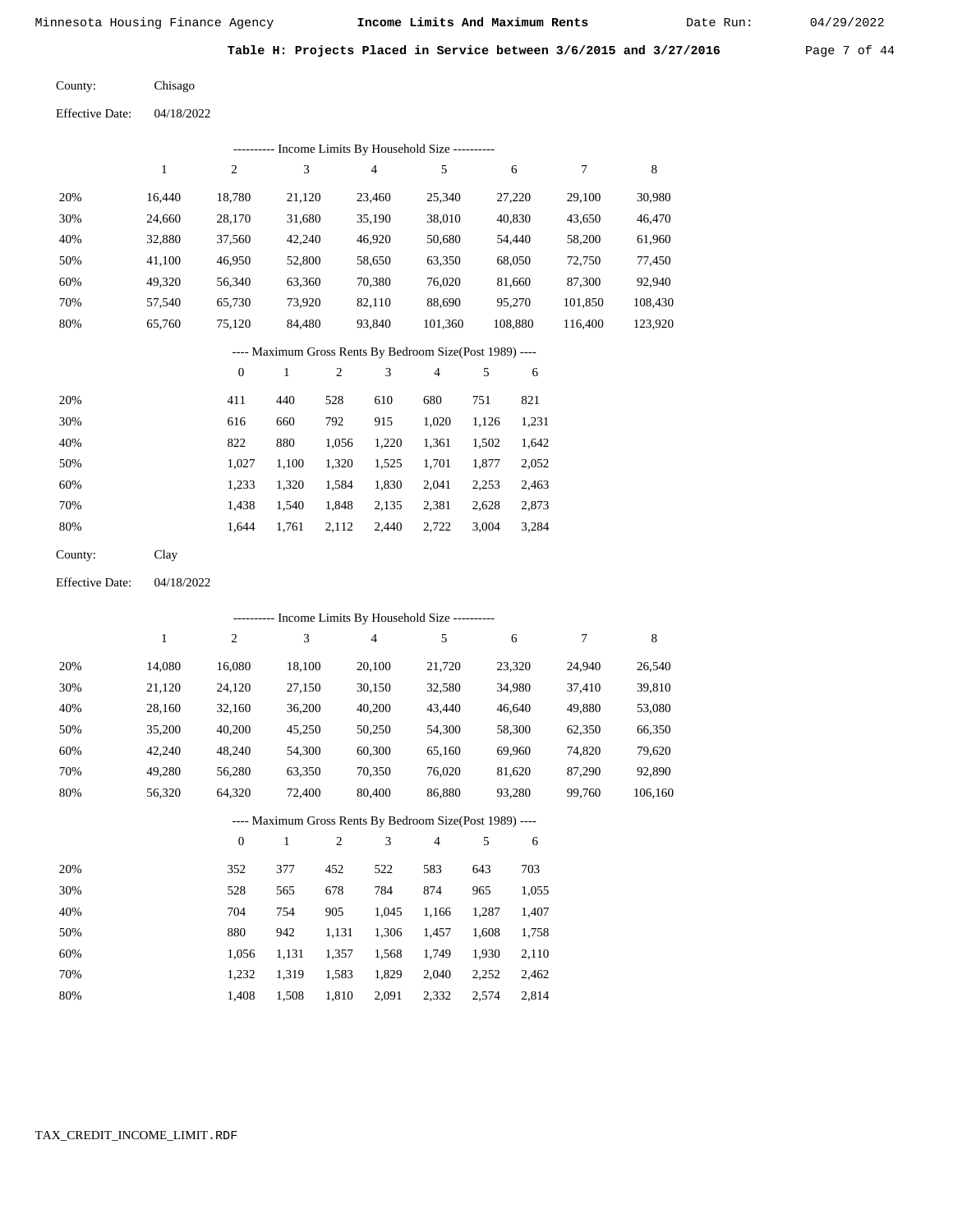Minnesota Housing Finance Agency **Income Limits And Maximum Rents** Date Run: 04/29/2022

**Table H: Projects Placed in Service between 3/6/2015 and 3/27/2016**

County: Chisago

Effective Date: 04/18/2022

---------- Income Limits By Household Size ----------

| | 1 | 2 | 3 | 4 | 5 | 6 | 7 | 8 |
|---|---|---|---|---|---|---|---|---|
| 20% | 16,440 | 18,780 | 21,120 | 23,460 | 25,340 | 27,220 | 29,100 | 30,980 |
| 30% | 24,660 | 28,170 | 31,680 | 35,190 | 38,010 | 40,830 | 43,650 | 46,470 |
| 40% | 32,880 | 37,560 | 42,240 | 46,920 | 50,680 | 54,440 | 58,200 | 61,960 |
| 50% | 41,100 | 46,950 | 52,800 | 58,650 | 63,350 | 68,050 | 72,750 | 77,450 |
| 60% | 49,320 | 56,340 | 63,360 | 70,380 | 76,020 | 81,660 | 87,300 | 92,940 |
| 70% | 57,540 | 65,730 | 73,920 | 82,110 | 88,690 | 95,270 | 101,850 | 108,430 |
| 80% | 65,760 | 75,120 | 84,480 | 93,840 | 101,360 | 108,880 | 116,400 | 123,920 |

---- Maximum Gross Rents By Bedroom Size(Post 1989) ----

| | 0 | 1 | 2 | 3 | 4 | 5 | 6 |
|---|---|---|---|---|---|---|---|
| 20% | 411 | 440 | 528 | 610 | 680 | 751 | 821 |
| 30% | 616 | 660 | 792 | 915 | 1,020 | 1,126 | 1,231 |
| 40% | 822 | 880 | 1,056 | 1,220 | 1,361 | 1,502 | 1,642 |
| 50% | 1,027 | 1,100 | 1,320 | 1,525 | 1,701 | 1,877 | 2,052 |
| 60% | 1,233 | 1,320 | 1,584 | 1,830 | 2,041 | 2,253 | 2,463 |
| 70% | 1,438 | 1,540 | 1,848 | 2,135 | 2,381 | 2,628 | 2,873 |
| 80% | 1,644 | 1,761 | 2,112 | 2,440 | 2,722 | 3,004 | 3,284 |

County: Clay

Effective Date: 04/18/2022

---------- Income Limits By Household Size ----------

| | 1 | 2 | 3 | 4 | 5 | 6 | 7 | 8 |
|---|---|---|---|---|---|---|---|---|
| 20% | 14,080 | 16,080 | 18,100 | 20,100 | 21,720 | 23,320 | 24,940 | 26,540 |
| 30% | 21,120 | 24,120 | 27,150 | 30,150 | 32,580 | 34,980 | 37,410 | 39,810 |
| 40% | 28,160 | 32,160 | 36,200 | 40,200 | 43,440 | 46,640 | 49,880 | 53,080 |
| 50% | 35,200 | 40,200 | 45,250 | 50,250 | 54,300 | 58,300 | 62,350 | 66,350 |
| 60% | 42,240 | 48,240 | 54,300 | 60,300 | 65,160 | 69,960 | 74,820 | 79,620 |
| 70% | 49,280 | 56,280 | 63,350 | 70,350 | 76,020 | 81,620 | 87,290 | 92,890 |
| 80% | 56,320 | 64,320 | 72,400 | 80,400 | 86,880 | 93,280 | 99,760 | 106,160 |

---- Maximum Gross Rents By Bedroom Size(Post 1989) ----

| | 0 | 1 | 2 | 3 | 4 | 5 | 6 |
|---|---|---|---|---|---|---|---|
| 20% | 352 | 377 | 452 | 522 | 583 | 643 | 703 |
| 30% | 528 | 565 | 678 | 784 | 874 | 965 | 1,055 |
| 40% | 704 | 754 | 905 | 1,045 | 1,166 | 1,287 | 1,407 |
| 50% | 880 | 942 | 1,131 | 1,306 | 1,457 | 1,608 | 1,758 |
| 60% | 1,056 | 1,131 | 1,357 | 1,568 | 1,749 | 1,930 | 2,110 |
| 70% | 1,232 | 1,319 | 1,583 | 1,829 | 2,040 | 2,252 | 2,462 |
| 80% | 1,408 | 1,508 | 1,810 | 2,091 | 2,332 | 2,574 | 2,814 |

TAX_CREDIT_INCOME_LIMIT.RDF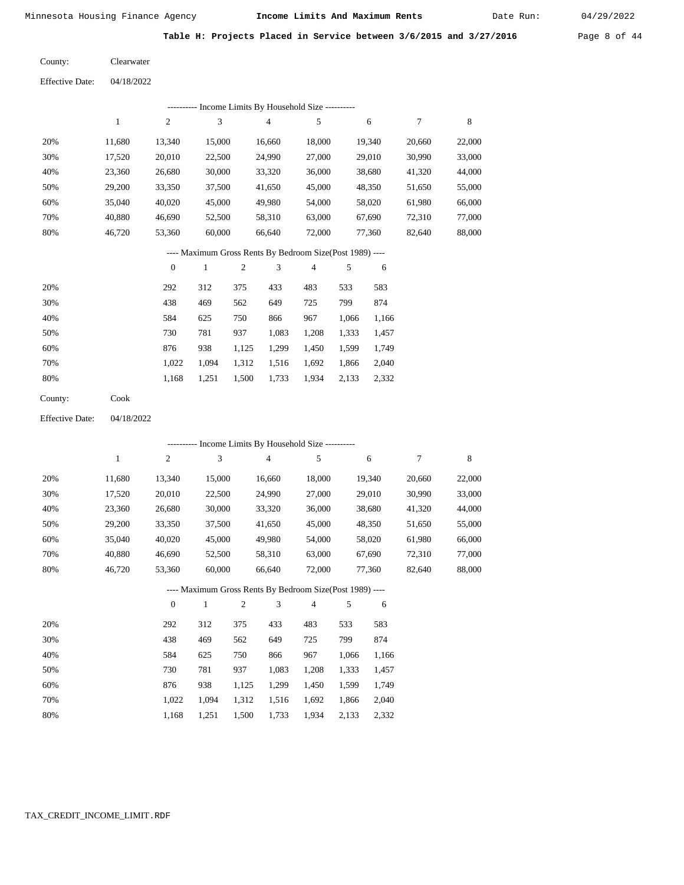**Table H: Projects Placed in Service between 3/6/2015 and 3/27/2016**

County: Clearwater

Effective Date: 04/18/2022

---------- Income Limits By Household Size ----------

| | 1 | 2 | 3 | 4 | 5 | 6 | 7 | 8 |
|---|---|---|---|---|---|---|---|---|
| 20% | 11,680 | 13,340 | 15,000 | 16,660 | 18,000 | 19,340 | 20,660 | 22,000 |
| 30% | 17,520 | 20,010 | 22,500 | 24,990 | 27,000 | 29,010 | 30,990 | 33,000 |
| 40% | 23,360 | 26,680 | 30,000 | 33,320 | 36,000 | 38,680 | 41,320 | 44,000 |
| 50% | 29,200 | 33,350 | 37,500 | 41,650 | 45,000 | 48,350 | 51,650 | 55,000 |
| 60% | 35,040 | 40,020 | 45,000 | 49,980 | 54,000 | 58,020 | 61,980 | 66,000 |
| 70% | 40,880 | 46,690 | 52,500 | 58,310 | 63,000 | 67,690 | 72,310 | 77,000 |
| 80% | 46,720 | 53,360 | 60,000 | 66,640 | 72,000 | 77,360 | 82,640 | 88,000 |

---- Maximum Gross Rents By Bedroom Size(Post 1989) ----

| | 0 | 1 | 2 | 3 | 4 | 5 | 6 |
|---|---|---|---|---|---|---|---|
| 20% | 292 | 312 | 375 | 433 | 483 | 533 | 583 |
| 30% | 438 | 469 | 562 | 649 | 725 | 799 | 874 |
| 40% | 584 | 625 | 750 | 866 | 967 | 1,066 | 1,166 |
| 50% | 730 | 781 | 937 | 1,083 | 1,208 | 1,333 | 1,457 |
| 60% | 876 | 938 | 1,125 | 1,299 | 1,450 | 1,599 | 1,749 |
| 70% | 1,022 | 1,094 | 1,312 | 1,516 | 1,692 | 1,866 | 2,040 |
| 80% | 1,168 | 1,251 | 1,500 | 1,733 | 1,934 | 2,133 | 2,332 |

County: Cook

Effective Date: 04/18/2022

---------- Income Limits By Household Size ----------

| | 1 | 2 | 3 | 4 | 5 | 6 | 7 | 8 |
|---|---|---|---|---|---|---|---|---|
| 20% | 11,680 | 13,340 | 15,000 | 16,660 | 18,000 | 19,340 | 20,660 | 22,000 |
| 30% | 17,520 | 20,010 | 22,500 | 24,990 | 27,000 | 29,010 | 30,990 | 33,000 |
| 40% | 23,360 | 26,680 | 30,000 | 33,320 | 36,000 | 38,680 | 41,320 | 44,000 |
| 50% | 29,200 | 33,350 | 37,500 | 41,650 | 45,000 | 48,350 | 51,650 | 55,000 |
| 60% | 35,040 | 40,020 | 45,000 | 49,980 | 54,000 | 58,020 | 61,980 | 66,000 |
| 70% | 40,880 | 46,690 | 52,500 | 58,310 | 63,000 | 67,690 | 72,310 | 77,000 |
| 80% | 46,720 | 53,360 | 60,000 | 66,640 | 72,000 | 77,360 | 82,640 | 88,000 |

---- Maximum Gross Rents By Bedroom Size(Post 1989) ----

| | 0 | 1 | 2 | 3 | 4 | 5 | 6 |
|---|---|---|---|---|---|---|---|
| 20% | 292 | 312 | 375 | 433 | 483 | 533 | 583 |
| 30% | 438 | 469 | 562 | 649 | 725 | 799 | 874 |
| 40% | 584 | 625 | 750 | 866 | 967 | 1,066 | 1,166 |
| 50% | 730 | 781 | 937 | 1,083 | 1,208 | 1,333 | 1,457 |
| 60% | 876 | 938 | 1,125 | 1,299 | 1,450 | 1,599 | 1,749 |
| 70% | 1,022 | 1,094 | 1,312 | 1,516 | 1,692 | 1,866 | 2,040 |
| 80% | 1,168 | 1,251 | 1,500 | 1,733 | 1,934 | 2,133 | 2,332 |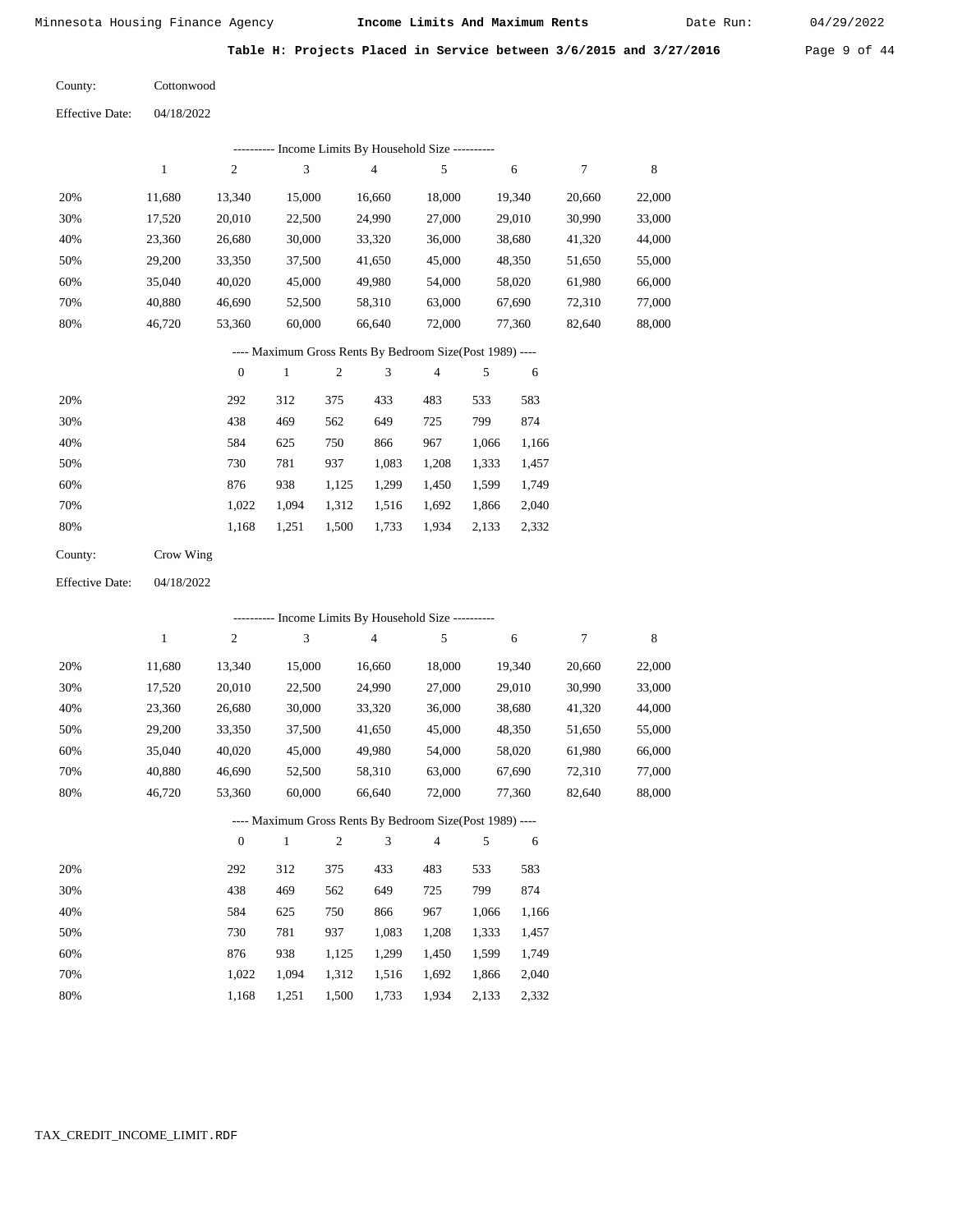Minnesota Housing Finance Agency **Income Limits And Maximum Rents** Date Run: 04/29/2022

**Table H: Projects Placed in Service between 3/6/2015 and 3/27/2016**

County: Cottonwood

Effective Date: 04/18/2022

---------- Income Limits By Household Size ----------

| | 1 | 2 | 3 | 4 | 5 | 6 | 7 | 8 |
|---|---|---|---|---|---|---|---|---|
| 20% | 11,680 | 13,340 | 15,000 | 16,660 | 18,000 | 19,340 | 20,660 | 22,000 |
| 30% | 17,520 | 20,010 | 22,500 | 24,990 | 27,000 | 29,010 | 30,990 | 33,000 |
| 40% | 23,360 | 26,680 | 30,000 | 33,320 | 36,000 | 38,680 | 41,320 | 44,000 |
| 50% | 29,200 | 33,350 | 37,500 | 41,650 | 45,000 | 48,350 | 51,650 | 55,000 |
| 60% | 35,040 | 40,020 | 45,000 | 49,980 | 54,000 | 58,020 | 61,980 | 66,000 |
| 70% | 40,880 | 46,690 | 52,500 | 58,310 | 63,000 | 67,690 | 72,310 | 77,000 |
| 80% | 46,720 | 53,360 | 60,000 | 66,640 | 72,000 | 77,360 | 82,640 | 88,000 |

---- Maximum Gross Rents By Bedroom Size(Post 1989) ----

| | 0 | 1 | 2 | 3 | 4 | 5 | 6 |
|---|---|---|---|---|---|---|---|
| 20% | 292 | 312 | 375 | 433 | 483 | 533 | 583 |
| 30% | 438 | 469 | 562 | 649 | 725 | 799 | 874 |
| 40% | 584 | 625 | 750 | 866 | 967 | 1,066 | 1,166 |
| 50% | 730 | 781 | 937 | 1,083 | 1,208 | 1,333 | 1,457 |
| 60% | 876 | 938 | 1,125 | 1,299 | 1,450 | 1,599 | 1,749 |
| 70% | 1,022 | 1,094 | 1,312 | 1,516 | 1,692 | 1,866 | 2,040 |
| 80% | 1,168 | 1,251 | 1,500 | 1,733 | 1,934 | 2,133 | 2,332 |

County: Crow Wing

Effective Date: 04/18/2022

---------- Income Limits By Household Size ----------

| | 1 | 2 | 3 | 4 | 5 | 6 | 7 | 8 |
|---|---|---|---|---|---|---|---|---|
| 20% | 11,680 | 13,340 | 15,000 | 16,660 | 18,000 | 19,340 | 20,660 | 22,000 |
| 30% | 17,520 | 20,010 | 22,500 | 24,990 | 27,000 | 29,010 | 30,990 | 33,000 |
| 40% | 23,360 | 26,680 | 30,000 | 33,320 | 36,000 | 38,680 | 41,320 | 44,000 |
| 50% | 29,200 | 33,350 | 37,500 | 41,650 | 45,000 | 48,350 | 51,650 | 55,000 |
| 60% | 35,040 | 40,020 | 45,000 | 49,980 | 54,000 | 58,020 | 61,980 | 66,000 |
| 70% | 40,880 | 46,690 | 52,500 | 58,310 | 63,000 | 67,690 | 72,310 | 77,000 |
| 80% | 46,720 | 53,360 | 60,000 | 66,640 | 72,000 | 77,360 | 82,640 | 88,000 |

---- Maximum Gross Rents By Bedroom Size(Post 1989) ----

| | 0 | 1 | 2 | 3 | 4 | 5 | 6 |
|---|---|---|---|---|---|---|---|
| 20% | 292 | 312 | 375 | 433 | 483 | 533 | 583 |
| 30% | 438 | 469 | 562 | 649 | 725 | 799 | 874 |
| 40% | 584 | 625 | 750 | 866 | 967 | 1,066 | 1,166 |
| 50% | 730 | 781 | 937 | 1,083 | 1,208 | 1,333 | 1,457 |
| 60% | 876 | 938 | 1,125 | 1,299 | 1,450 | 1,599 | 1,749 |
| 70% | 1,022 | 1,094 | 1,312 | 1,516 | 1,692 | 1,866 | 2,040 |
| 80% | 1,168 | 1,251 | 1,500 | 1,733 | 1,934 | 2,133 | 2,332 |

TAX_CREDIT_INCOME_LIMIT.RDF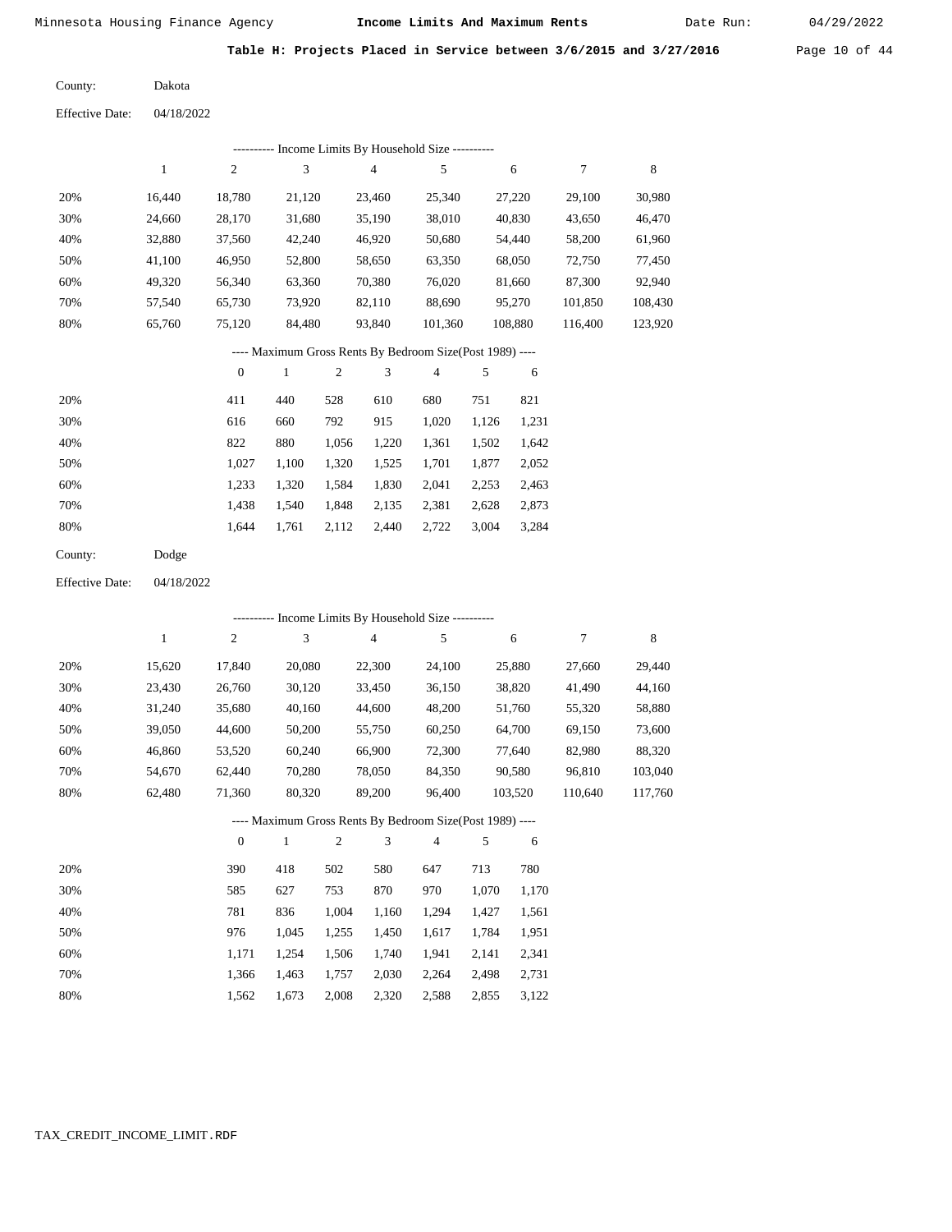Minnesota Housing Finance Agency — **Income Limits And Maximum Rents** — Date Run: 04/29/2022

**Table H: Projects Placed in Service between 3/6/2015 and 3/27/2016**

County: Dakota

Effective Date: 04/18/2022

---------- Income Limits By Household Size ----------

| | 1 | 2 | 3 | 4 | 5 | 6 | 7 | 8 |
|---|---|---|---|---|---|---|---|---|
| 20% | 16,440 | 18,780 | 21,120 | 23,460 | 25,340 | 27,220 | 29,100 | 30,980 |
| 30% | 24,660 | 28,170 | 31,680 | 35,190 | 38,010 | 40,830 | 43,650 | 46,470 |
| 40% | 32,880 | 37,560 | 42,240 | 46,920 | 50,680 | 54,440 | 58,200 | 61,960 |
| 50% | 41,100 | 46,950 | 52,800 | 58,650 | 63,350 | 68,050 | 72,750 | 77,450 |
| 60% | 49,320 | 56,340 | 63,360 | 70,380 | 76,020 | 81,660 | 87,300 | 92,940 |
| 70% | 57,540 | 65,730 | 73,920 | 82,110 | 88,690 | 95,270 | 101,850 | 108,430 |
| 80% | 65,760 | 75,120 | 84,480 | 93,840 | 101,360 | 108,880 | 116,400 | 123,920 |

---- Maximum Gross Rents By Bedroom Size(Post 1989) ----

| | 0 | 1 | 2 | 3 | 4 | 5 | 6 |
|---|---|---|---|---|---|---|---|
| 20% | 411 | 440 | 528 | 610 | 680 | 751 | 821 |
| 30% | 616 | 660 | 792 | 915 | 1,020 | 1,126 | 1,231 |
| 40% | 822 | 880 | 1,056 | 1,220 | 1,361 | 1,502 | 1,642 |
| 50% | 1,027 | 1,100 | 1,320 | 1,525 | 1,701 | 1,877 | 2,052 |
| 60% | 1,233 | 1,320 | 1,584 | 1,830 | 2,041 | 2,253 | 2,463 |
| 70% | 1,438 | 1,540 | 1,848 | 2,135 | 2,381 | 2,628 | 2,873 |
| 80% | 1,644 | 1,761 | 2,112 | 2,440 | 2,722 | 3,004 | 3,284 |

County: Dodge

Effective Date: 04/18/2022

---------- Income Limits By Household Size ----------

| | 1 | 2 | 3 | 4 | 5 | 6 | 7 | 8 |
|---|---|---|---|---|---|---|---|---|
| 20% | 15,620 | 17,840 | 20,080 | 22,300 | 24,100 | 25,880 | 27,660 | 29,440 |
| 30% | 23,430 | 26,760 | 30,120 | 33,450 | 36,150 | 38,820 | 41,490 | 44,160 |
| 40% | 31,240 | 35,680 | 40,160 | 44,600 | 48,200 | 51,760 | 55,320 | 58,880 |
| 50% | 39,050 | 44,600 | 50,200 | 55,750 | 60,250 | 64,700 | 69,150 | 73,600 |
| 60% | 46,860 | 53,520 | 60,240 | 66,900 | 72,300 | 77,640 | 82,980 | 88,320 |
| 70% | 54,670 | 62,440 | 70,280 | 78,050 | 84,350 | 90,580 | 96,810 | 103,040 |
| 80% | 62,480 | 71,360 | 80,320 | 89,200 | 96,400 | 103,520 | 110,640 | 117,760 |

---- Maximum Gross Rents By Bedroom Size(Post 1989) ----

| | 0 | 1 | 2 | 3 | 4 | 5 | 6 |
|---|---|---|---|---|---|---|---|
| 20% | 390 | 418 | 502 | 580 | 647 | 713 | 780 |
| 30% | 585 | 627 | 753 | 870 | 970 | 1,070 | 1,170 |
| 40% | 781 | 836 | 1,004 | 1,160 | 1,294 | 1,427 | 1,561 |
| 50% | 976 | 1,045 | 1,255 | 1,450 | 1,617 | 1,784 | 1,951 |
| 60% | 1,171 | 1,254 | 1,506 | 1,740 | 1,941 | 2,141 | 2,341 |
| 70% | 1,366 | 1,463 | 1,757 | 2,030 | 2,264 | 2,498 | 2,731 |
| 80% | 1,562 | 1,673 | 2,008 | 2,320 | 2,588 | 2,855 | 3,122 |

TAX_CREDIT_INCOME_LIMIT.RDF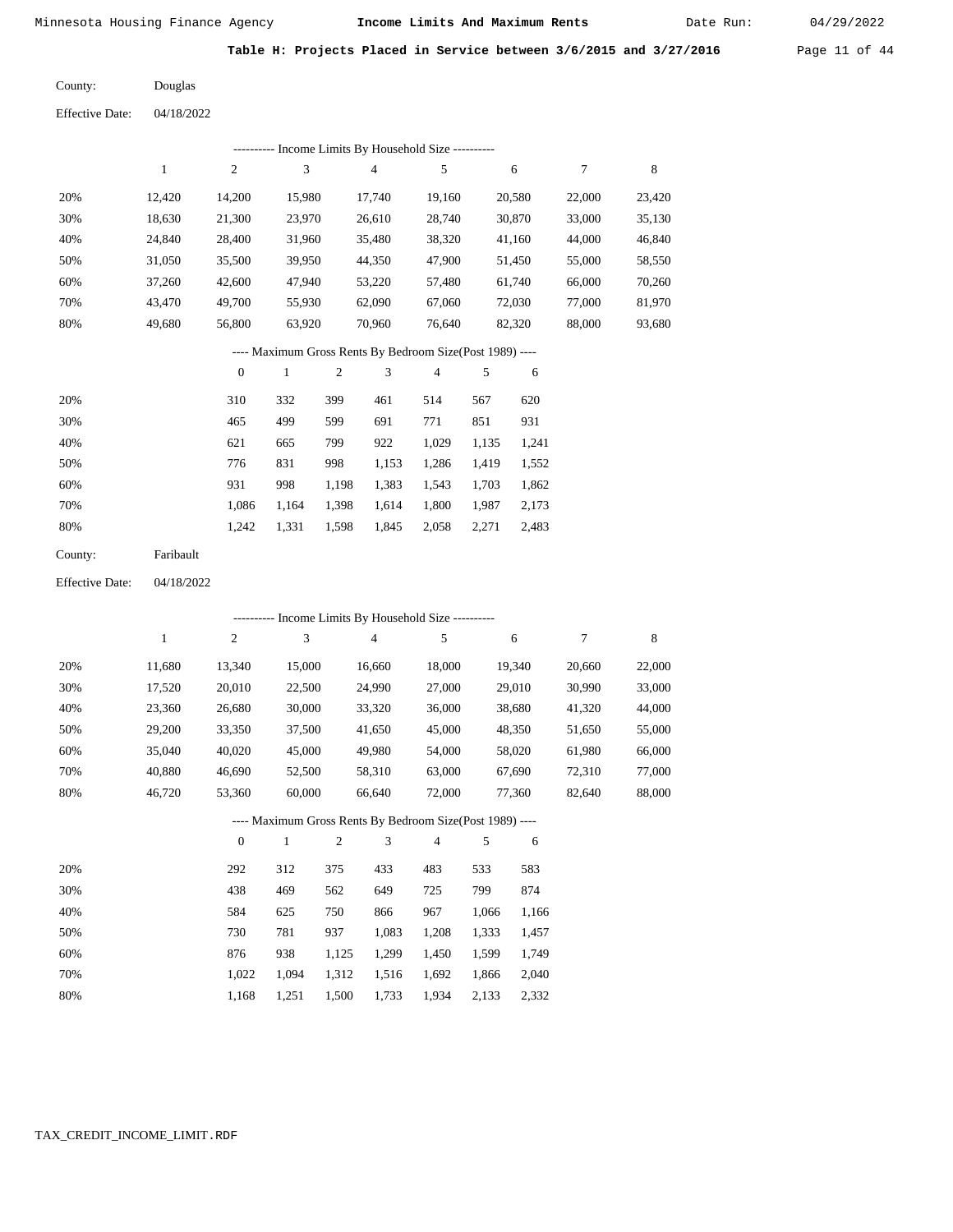Minnesota Housing Finance Agency **Income Limits And Maximum Rents** Date Run: 04/29/2022

**Table H: Projects Placed in Service between 3/6/2015 and 3/27/2016**

County: Douglas

Effective Date: 04/18/2022

---------- Income Limits By Household Size ----------

| | 1 | 2 | 3 | 4 | 5 | 6 | 7 | 8 |
|---|---|---|---|---|---|---|---|---|
| 20% | 12,420 | 14,200 | 15,980 | 17,740 | 19,160 | 20,580 | 22,000 | 23,420 |
| 30% | 18,630 | 21,300 | 23,970 | 26,610 | 28,740 | 30,870 | 33,000 | 35,130 |
| 40% | 24,840 | 28,400 | 31,960 | 35,480 | 38,320 | 41,160 | 44,000 | 46,840 |
| 50% | 31,050 | 35,500 | 39,950 | 44,350 | 47,900 | 51,450 | 55,000 | 58,550 |
| 60% | 37,260 | 42,600 | 47,940 | 53,220 | 57,480 | 61,740 | 66,000 | 70,260 |
| 70% | 43,470 | 49,700 | 55,930 | 62,090 | 67,060 | 72,030 | 77,000 | 81,970 |
| 80% | 49,680 | 56,800 | 63,920 | 70,960 | 76,640 | 82,320 | 88,000 | 93,680 |

---- Maximum Gross Rents By Bedroom Size(Post 1989) ----

| | 0 | 1 | 2 | 3 | 4 | 5 | 6 |
|---|---|---|---|---|---|---|---|
| 20% | 310 | 332 | 399 | 461 | 514 | 567 | 620 |
| 30% | 465 | 499 | 599 | 691 | 771 | 851 | 931 |
| 40% | 621 | 665 | 799 | 922 | 1,029 | 1,135 | 1,241 |
| 50% | 776 | 831 | 998 | 1,153 | 1,286 | 1,419 | 1,552 |
| 60% | 931 | 998 | 1,198 | 1,383 | 1,543 | 1,703 | 1,862 |
| 70% | 1,086 | 1,164 | 1,398 | 1,614 | 1,800 | 1,987 | 2,173 |
| 80% | 1,242 | 1,331 | 1,598 | 1,845 | 2,058 | 2,271 | 2,483 |

County: Faribault

Effective Date: 04/18/2022

---------- Income Limits By Household Size ----------

| | 1 | 2 | 3 | 4 | 5 | 6 | 7 | 8 |
|---|---|---|---|---|---|---|---|---|
| 20% | 11,680 | 13,340 | 15,000 | 16,660 | 18,000 | 19,340 | 20,660 | 22,000 |
| 30% | 17,520 | 20,010 | 22,500 | 24,990 | 27,000 | 29,010 | 30,990 | 33,000 |
| 40% | 23,360 | 26,680 | 30,000 | 33,320 | 36,000 | 38,680 | 41,320 | 44,000 |
| 50% | 29,200 | 33,350 | 37,500 | 41,650 | 45,000 | 48,350 | 51,650 | 55,000 |
| 60% | 35,040 | 40,020 | 45,000 | 49,980 | 54,000 | 58,020 | 61,980 | 66,000 |
| 70% | 40,880 | 46,690 | 52,500 | 58,310 | 63,000 | 67,690 | 72,310 | 77,000 |
| 80% | 46,720 | 53,360 | 60,000 | 66,640 | 72,000 | 77,360 | 82,640 | 88,000 |

---- Maximum Gross Rents By Bedroom Size(Post 1989) ----

| | 0 | 1 | 2 | 3 | 4 | 5 | 6 |
|---|---|---|---|---|---|---|---|
| 20% | 292 | 312 | 375 | 433 | 483 | 533 | 583 |
| 30% | 438 | 469 | 562 | 649 | 725 | 799 | 874 |
| 40% | 584 | 625 | 750 | 866 | 967 | 1,066 | 1,166 |
| 50% | 730 | 781 | 937 | 1,083 | 1,208 | 1,333 | 1,457 |
| 60% | 876 | 938 | 1,125 | 1,299 | 1,450 | 1,599 | 1,749 |
| 70% | 1,022 | 1,094 | 1,312 | 1,516 | 1,692 | 1,866 | 2,040 |
| 80% | 1,168 | 1,251 | 1,500 | 1,733 | 1,934 | 2,133 | 2,332 |

TAX_CREDIT_INCOME_LIMIT.RDF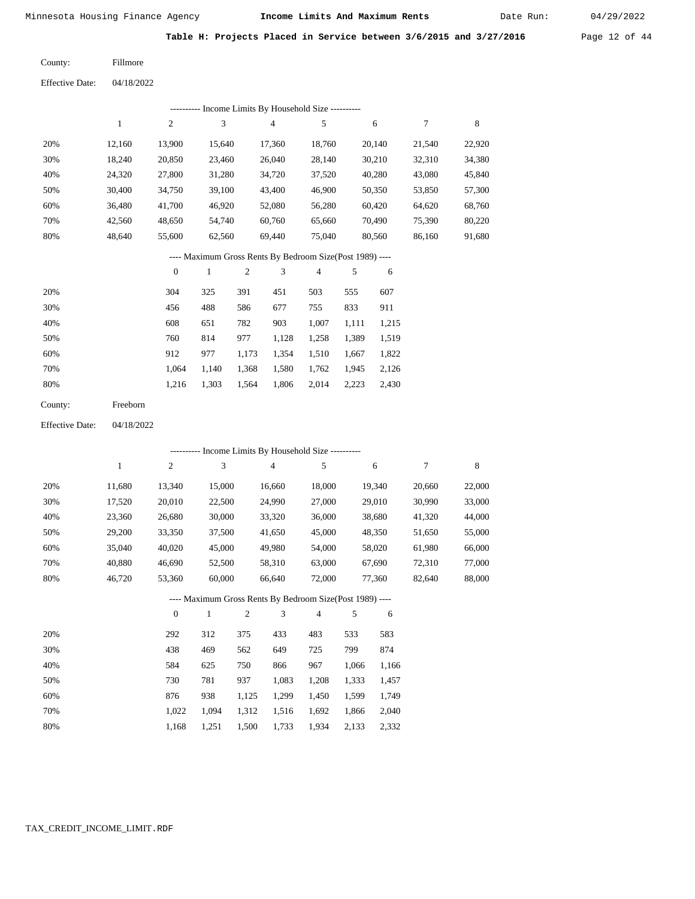Minnesota Housing Finance Agency **Income Limits And Maximum Rents** Date Run: 04/29/2022

**Table H: Projects Placed in Service between 3/6/2015 and 3/27/2016**

County: Fillmore

Effective Date: 04/18/2022

---------- Income Limits By Household Size ----------

| | 1 | 2 | 3 | 4 | 5 | 6 | 7 | 8 |
|---|---|---|---|---|---|---|---|---|
| 20% | 12,160 | 13,900 | 15,640 | 17,360 | 18,760 | 20,140 | 21,540 | 22,920 |
| 30% | 18,240 | 20,850 | 23,460 | 26,040 | 28,140 | 30,210 | 32,310 | 34,380 |
| 40% | 24,320 | 27,800 | 31,280 | 34,720 | 37,520 | 40,280 | 43,080 | 45,840 |
| 50% | 30,400 | 34,750 | 39,100 | 43,400 | 46,900 | 50,350 | 53,850 | 57,300 |
| 60% | 36,480 | 41,700 | 46,920 | 52,080 | 56,280 | 60,420 | 64,620 | 68,760 |
| 70% | 42,560 | 48,650 | 54,740 | 60,760 | 65,660 | 70,490 | 75,390 | 80,220 |
| 80% | 48,640 | 55,600 | 62,560 | 69,440 | 75,040 | 80,560 | 86,160 | 91,680 |

---- Maximum Gross Rents By Bedroom Size(Post 1989) ----

| | 0 | 1 | 2 | 3 | 4 | 5 | 6 |
|---|---|---|---|---|---|---|---|
| 20% | 304 | 325 | 391 | 451 | 503 | 555 | 607 |
| 30% | 456 | 488 | 586 | 677 | 755 | 833 | 911 |
| 40% | 608 | 651 | 782 | 903 | 1,007 | 1,111 | 1,215 |
| 50% | 760 | 814 | 977 | 1,128 | 1,258 | 1,389 | 1,519 |
| 60% | 912 | 977 | 1,173 | 1,354 | 1,510 | 1,667 | 1,822 |
| 70% | 1,064 | 1,140 | 1,368 | 1,580 | 1,762 | 1,945 | 2,126 |
| 80% | 1,216 | 1,303 | 1,564 | 1,806 | 2,014 | 2,223 | 2,430 |

County: Freeborn

Effective Date: 04/18/2022

---------- Income Limits By Household Size ----------

| | 1 | 2 | 3 | 4 | 5 | 6 | 7 | 8 |
|---|---|---|---|---|---|---|---|---|
| 20% | 11,680 | 13,340 | 15,000 | 16,660 | 18,000 | 19,340 | 20,660 | 22,000 |
| 30% | 17,520 | 20,010 | 22,500 | 24,990 | 27,000 | 29,010 | 30,990 | 33,000 |
| 40% | 23,360 | 26,680 | 30,000 | 33,320 | 36,000 | 38,680 | 41,320 | 44,000 |
| 50% | 29,200 | 33,350 | 37,500 | 41,650 | 45,000 | 48,350 | 51,650 | 55,000 |
| 60% | 35,040 | 40,020 | 45,000 | 49,980 | 54,000 | 58,020 | 61,980 | 66,000 |
| 70% | 40,880 | 46,690 | 52,500 | 58,310 | 63,000 | 67,690 | 72,310 | 77,000 |
| 80% | 46,720 | 53,360 | 60,000 | 66,640 | 72,000 | 77,360 | 82,640 | 88,000 |

---- Maximum Gross Rents By Bedroom Size(Post 1989) ----

| | 0 | 1 | 2 | 3 | 4 | 5 | 6 |
|---|---|---|---|---|---|---|---|
| 20% | 292 | 312 | 375 | 433 | 483 | 533 | 583 |
| 30% | 438 | 469 | 562 | 649 | 725 | 799 | 874 |
| 40% | 584 | 625 | 750 | 866 | 967 | 1,066 | 1,166 |
| 50% | 730 | 781 | 937 | 1,083 | 1,208 | 1,333 | 1,457 |
| 60% | 876 | 938 | 1,125 | 1,299 | 1,450 | 1,599 | 1,749 |
| 70% | 1,022 | 1,094 | 1,312 | 1,516 | 1,692 | 1,866 | 2,040 |
| 80% | 1,168 | 1,251 | 1,500 | 1,733 | 1,934 | 2,133 | 2,332 |

TAX_CREDIT_INCOME_LIMIT.RDF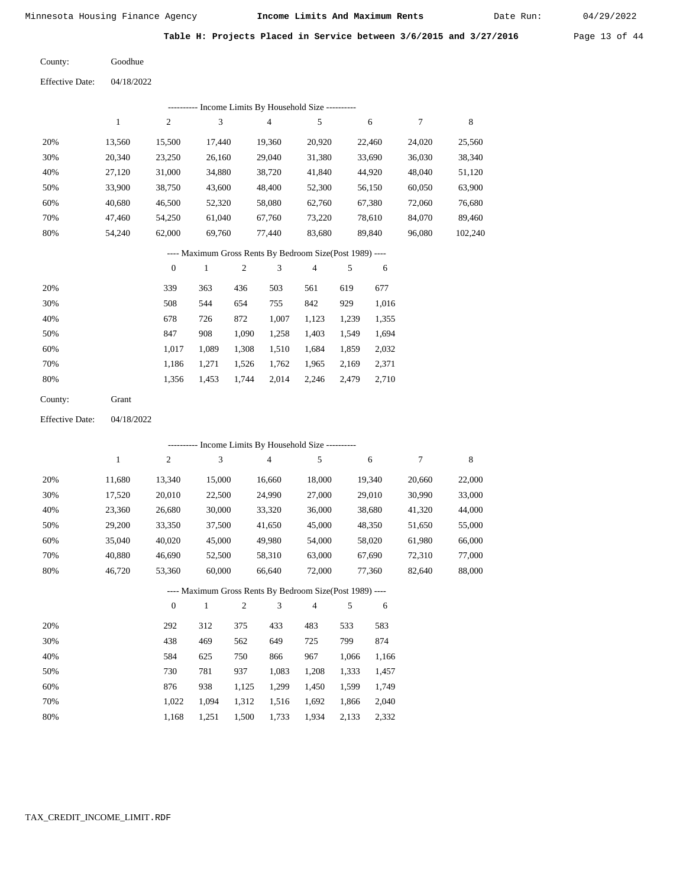Minnesota Housing Finance Agency **Income Limits And Maximum Rents** Date Run: 04/29/2022

**Table H: Projects Placed in Service between 3/6/2015 and 3/27/2016**

County: Goodhue

Effective Date: 04/18/2022

---------- Income Limits By Household Size ----------

| | 1 | 2 | 3 | 4 | 5 | 6 | 7 | 8 |
|---|---|---|---|---|---|---|---|---|
| 20% | 13,560 | 15,500 | 17,440 | 19,360 | 20,920 | 22,460 | 24,020 | 25,560 |
| 30% | 20,340 | 23,250 | 26,160 | 29,040 | 31,380 | 33,690 | 36,030 | 38,340 |
| 40% | 27,120 | 31,000 | 34,880 | 38,720 | 41,840 | 44,920 | 48,040 | 51,120 |
| 50% | 33,900 | 38,750 | 43,600 | 48,400 | 52,300 | 56,150 | 60,050 | 63,900 |
| 60% | 40,680 | 46,500 | 52,320 | 58,080 | 62,760 | 67,380 | 72,060 | 76,680 |
| 70% | 47,460 | 54,250 | 61,040 | 67,760 | 73,220 | 78,610 | 84,070 | 89,460 |
| 80% | 54,240 | 62,000 | 69,760 | 77,440 | 83,680 | 89,840 | 96,080 | 102,240 |

---- Maximum Gross Rents By Bedroom Size(Post 1989) ----

| | 0 | 1 | 2 | 3 | 4 | 5 | 6 |
|---|---|---|---|---|---|---|---|
| 20% | 339 | 363 | 436 | 503 | 561 | 619 | 677 |
| 30% | 508 | 544 | 654 | 755 | 842 | 929 | 1,016 |
| 40% | 678 | 726 | 872 | 1,007 | 1,123 | 1,239 | 1,355 |
| 50% | 847 | 908 | 1,090 | 1,258 | 1,403 | 1,549 | 1,694 |
| 60% | 1,017 | 1,089 | 1,308 | 1,510 | 1,684 | 1,859 | 2,032 |
| 70% | 1,186 | 1,271 | 1,526 | 1,762 | 1,965 | 2,169 | 2,371 |
| 80% | 1,356 | 1,453 | 1,744 | 2,014 | 2,246 | 2,479 | 2,710 |

County: Grant

Effective Date: 04/18/2022

---------- Income Limits By Household Size ----------

| | 1 | 2 | 3 | 4 | 5 | 6 | 7 | 8 |
|---|---|---|---|---|---|---|---|---|
| 20% | 11,680 | 13,340 | 15,000 | 16,660 | 18,000 | 19,340 | 20,660 | 22,000 |
| 30% | 17,520 | 20,010 | 22,500 | 24,990 | 27,000 | 29,010 | 30,990 | 33,000 |
| 40% | 23,360 | 26,680 | 30,000 | 33,320 | 36,000 | 38,680 | 41,320 | 44,000 |
| 50% | 29,200 | 33,350 | 37,500 | 41,650 | 45,000 | 48,350 | 51,650 | 55,000 |
| 60% | 35,040 | 40,020 | 45,000 | 49,980 | 54,000 | 58,020 | 61,980 | 66,000 |
| 70% | 40,880 | 46,690 | 52,500 | 58,310 | 63,000 | 67,690 | 72,310 | 77,000 |
| 80% | 46,720 | 53,360 | 60,000 | 66,640 | 72,000 | 77,360 | 82,640 | 88,000 |

---- Maximum Gross Rents By Bedroom Size(Post 1989) ----

| | 0 | 1 | 2 | 3 | 4 | 5 | 6 |
|---|---|---|---|---|---|---|---|
| 20% | 292 | 312 | 375 | 433 | 483 | 533 | 583 |
| 30% | 438 | 469 | 562 | 649 | 725 | 799 | 874 |
| 40% | 584 | 625 | 750 | 866 | 967 | 1,066 | 1,166 |
| 50% | 730 | 781 | 937 | 1,083 | 1,208 | 1,333 | 1,457 |
| 60% | 876 | 938 | 1,125 | 1,299 | 1,450 | 1,599 | 1,749 |
| 70% | 1,022 | 1,094 | 1,312 | 1,516 | 1,692 | 1,866 | 2,040 |
| 80% | 1,168 | 1,251 | 1,500 | 1,733 | 1,934 | 2,133 | 2,332 |

TAX_CREDIT_INCOME_LIMIT.RDF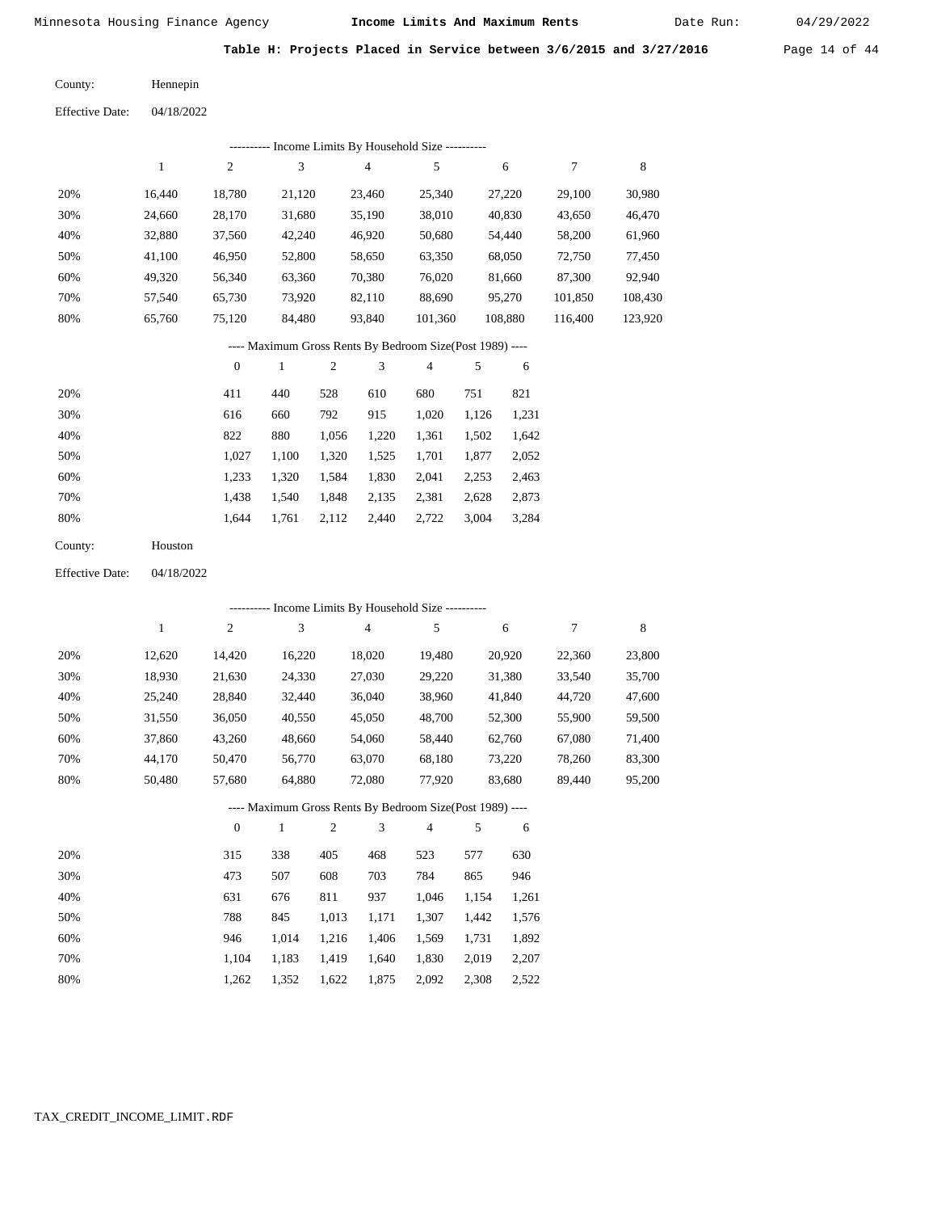## Table H: Projects Placed in Service between 3/6/2015 and 3/27/2016

County: Hennepin

Effective Date: 04/18/2022

---------- Income Limits By Household Size ----------

| | 1 | 2 | 3 | 4 | 5 | 6 | 7 | 8 |
|---|---|---|---|---|---|---|---|---|
| 20% | 16,440 | 18,780 | 21,120 | 23,460 | 25,340 | 27,220 | 29,100 | 30,980 |
| 30% | 24,660 | 28,170 | 31,680 | 35,190 | 38,010 | 40,830 | 43,650 | 46,470 |
| 40% | 32,880 | 37,560 | 42,240 | 46,920 | 50,680 | 54,440 | 58,200 | 61,960 |
| 50% | 41,100 | 46,950 | 52,800 | 58,650 | 63,350 | 68,050 | 72,750 | 77,450 |
| 60% | 49,320 | 56,340 | 63,360 | 70,380 | 76,020 | 81,660 | 87,300 | 92,940 |
| 70% | 57,540 | 65,730 | 73,920 | 82,110 | 88,690 | 95,270 | 101,850 | 108,430 |
| 80% | 65,760 | 75,120 | 84,480 | 93,840 | 101,360 | 108,880 | 116,400 | 123,920 |

---- Maximum Gross Rents By Bedroom Size(Post 1989) ----

| | 0 | 1 | 2 | 3 | 4 | 5 | 6 |
|---|---|---|---|---|---|---|---|
| 20% | 411 | 440 | 528 | 610 | 680 | 751 | 821 |
| 30% | 616 | 660 | 792 | 915 | 1,020 | 1,126 | 1,231 |
| 40% | 822 | 880 | 1,056 | 1,220 | 1,361 | 1,502 | 1,642 |
| 50% | 1,027 | 1,100 | 1,320 | 1,525 | 1,701 | 1,877 | 2,052 |
| 60% | 1,233 | 1,320 | 1,584 | 1,830 | 2,041 | 2,253 | 2,463 |
| 70% | 1,438 | 1,540 | 1,848 | 2,135 | 2,381 | 2,628 | 2,873 |
| 80% | 1,644 | 1,761 | 2,112 | 2,440 | 2,722 | 3,004 | 3,284 |

County: Houston

Effective Date: 04/18/2022

---------- Income Limits By Household Size ----------

| | 1 | 2 | 3 | 4 | 5 | 6 | 7 | 8 |
|---|---|---|---|---|---|---|---|---|
| 20% | 12,620 | 14,420 | 16,220 | 18,020 | 19,480 | 20,920 | 22,360 | 23,800 |
| 30% | 18,930 | 21,630 | 24,330 | 27,030 | 29,220 | 31,380 | 33,540 | 35,700 |
| 40% | 25,240 | 28,840 | 32,440 | 36,040 | 38,960 | 41,840 | 44,720 | 47,600 |
| 50% | 31,550 | 36,050 | 40,550 | 45,050 | 48,700 | 52,300 | 55,900 | 59,500 |
| 60% | 37,860 | 43,260 | 48,660 | 54,060 | 58,440 | 62,760 | 67,080 | 71,400 |
| 70% | 44,170 | 50,470 | 56,770 | 63,070 | 68,180 | 73,220 | 78,260 | 83,300 |
| 80% | 50,480 | 57,680 | 64,880 | 72,080 | 77,920 | 83,680 | 89,440 | 95,200 |

---- Maximum Gross Rents By Bedroom Size(Post 1989) ----

| | 0 | 1 | 2 | 3 | 4 | 5 | 6 |
|---|---|---|---|---|---|---|---|
| 20% | 315 | 338 | 405 | 468 | 523 | 577 | 630 |
| 30% | 473 | 507 | 608 | 703 | 784 | 865 | 946 |
| 40% | 631 | 676 | 811 | 937 | 1,046 | 1,154 | 1,261 |
| 50% | 788 | 845 | 1,013 | 1,171 | 1,307 | 1,442 | 1,576 |
| 60% | 946 | 1,014 | 1,216 | 1,406 | 1,569 | 1,731 | 1,892 |
| 70% | 1,104 | 1,183 | 1,419 | 1,640 | 1,830 | 2,019 | 2,207 |
| 80% | 1,262 | 1,352 | 1,622 | 1,875 | 2,092 | 2,308 | 2,522 |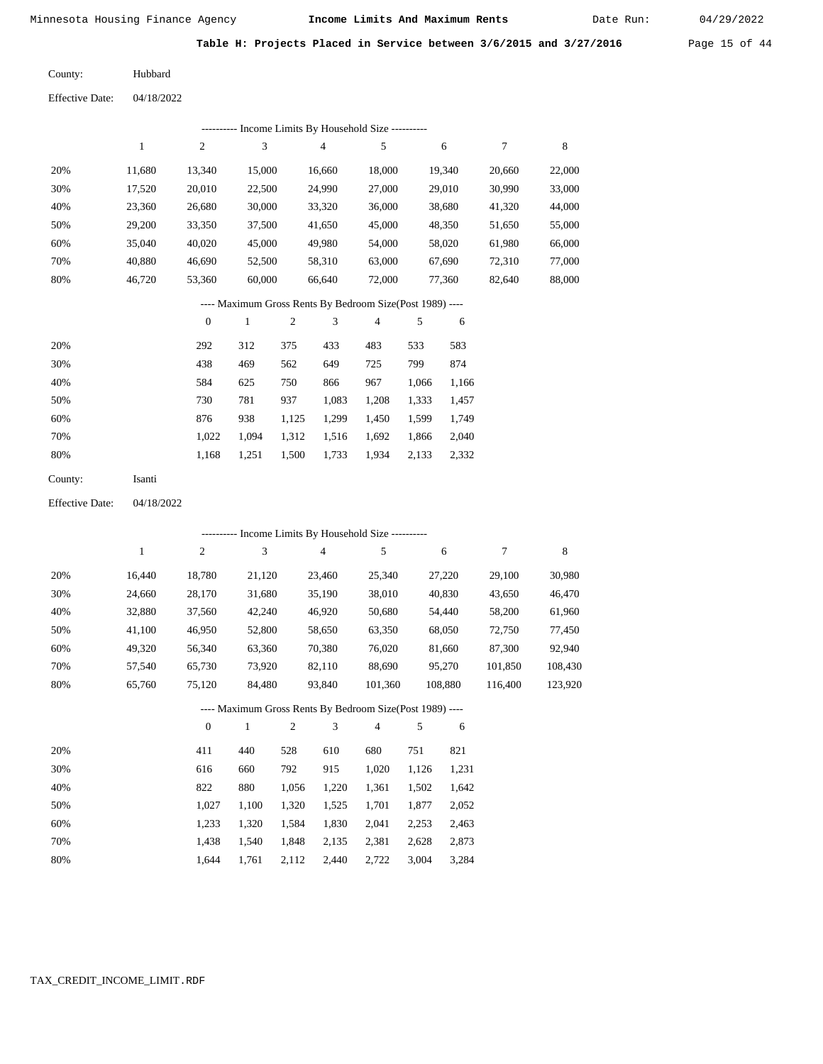Minnesota Housing Finance Agency **Income Limits And Maximum Rents** Date Run: 04/29/2022

**Table H: Projects Placed in Service between 3/6/2015 and 3/27/2016**

County: Hubbard

Effective Date: 04/18/2022

---------- Income Limits By Household Size ----------

| | 1 | 2 | 3 | 4 | 5 | 6 | 7 | 8 |
|---|---|---|---|---|---|---|---|---|
| 20% | 11,680 | 13,340 | 15,000 | 16,660 | 18,000 | 19,340 | 20,660 | 22,000 |
| 30% | 17,520 | 20,010 | 22,500 | 24,990 | 27,000 | 29,010 | 30,990 | 33,000 |
| 40% | 23,360 | 26,680 | 30,000 | 33,320 | 36,000 | 38,680 | 41,320 | 44,000 |
| 50% | 29,200 | 33,350 | 37,500 | 41,650 | 45,000 | 48,350 | 51,650 | 55,000 |
| 60% | 35,040 | 40,020 | 45,000 | 49,980 | 54,000 | 58,020 | 61,980 | 66,000 |
| 70% | 40,880 | 46,690 | 52,500 | 58,310 | 63,000 | 67,690 | 72,310 | 77,000 |
| 80% | 46,720 | 53,360 | 60,000 | 66,640 | 72,000 | 77,360 | 82,640 | 88,000 |

---- Maximum Gross Rents By Bedroom Size(Post 1989) ----

| | 0 | 1 | 2 | 3 | 4 | 5 | 6 |
|---|---|---|---|---|---|---|---|
| 20% | 292 | 312 | 375 | 433 | 483 | 533 | 583 |
| 30% | 438 | 469 | 562 | 649 | 725 | 799 | 874 |
| 40% | 584 | 625 | 750 | 866 | 967 | 1,066 | 1,166 |
| 50% | 730 | 781 | 937 | 1,083 | 1,208 | 1,333 | 1,457 |
| 60% | 876 | 938 | 1,125 | 1,299 | 1,450 | 1,599 | 1,749 |
| 70% | 1,022 | 1,094 | 1,312 | 1,516 | 1,692 | 1,866 | 2,040 |
| 80% | 1,168 | 1,251 | 1,500 | 1,733 | 1,934 | 2,133 | 2,332 |

County: Isanti

Effective Date: 04/18/2022

---------- Income Limits By Household Size ----------

| | 1 | 2 | 3 | 4 | 5 | 6 | 7 | 8 |
|---|---|---|---|---|---|---|---|---|
| 20% | 16,440 | 18,780 | 21,120 | 23,460 | 25,340 | 27,220 | 29,100 | 30,980 |
| 30% | 24,660 | 28,170 | 31,680 | 35,190 | 38,010 | 40,830 | 43,650 | 46,470 |
| 40% | 32,880 | 37,560 | 42,240 | 46,920 | 50,680 | 54,440 | 58,200 | 61,960 |
| 50% | 41,100 | 46,950 | 52,800 | 58,650 | 63,350 | 68,050 | 72,750 | 77,450 |
| 60% | 49,320 | 56,340 | 63,360 | 70,380 | 76,020 | 81,660 | 87,300 | 92,940 |
| 70% | 57,540 | 65,730 | 73,920 | 82,110 | 88,690 | 95,270 | 101,850 | 108,430 |
| 80% | 65,760 | 75,120 | 84,480 | 93,840 | 101,360 | 108,880 | 116,400 | 123,920 |

---- Maximum Gross Rents By Bedroom Size(Post 1989) ----

| | 0 | 1 | 2 | 3 | 4 | 5 | 6 |
|---|---|---|---|---|---|---|---|
| 20% | 411 | 440 | 528 | 610 | 680 | 751 | 821 |
| 30% | 616 | 660 | 792 | 915 | 1,020 | 1,126 | 1,231 |
| 40% | 822 | 880 | 1,056 | 1,220 | 1,361 | 1,502 | 1,642 |
| 50% | 1,027 | 1,100 | 1,320 | 1,525 | 1,701 | 1,877 | 2,052 |
| 60% | 1,233 | 1,320 | 1,584 | 1,830 | 2,041 | 2,253 | 2,463 |
| 70% | 1,438 | 1,540 | 1,848 | 2,135 | 2,381 | 2,628 | 2,873 |
| 80% | 1,644 | 1,761 | 2,112 | 2,440 | 2,722 | 3,004 | 3,284 |

TAX_CREDIT_INCOME_LIMIT.RDF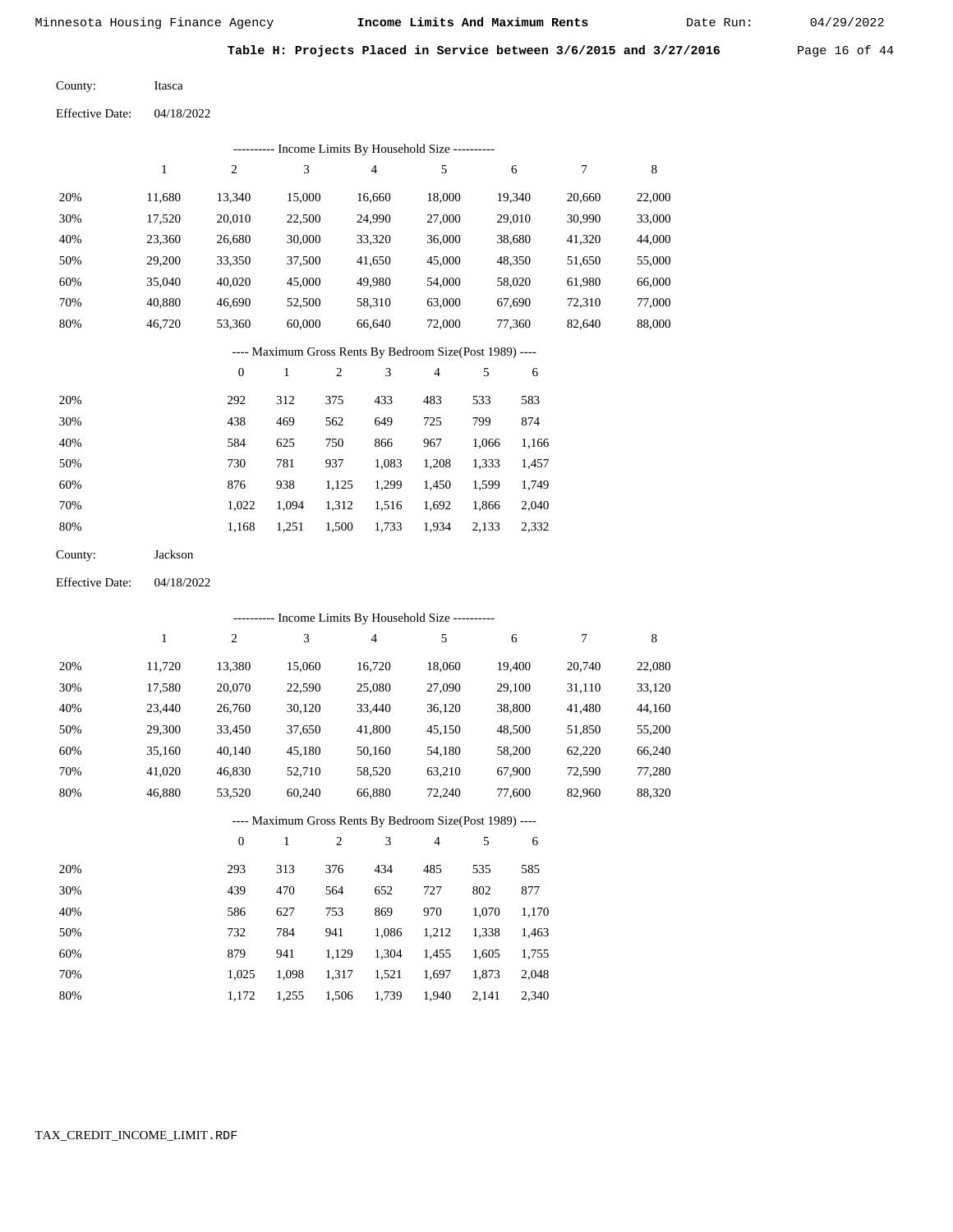**Table H: Projects Placed in Service between 3/6/2015 and 3/27/2016**

County: Itasca

Effective Date: 04/18/2022

---------- Income Limits By Household Size ----------

| | 1 | 2 | 3 | 4 | 5 | 6 | 7 | 8 |
|---|---|---|---|---|---|---|---|---|
| 20% | 11,680 | 13,340 | 15,000 | 16,660 | 18,000 | 19,340 | 20,660 | 22,000 |
| 30% | 17,520 | 20,010 | 22,500 | 24,990 | 27,000 | 29,010 | 30,990 | 33,000 |
| 40% | 23,360 | 26,680 | 30,000 | 33,320 | 36,000 | 38,680 | 41,320 | 44,000 |
| 50% | 29,200 | 33,350 | 37,500 | 41,650 | 45,000 | 48,350 | 51,650 | 55,000 |
| 60% | 35,040 | 40,020 | 45,000 | 49,980 | 54,000 | 58,020 | 61,980 | 66,000 |
| 70% | 40,880 | 46,690 | 52,500 | 58,310 | 63,000 | 67,690 | 72,310 | 77,000 |
| 80% | 46,720 | 53,360 | 60,000 | 66,640 | 72,000 | 77,360 | 82,640 | 88,000 |

---- Maximum Gross Rents By Bedroom Size(Post 1989) ----

| | 0 | 1 | 2 | 3 | 4 | 5 | 6 |
|---|---|---|---|---|---|---|---|
| 20% | 292 | 312 | 375 | 433 | 483 | 533 | 583 |
| 30% | 438 | 469 | 562 | 649 | 725 | 799 | 874 |
| 40% | 584 | 625 | 750 | 866 | 967 | 1,066 | 1,166 |
| 50% | 730 | 781 | 937 | 1,083 | 1,208 | 1,333 | 1,457 |
| 60% | 876 | 938 | 1,125 | 1,299 | 1,450 | 1,599 | 1,749 |
| 70% | 1,022 | 1,094 | 1,312 | 1,516 | 1,692 | 1,866 | 2,040 |
| 80% | 1,168 | 1,251 | 1,500 | 1,733 | 1,934 | 2,133 | 2,332 |

County: Jackson

Effective Date: 04/18/2022

---------- Income Limits By Household Size ----------

| | 1 | 2 | 3 | 4 | 5 | 6 | 7 | 8 |
|---|---|---|---|---|---|---|---|---|
| 20% | 11,720 | 13,380 | 15,060 | 16,720 | 18,060 | 19,400 | 20,740 | 22,080 |
| 30% | 17,580 | 20,070 | 22,590 | 25,080 | 27,090 | 29,100 | 31,110 | 33,120 |
| 40% | 23,440 | 26,760 | 30,120 | 33,440 | 36,120 | 38,800 | 41,480 | 44,160 |
| 50% | 29,300 | 33,450 | 37,650 | 41,800 | 45,150 | 48,500 | 51,850 | 55,200 |
| 60% | 35,160 | 40,140 | 45,180 | 50,160 | 54,180 | 58,200 | 62,220 | 66,240 |
| 70% | 41,020 | 46,830 | 52,710 | 58,520 | 63,210 | 67,900 | 72,590 | 77,280 |
| 80% | 46,880 | 53,520 | 60,240 | 66,880 | 72,240 | 77,600 | 82,960 | 88,320 |

---- Maximum Gross Rents By Bedroom Size(Post 1989) ----

| | 0 | 1 | 2 | 3 | 4 | 5 | 6 |
|---|---|---|---|---|---|---|---|
| 20% | 293 | 313 | 376 | 434 | 485 | 535 | 585 |
| 30% | 439 | 470 | 564 | 652 | 727 | 802 | 877 |
| 40% | 586 | 627 | 753 | 869 | 970 | 1,070 | 1,170 |
| 50% | 732 | 784 | 941 | 1,086 | 1,212 | 1,338 | 1,463 |
| 60% | 879 | 941 | 1,129 | 1,304 | 1,455 | 1,605 | 1,755 |
| 70% | 1,025 | 1,098 | 1,317 | 1,521 | 1,697 | 1,873 | 2,048 |
| 80% | 1,172 | 1,255 | 1,506 | 1,739 | 1,940 | 2,141 | 2,340 |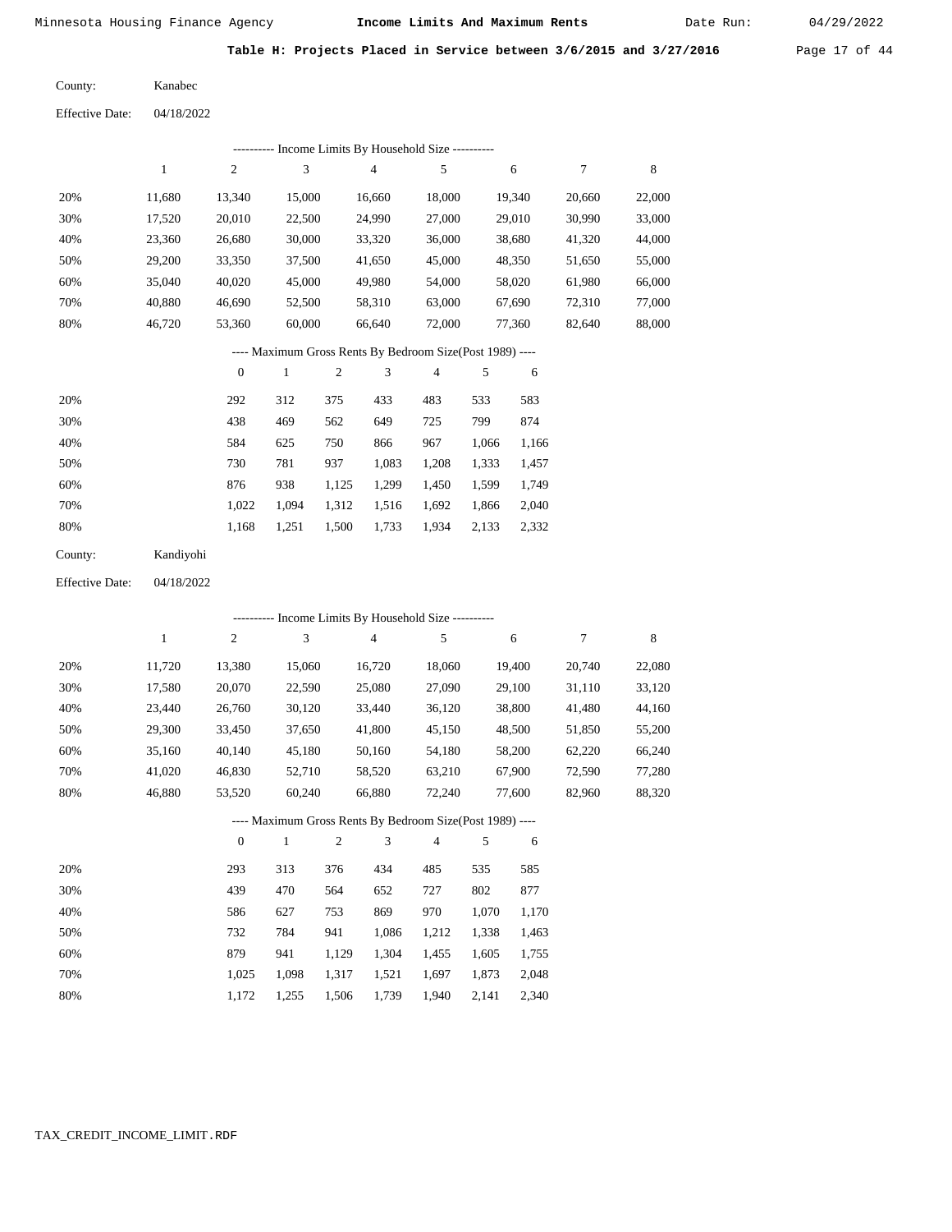**Table H: Projects Placed in Service between 3/6/2015 and 3/27/2016**

County: Kanabec

Effective Date: 04/18/2022

---------- Income Limits By Household Size ----------

| | 1 | 2 | 3 | 4 | 5 | 6 | 7 | 8 |
|---|---|---|---|---|---|---|---|---|
| 20% | 11,680 | 13,340 | 15,000 | 16,660 | 18,000 | 19,340 | 20,660 | 22,000 |
| 30% | 17,520 | 20,010 | 22,500 | 24,990 | 27,000 | 29,010 | 30,990 | 33,000 |
| 40% | 23,360 | 26,680 | 30,000 | 33,320 | 36,000 | 38,680 | 41,320 | 44,000 |
| 50% | 29,200 | 33,350 | 37,500 | 41,650 | 45,000 | 48,350 | 51,650 | 55,000 |
| 60% | 35,040 | 40,020 | 45,000 | 49,980 | 54,000 | 58,020 | 61,980 | 66,000 |
| 70% | 40,880 | 46,690 | 52,500 | 58,310 | 63,000 | 67,690 | 72,310 | 77,000 |
| 80% | 46,720 | 53,360 | 60,000 | 66,640 | 72,000 | 77,360 | 82,640 | 88,000 |

---- Maximum Gross Rents By Bedroom Size(Post 1989) ----

| | 0 | 1 | 2 | 3 | 4 | 5 | 6 |
|---|---|---|---|---|---|---|---|
| 20% | 292 | 312 | 375 | 433 | 483 | 533 | 583 |
| 30% | 438 | 469 | 562 | 649 | 725 | 799 | 874 |
| 40% | 584 | 625 | 750 | 866 | 967 | 1,066 | 1,166 |
| 50% | 730 | 781 | 937 | 1,083 | 1,208 | 1,333 | 1,457 |
| 60% | 876 | 938 | 1,125 | 1,299 | 1,450 | 1,599 | 1,749 |
| 70% | 1,022 | 1,094 | 1,312 | 1,516 | 1,692 | 1,866 | 2,040 |
| 80% | 1,168 | 1,251 | 1,500 | 1,733 | 1,934 | 2,133 | 2,332 |

County: Kandiyohi

Effective Date: 04/18/2022

---------- Income Limits By Household Size ----------

| | 1 | 2 | 3 | 4 | 5 | 6 | 7 | 8 |
|---|---|---|---|---|---|---|---|---|
| 20% | 11,720 | 13,380 | 15,060 | 16,720 | 18,060 | 19,400 | 20,740 | 22,080 |
| 30% | 17,580 | 20,070 | 22,590 | 25,080 | 27,090 | 29,100 | 31,110 | 33,120 |
| 40% | 23,440 | 26,760 | 30,120 | 33,440 | 36,120 | 38,800 | 41,480 | 44,160 |
| 50% | 29,300 | 33,450 | 37,650 | 41,800 | 45,150 | 48,500 | 51,850 | 55,200 |
| 60% | 35,160 | 40,140 | 45,180 | 50,160 | 54,180 | 58,200 | 62,220 | 66,240 |
| 70% | 41,020 | 46,830 | 52,710 | 58,520 | 63,210 | 67,900 | 72,590 | 77,280 |
| 80% | 46,880 | 53,520 | 60,240 | 66,880 | 72,240 | 77,600 | 82,960 | 88,320 |

---- Maximum Gross Rents By Bedroom Size(Post 1989) ----

| | 0 | 1 | 2 | 3 | 4 | 5 | 6 |
|---|---|---|---|---|---|---|---|
| 20% | 293 | 313 | 376 | 434 | 485 | 535 | 585 |
| 30% | 439 | 470 | 564 | 652 | 727 | 802 | 877 |
| 40% | 586 | 627 | 753 | 869 | 970 | 1,070 | 1,170 |
| 50% | 732 | 784 | 941 | 1,086 | 1,212 | 1,338 | 1,463 |
| 60% | 879 | 941 | 1,129 | 1,304 | 1,455 | 1,605 | 1,755 |
| 70% | 1,025 | 1,098 | 1,317 | 1,521 | 1,697 | 1,873 | 2,048 |
| 80% | 1,172 | 1,255 | 1,506 | 1,739 | 1,940 | 2,141 | 2,340 |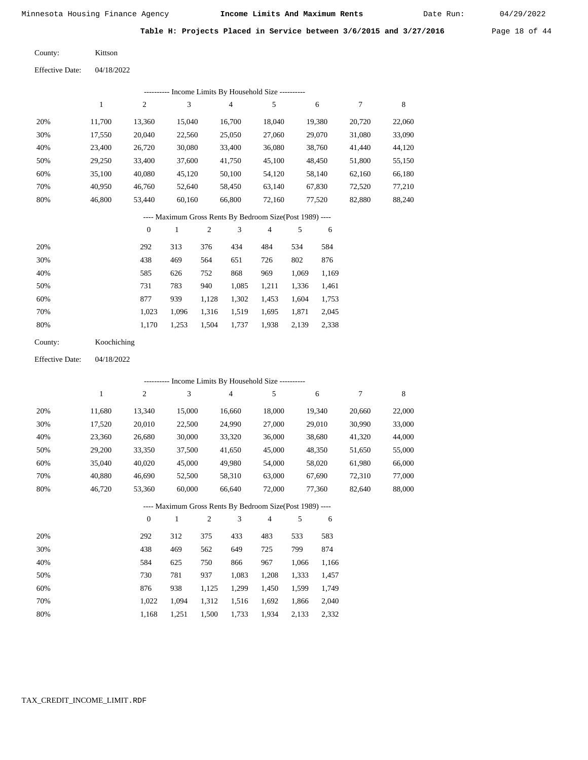Minnesota Housing Finance Agency **Income Limits And Maximum Rents** Date Run: 04/29/2022

**Table H: Projects Placed in Service between 3/6/2015 and 3/27/2016**

County: Kittson

Effective Date: 04/18/2022

---------- Income Limits By Household Size ----------

| | 1 | 2 | 3 | 4 | 5 | 6 | 7 | 8 |
|---|---|---|---|---|---|---|---|---|
| 20% | 11,700 | 13,360 | 15,040 | 16,700 | 18,040 | 19,380 | 20,720 | 22,060 |
| 30% | 17,550 | 20,040 | 22,560 | 25,050 | 27,060 | 29,070 | 31,080 | 33,090 |
| 40% | 23,400 | 26,720 | 30,080 | 33,400 | 36,080 | 38,760 | 41,440 | 44,120 |
| 50% | 29,250 | 33,400 | 37,600 | 41,750 | 45,100 | 48,450 | 51,800 | 55,150 |
| 60% | 35,100 | 40,080 | 45,120 | 50,100 | 54,120 | 58,140 | 62,160 | 66,180 |
| 70% | 40,950 | 46,760 | 52,640 | 58,450 | 63,140 | 67,830 | 72,520 | 77,210 |
| 80% | 46,800 | 53,440 | 60,160 | 66,800 | 72,160 | 77,520 | 82,880 | 88,240 |

---- Maximum Gross Rents By Bedroom Size(Post 1989) ----

| | 0 | 1 | 2 | 3 | 4 | 5 | 6 |
|---|---|---|---|---|---|---|---|
| 20% | 292 | 313 | 376 | 434 | 484 | 534 | 584 |
| 30% | 438 | 469 | 564 | 651 | 726 | 802 | 876 |
| 40% | 585 | 626 | 752 | 868 | 969 | 1,069 | 1,169 |
| 50% | 731 | 783 | 940 | 1,085 | 1,211 | 1,336 | 1,461 |
| 60% | 877 | 939 | 1,128 | 1,302 | 1,453 | 1,604 | 1,753 |
| 70% | 1,023 | 1,096 | 1,316 | 1,519 | 1,695 | 1,871 | 2,045 |
| 80% | 1,170 | 1,253 | 1,504 | 1,737 | 1,938 | 2,139 | 2,338 |

County: Koochiching

Effective Date: 04/18/2022

---------- Income Limits By Household Size ----------

| | 1 | 2 | 3 | 4 | 5 | 6 | 7 | 8 |
|---|---|---|---|---|---|---|---|---|
| 20% | 11,680 | 13,340 | 15,000 | 16,660 | 18,000 | 19,340 | 20,660 | 22,000 |
| 30% | 17,520 | 20,010 | 22,500 | 24,990 | 27,000 | 29,010 | 30,990 | 33,000 |
| 40% | 23,360 | 26,680 | 30,000 | 33,320 | 36,000 | 38,680 | 41,320 | 44,000 |
| 50% | 29,200 | 33,350 | 37,500 | 41,650 | 45,000 | 48,350 | 51,650 | 55,000 |
| 60% | 35,040 | 40,020 | 45,000 | 49,980 | 54,000 | 58,020 | 61,980 | 66,000 |
| 70% | 40,880 | 46,690 | 52,500 | 58,310 | 63,000 | 67,690 | 72,310 | 77,000 |
| 80% | 46,720 | 53,360 | 60,000 | 66,640 | 72,000 | 77,360 | 82,640 | 88,000 |

---- Maximum Gross Rents By Bedroom Size(Post 1989) ----

| | 0 | 1 | 2 | 3 | 4 | 5 | 6 |
|---|---|---|---|---|---|---|---|
| 20% | 292 | 312 | 375 | 433 | 483 | 533 | 583 |
| 30% | 438 | 469 | 562 | 649 | 725 | 799 | 874 |
| 40% | 584 | 625 | 750 | 866 | 967 | 1,066 | 1,166 |
| 50% | 730 | 781 | 937 | 1,083 | 1,208 | 1,333 | 1,457 |
| 60% | 876 | 938 | 1,125 | 1,299 | 1,450 | 1,599 | 1,749 |
| 70% | 1,022 | 1,094 | 1,312 | 1,516 | 1,692 | 1,866 | 2,040 |
| 80% | 1,168 | 1,251 | 1,500 | 1,733 | 1,934 | 2,133 | 2,332 |

TAX_CREDIT_INCOME_LIMIT.RDF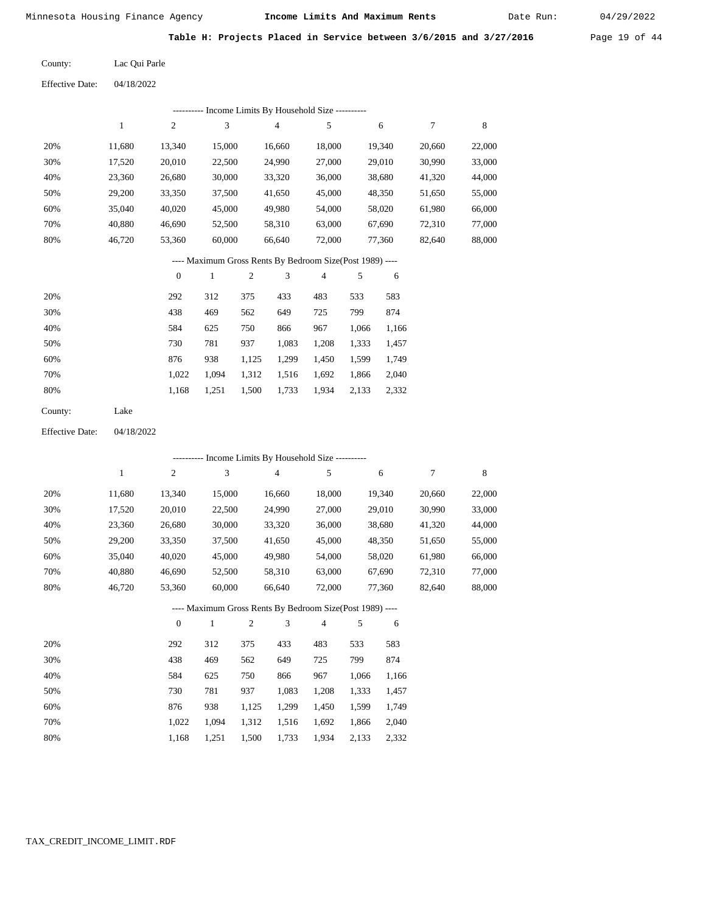Minnesota Housing Finance Agency **Income Limits And Maximum Rents** Date Run: 04/29/2022

**Table H: Projects Placed in Service between 3/6/2015 and 3/27/2016**

County: Lac Qui Parle

Effective Date: 04/18/2022

---------- Income Limits By Household Size ----------

| | 1 | 2 | 3 | 4 | 5 | 6 | 7 | 8 |
|---|---|---|---|---|---|---|---|---|
| 20% | 11,680 | 13,340 | 15,000 | 16,660 | 18,000 | 19,340 | 20,660 | 22,000 |
| 30% | 17,520 | 20,010 | 22,500 | 24,990 | 27,000 | 29,010 | 30,990 | 33,000 |
| 40% | 23,360 | 26,680 | 30,000 | 33,320 | 36,000 | 38,680 | 41,320 | 44,000 |
| 50% | 29,200 | 33,350 | 37,500 | 41,650 | 45,000 | 48,350 | 51,650 | 55,000 |
| 60% | 35,040 | 40,020 | 45,000 | 49,980 | 54,000 | 58,020 | 61,980 | 66,000 |
| 70% | 40,880 | 46,690 | 52,500 | 58,310 | 63,000 | 67,690 | 72,310 | 77,000 |
| 80% | 46,720 | 53,360 | 60,000 | 66,640 | 72,000 | 77,360 | 82,640 | 88,000 |

---- Maximum Gross Rents By Bedroom Size(Post 1989) ----

| | 0 | 1 | 2 | 3 | 4 | 5 | 6 |
|---|---|---|---|---|---|---|---|
| 20% | 292 | 312 | 375 | 433 | 483 | 533 | 583 |
| 30% | 438 | 469 | 562 | 649 | 725 | 799 | 874 |
| 40% | 584 | 625 | 750 | 866 | 967 | 1,066 | 1,166 |
| 50% | 730 | 781 | 937 | 1,083 | 1,208 | 1,333 | 1,457 |
| 60% | 876 | 938 | 1,125 | 1,299 | 1,450 | 1,599 | 1,749 |
| 70% | 1,022 | 1,094 | 1,312 | 1,516 | 1,692 | 1,866 | 2,040 |
| 80% | 1,168 | 1,251 | 1,500 | 1,733 | 1,934 | 2,133 | 2,332 |

County: Lake

Effective Date: 04/18/2022

---------- Income Limits By Household Size ----------

| | 1 | 2 | 3 | 4 | 5 | 6 | 7 | 8 |
|---|---|---|---|---|---|---|---|---|
| 20% | 11,680 | 13,340 | 15,000 | 16,660 | 18,000 | 19,340 | 20,660 | 22,000 |
| 30% | 17,520 | 20,010 | 22,500 | 24,990 | 27,000 | 29,010 | 30,990 | 33,000 |
| 40% | 23,360 | 26,680 | 30,000 | 33,320 | 36,000 | 38,680 | 41,320 | 44,000 |
| 50% | 29,200 | 33,350 | 37,500 | 41,650 | 45,000 | 48,350 | 51,650 | 55,000 |
| 60% | 35,040 | 40,020 | 45,000 | 49,980 | 54,000 | 58,020 | 61,980 | 66,000 |
| 70% | 40,880 | 46,690 | 52,500 | 58,310 | 63,000 | 67,690 | 72,310 | 77,000 |
| 80% | 46,720 | 53,360 | 60,000 | 66,640 | 72,000 | 77,360 | 82,640 | 88,000 |

---- Maximum Gross Rents By Bedroom Size(Post 1989) ----

| | 0 | 1 | 2 | 3 | 4 | 5 | 6 |
|---|---|---|---|---|---|---|---|
| 20% | 292 | 312 | 375 | 433 | 483 | 533 | 583 |
| 30% | 438 | 469 | 562 | 649 | 725 | 799 | 874 |
| 40% | 584 | 625 | 750 | 866 | 967 | 1,066 | 1,166 |
| 50% | 730 | 781 | 937 | 1,083 | 1,208 | 1,333 | 1,457 |
| 60% | 876 | 938 | 1,125 | 1,299 | 1,450 | 1,599 | 1,749 |
| 70% | 1,022 | 1,094 | 1,312 | 1,516 | 1,692 | 1,866 | 2,040 |
| 80% | 1,168 | 1,251 | 1,500 | 1,733 | 1,934 | 2,133 | 2,332 |

TAX_CREDIT_INCOME_LIMIT.RDF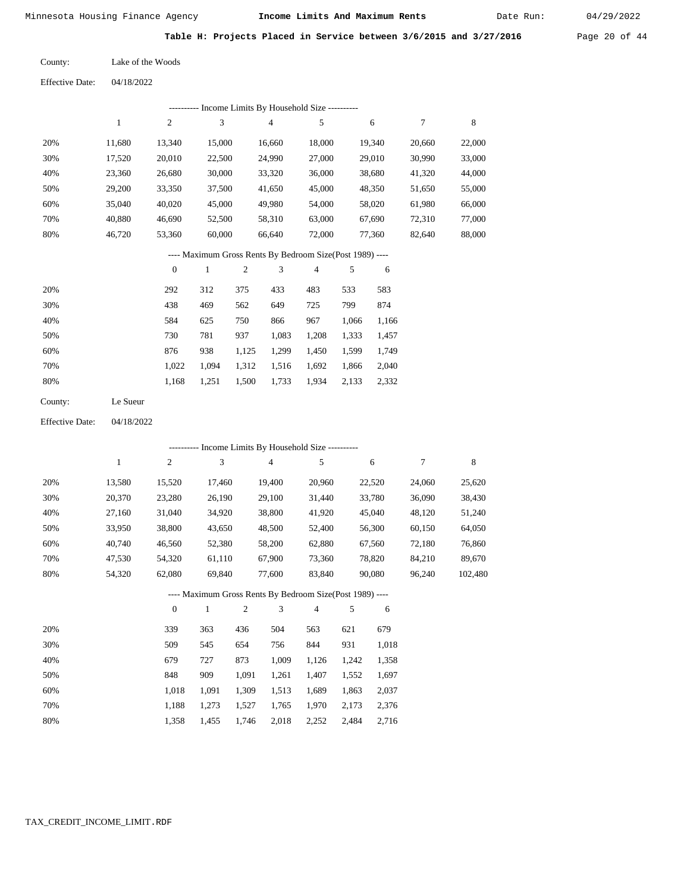Minnesota Housing Finance Agency **Income Limits And Maximum Rents** Date Run: 04/29/2022

**Table H: Projects Placed in Service between 3/6/2015 and 3/27/2016**

County: Lake of the Woods

Effective Date: 04/18/2022

---------- Income Limits By Household Size ----------

| | 1 | 2 | 3 | 4 | 5 | 6 | 7 | 8 |
|---|---|---|---|---|---|---|---|---|
| 20% | 11,680 | 13,340 | 15,000 | 16,660 | 18,000 | 19,340 | 20,660 | 22,000 |
| 30% | 17,520 | 20,010 | 22,500 | 24,990 | 27,000 | 29,010 | 30,990 | 33,000 |
| 40% | 23,360 | 26,680 | 30,000 | 33,320 | 36,000 | 38,680 | 41,320 | 44,000 |
| 50% | 29,200 | 33,350 | 37,500 | 41,650 | 45,000 | 48,350 | 51,650 | 55,000 |
| 60% | 35,040 | 40,020 | 45,000 | 49,980 | 54,000 | 58,020 | 61,980 | 66,000 |
| 70% | 40,880 | 46,690 | 52,500 | 58,310 | 63,000 | 67,690 | 72,310 | 77,000 |
| 80% | 46,720 | 53,360 | 60,000 | 66,640 | 72,000 | 77,360 | 82,640 | 88,000 |

---- Maximum Gross Rents By Bedroom Size(Post 1989) ----

| | 0 | 1 | 2 | 3 | 4 | 5 | 6 |
|---|---|---|---|---|---|---|---|
| 20% | 292 | 312 | 375 | 433 | 483 | 533 | 583 |
| 30% | 438 | 469 | 562 | 649 | 725 | 799 | 874 |
| 40% | 584 | 625 | 750 | 866 | 967 | 1,066 | 1,166 |
| 50% | 730 | 781 | 937 | 1,083 | 1,208 | 1,333 | 1,457 |
| 60% | 876 | 938 | 1,125 | 1,299 | 1,450 | 1,599 | 1,749 |
| 70% | 1,022 | 1,094 | 1,312 | 1,516 | 1,692 | 1,866 | 2,040 |
| 80% | 1,168 | 1,251 | 1,500 | 1,733 | 1,934 | 2,133 | 2,332 |

County: Le Sueur

Effective Date: 04/18/2022

---------- Income Limits By Household Size ----------

| | 1 | 2 | 3 | 4 | 5 | 6 | 7 | 8 |
|---|---|---|---|---|---|---|---|---|
| 20% | 13,580 | 15,520 | 17,460 | 19,400 | 20,960 | 22,520 | 24,060 | 25,620 |
| 30% | 20,370 | 23,280 | 26,190 | 29,100 | 31,440 | 33,780 | 36,090 | 38,430 |
| 40% | 27,160 | 31,040 | 34,920 | 38,800 | 41,920 | 45,040 | 48,120 | 51,240 |
| 50% | 33,950 | 38,800 | 43,650 | 48,500 | 52,400 | 56,300 | 60,150 | 64,050 |
| 60% | 40,740 | 46,560 | 52,380 | 58,200 | 62,880 | 67,560 | 72,180 | 76,860 |
| 70% | 47,530 | 54,320 | 61,110 | 67,900 | 73,360 | 78,820 | 84,210 | 89,670 |
| 80% | 54,320 | 62,080 | 69,840 | 77,600 | 83,840 | 90,080 | 96,240 | 102,480 |

---- Maximum Gross Rents By Bedroom Size(Post 1989) ----

| | 0 | 1 | 2 | 3 | 4 | 5 | 6 |
|---|---|---|---|---|---|---|---|
| 20% | 339 | 363 | 436 | 504 | 563 | 621 | 679 |
| 30% | 509 | 545 | 654 | 756 | 844 | 931 | 1,018 |
| 40% | 679 | 727 | 873 | 1,009 | 1,126 | 1,242 | 1,358 |
| 50% | 848 | 909 | 1,091 | 1,261 | 1,407 | 1,552 | 1,697 |
| 60% | 1,018 | 1,091 | 1,309 | 1,513 | 1,689 | 1,863 | 2,037 |
| 70% | 1,188 | 1,273 | 1,527 | 1,765 | 1,970 | 2,173 | 2,376 |
| 80% | 1,358 | 1,455 | 1,746 | 2,018 | 2,252 | 2,484 | 2,716 |

TAX_CREDIT_INCOME_LIMIT.RDF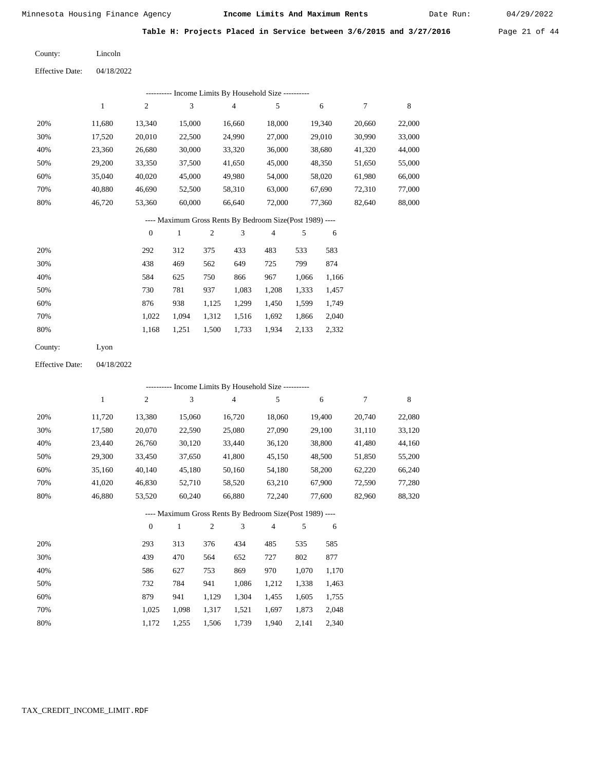Minnesota Housing Finance Agency **Income Limits And Maximum Rents** Date Run: 04/29/2022

**Table H: Projects Placed in Service between 3/6/2015 and 3/27/2016**

County: Lincoln

Effective Date: 04/18/2022

---------- Income Limits By Household Size ----------

| | 1 | 2 | 3 | 4 | 5 | 6 | 7 | 8 |
|---|---|---|---|---|---|---|---|---|
| 20% | 11,680 | 13,340 | 15,000 | 16,660 | 18,000 | 19,340 | 20,660 | 22,000 |
| 30% | 17,520 | 20,010 | 22,500 | 24,990 | 27,000 | 29,010 | 30,990 | 33,000 |
| 40% | 23,360 | 26,680 | 30,000 | 33,320 | 36,000 | 38,680 | 41,320 | 44,000 |
| 50% | 29,200 | 33,350 | 37,500 | 41,650 | 45,000 | 48,350 | 51,650 | 55,000 |
| 60% | 35,040 | 40,020 | 45,000 | 49,980 | 54,000 | 58,020 | 61,980 | 66,000 |
| 70% | 40,880 | 46,690 | 52,500 | 58,310 | 63,000 | 67,690 | 72,310 | 77,000 |
| 80% | 46,720 | 53,360 | 60,000 | 66,640 | 72,000 | 77,360 | 82,640 | 88,000 |

---- Maximum Gross Rents By Bedroom Size(Post 1989) ----

| | 0 | 1 | 2 | 3 | 4 | 5 | 6 |
|---|---|---|---|---|---|---|---|
| 20% | 292 | 312 | 375 | 433 | 483 | 533 | 583 |
| 30% | 438 | 469 | 562 | 649 | 725 | 799 | 874 |
| 40% | 584 | 625 | 750 | 866 | 967 | 1,066 | 1,166 |
| 50% | 730 | 781 | 937 | 1,083 | 1,208 | 1,333 | 1,457 |
| 60% | 876 | 938 | 1,125 | 1,299 | 1,450 | 1,599 | 1,749 |
| 70% | 1,022 | 1,094 | 1,312 | 1,516 | 1,692 | 1,866 | 2,040 |
| 80% | 1,168 | 1,251 | 1,500 | 1,733 | 1,934 | 2,133 | 2,332 |

County: Lyon

Effective Date: 04/18/2022

---------- Income Limits By Household Size ----------

| | 1 | 2 | 3 | 4 | 5 | 6 | 7 | 8 |
|---|---|---|---|---|---|---|---|---|
| 20% | 11,720 | 13,380 | 15,060 | 16,720 | 18,060 | 19,400 | 20,740 | 22,080 |
| 30% | 17,580 | 20,070 | 22,590 | 25,080 | 27,090 | 29,100 | 31,110 | 33,120 |
| 40% | 23,440 | 26,760 | 30,120 | 33,440 | 36,120 | 38,800 | 41,480 | 44,160 |
| 50% | 29,300 | 33,450 | 37,650 | 41,800 | 45,150 | 48,500 | 51,850 | 55,200 |
| 60% | 35,160 | 40,140 | 45,180 | 50,160 | 54,180 | 58,200 | 62,220 | 66,240 |
| 70% | 41,020 | 46,830 | 52,710 | 58,520 | 63,210 | 67,900 | 72,590 | 77,280 |
| 80% | 46,880 | 53,520 | 60,240 | 66,880 | 72,240 | 77,600 | 82,960 | 88,320 |

---- Maximum Gross Rents By Bedroom Size(Post 1989) ----

| | 0 | 1 | 2 | 3 | 4 | 5 | 6 |
|---|---|---|---|---|---|---|---|
| 20% | 293 | 313 | 376 | 434 | 485 | 535 | 585 |
| 30% | 439 | 470 | 564 | 652 | 727 | 802 | 877 |
| 40% | 586 | 627 | 753 | 869 | 970 | 1,070 | 1,170 |
| 50% | 732 | 784 | 941 | 1,086 | 1,212 | 1,338 | 1,463 |
| 60% | 879 | 941 | 1,129 | 1,304 | 1,455 | 1,605 | 1,755 |
| 70% | 1,025 | 1,098 | 1,317 | 1,521 | 1,697 | 1,873 | 2,048 |
| 80% | 1,172 | 1,255 | 1,506 | 1,739 | 1,940 | 2,141 | 2,340 |

TAX_CREDIT_INCOME_LIMIT.RDF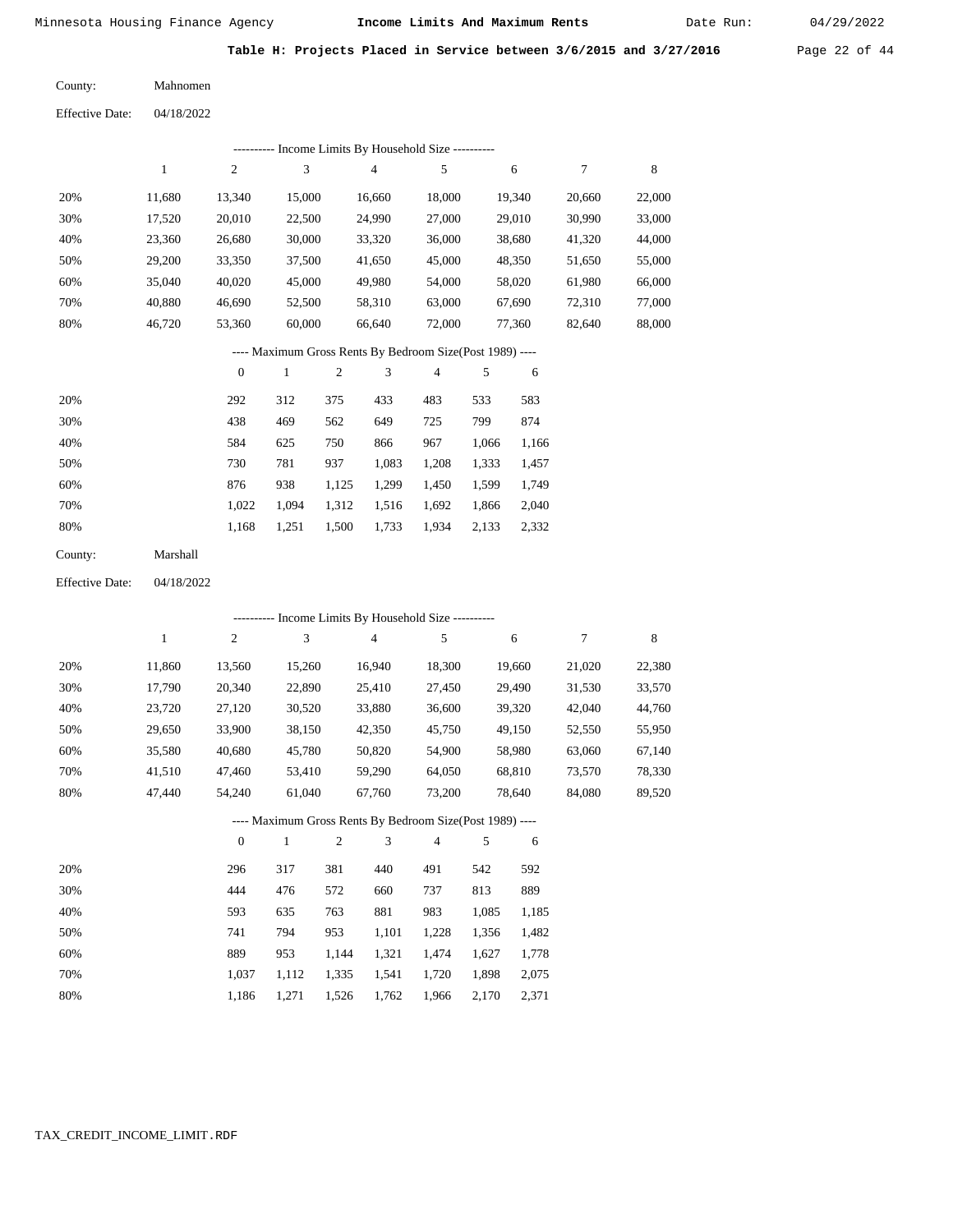**Table H: Projects Placed in Service between 3/6/2015 and 3/27/2016**

County: Mahnomen

Effective Date: 04/18/2022

---------- Income Limits By Household Size ----------

| | 1 | 2 | 3 | 4 | 5 | 6 | 7 | 8 |
|---|---|---|---|---|---|---|---|---|
| 20% | 11,680 | 13,340 | 15,000 | 16,660 | 18,000 | 19,340 | 20,660 | 22,000 |
| 30% | 17,520 | 20,010 | 22,500 | 24,990 | 27,000 | 29,010 | 30,990 | 33,000 |
| 40% | 23,360 | 26,680 | 30,000 | 33,320 | 36,000 | 38,680 | 41,320 | 44,000 |
| 50% | 29,200 | 33,350 | 37,500 | 41,650 | 45,000 | 48,350 | 51,650 | 55,000 |
| 60% | 35,040 | 40,020 | 45,000 | 49,980 | 54,000 | 58,020 | 61,980 | 66,000 |
| 70% | 40,880 | 46,690 | 52,500 | 58,310 | 63,000 | 67,690 | 72,310 | 77,000 |
| 80% | 46,720 | 53,360 | 60,000 | 66,640 | 72,000 | 77,360 | 82,640 | 88,000 |

---- Maximum Gross Rents By Bedroom Size(Post 1989) ----

| | 0 | 1 | 2 | 3 | 4 | 5 | 6 |
|---|---|---|---|---|---|---|---|
| 20% | 292 | 312 | 375 | 433 | 483 | 533 | 583 |
| 30% | 438 | 469 | 562 | 649 | 725 | 799 | 874 |
| 40% | 584 | 625 | 750 | 866 | 967 | 1,066 | 1,166 |
| 50% | 730 | 781 | 937 | 1,083 | 1,208 | 1,333 | 1,457 |
| 60% | 876 | 938 | 1,125 | 1,299 | 1,450 | 1,599 | 1,749 |
| 70% | 1,022 | 1,094 | 1,312 | 1,516 | 1,692 | 1,866 | 2,040 |
| 80% | 1,168 | 1,251 | 1,500 | 1,733 | 1,934 | 2,133 | 2,332 |

County: Marshall

Effective Date: 04/18/2022

---------- Income Limits By Household Size ----------

| | 1 | 2 | 3 | 4 | 5 | 6 | 7 | 8 |
|---|---|---|---|---|---|---|---|---|
| 20% | 11,860 | 13,560 | 15,260 | 16,940 | 18,300 | 19,660 | 21,020 | 22,380 |
| 30% | 17,790 | 20,340 | 22,890 | 25,410 | 27,450 | 29,490 | 31,530 | 33,570 |
| 40% | 23,720 | 27,120 | 30,520 | 33,880 | 36,600 | 39,320 | 42,040 | 44,760 |
| 50% | 29,650 | 33,900 | 38,150 | 42,350 | 45,750 | 49,150 | 52,550 | 55,950 |
| 60% | 35,580 | 40,680 | 45,780 | 50,820 | 54,900 | 58,980 | 63,060 | 67,140 |
| 70% | 41,510 | 47,460 | 53,410 | 59,290 | 64,050 | 68,810 | 73,570 | 78,330 |
| 80% | 47,440 | 54,240 | 61,040 | 67,760 | 73,200 | 78,640 | 84,080 | 89,520 |

---- Maximum Gross Rents By Bedroom Size(Post 1989) ----

| | 0 | 1 | 2 | 3 | 4 | 5 | 6 |
|---|---|---|---|---|---|---|---|
| 20% | 296 | 317 | 381 | 440 | 491 | 542 | 592 |
| 30% | 444 | 476 | 572 | 660 | 737 | 813 | 889 |
| 40% | 593 | 635 | 763 | 881 | 983 | 1,085 | 1,185 |
| 50% | 741 | 794 | 953 | 1,101 | 1,228 | 1,356 | 1,482 |
| 60% | 889 | 953 | 1,144 | 1,321 | 1,474 | 1,627 | 1,778 |
| 70% | 1,037 | 1,112 | 1,335 | 1,541 | 1,720 | 1,898 | 2,075 |
| 80% | 1,186 | 1,271 | 1,526 | 1,762 | 1,966 | 2,170 | 2,371 |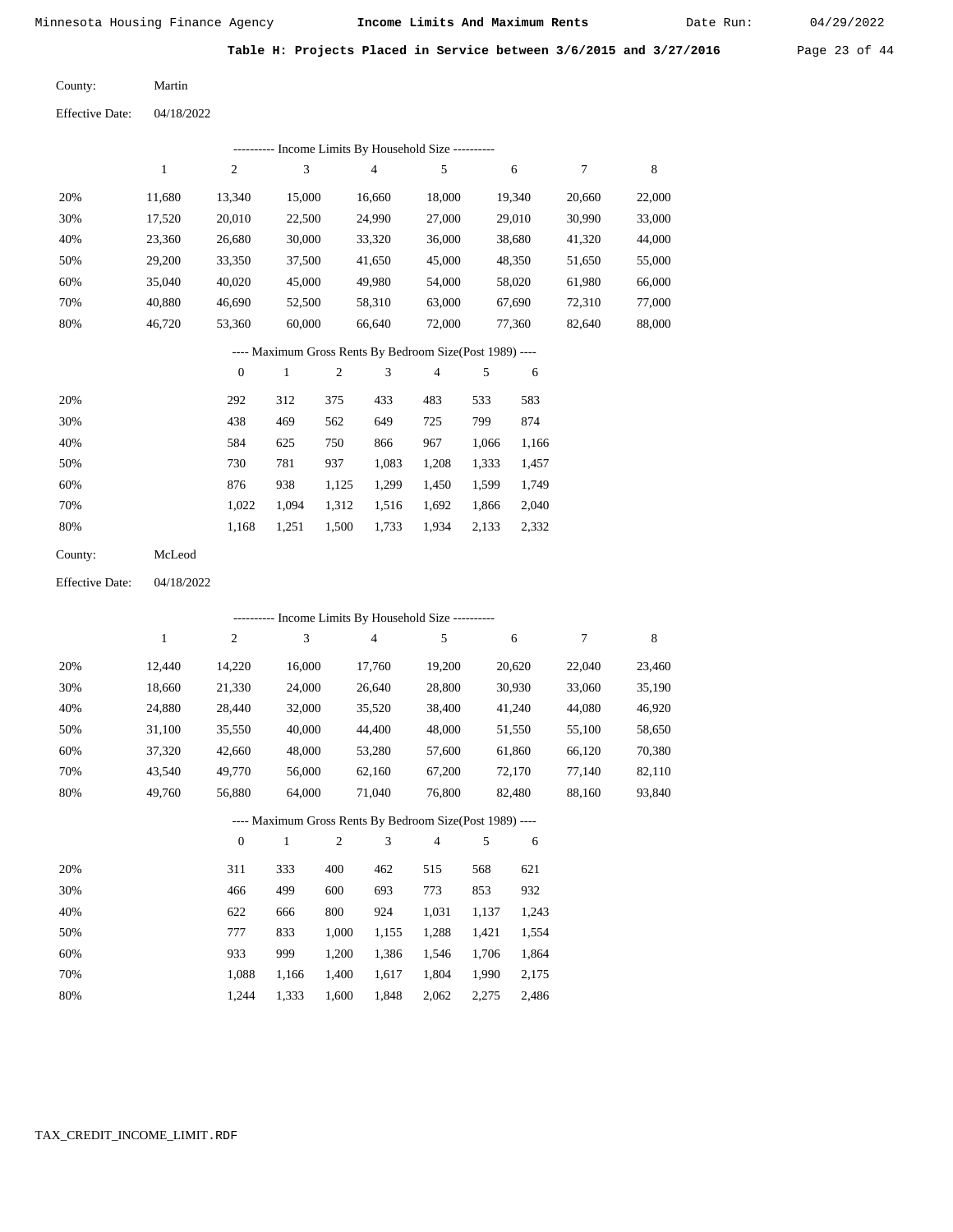## Table H: Projects Placed in Service between 3/6/2015 and 3/27/2016

County: Martin

Effective Date: 04/18/2022

---------- Income Limits By Household Size ----------

| | 1 | 2 | 3 | 4 | 5 | 6 | 7 | 8 |
|---|---|---|---|---|---|---|---|---|
| 20% | 11,680 | 13,340 | 15,000 | 16,660 | 18,000 | 19,340 | 20,660 | 22,000 |
| 30% | 17,520 | 20,010 | 22,500 | 24,990 | 27,000 | 29,010 | 30,990 | 33,000 |
| 40% | 23,360 | 26,680 | 30,000 | 33,320 | 36,000 | 38,680 | 41,320 | 44,000 |
| 50% | 29,200 | 33,350 | 37,500 | 41,650 | 45,000 | 48,350 | 51,650 | 55,000 |
| 60% | 35,040 | 40,020 | 45,000 | 49,980 | 54,000 | 58,020 | 61,980 | 66,000 |
| 70% | 40,880 | 46,690 | 52,500 | 58,310 | 63,000 | 67,690 | 72,310 | 77,000 |
| 80% | 46,720 | 53,360 | 60,000 | 66,640 | 72,000 | 77,360 | 82,640 | 88,000 |

---- Maximum Gross Rents By Bedroom Size(Post 1989) ----

| | 0 | 1 | 2 | 3 | 4 | 5 | 6 |
|---|---|---|---|---|---|---|---|
| 20% | 292 | 312 | 375 | 433 | 483 | 533 | 583 |
| 30% | 438 | 469 | 562 | 649 | 725 | 799 | 874 |
| 40% | 584 | 625 | 750 | 866 | 967 | 1,066 | 1,166 |
| 50% | 730 | 781 | 937 | 1,083 | 1,208 | 1,333 | 1,457 |
| 60% | 876 | 938 | 1,125 | 1,299 | 1,450 | 1,599 | 1,749 |
| 70% | 1,022 | 1,094 | 1,312 | 1,516 | 1,692 | 1,866 | 2,040 |
| 80% | 1,168 | 1,251 | 1,500 | 1,733 | 1,934 | 2,133 | 2,332 |

County: McLeod

Effective Date: 04/18/2022

---------- Income Limits By Household Size ----------

| | 1 | 2 | 3 | 4 | 5 | 6 | 7 | 8 |
|---|---|---|---|---|---|---|---|---|
| 20% | 12,440 | 14,220 | 16,000 | 17,760 | 19,200 | 20,620 | 22,040 | 23,460 |
| 30% | 18,660 | 21,330 | 24,000 | 26,640 | 28,800 | 30,930 | 33,060 | 35,190 |
| 40% | 24,880 | 28,440 | 32,000 | 35,520 | 38,400 | 41,240 | 44,080 | 46,920 |
| 50% | 31,100 | 35,550 | 40,000 | 44,400 | 48,000 | 51,550 | 55,100 | 58,650 |
| 60% | 37,320 | 42,660 | 48,000 | 53,280 | 57,600 | 61,860 | 66,120 | 70,380 |
| 70% | 43,540 | 49,770 | 56,000 | 62,160 | 67,200 | 72,170 | 77,140 | 82,110 |
| 80% | 49,760 | 56,880 | 64,000 | 71,040 | 76,800 | 82,480 | 88,160 | 93,840 |

---- Maximum Gross Rents By Bedroom Size(Post 1989) ----

| | 0 | 1 | 2 | 3 | 4 | 5 | 6 |
|---|---|---|---|---|---|---|---|
| 20% | 311 | 333 | 400 | 462 | 515 | 568 | 621 |
| 30% | 466 | 499 | 600 | 693 | 773 | 853 | 932 |
| 40% | 622 | 666 | 800 | 924 | 1,031 | 1,137 | 1,243 |
| 50% | 777 | 833 | 1,000 | 1,155 | 1,288 | 1,421 | 1,554 |
| 60% | 933 | 999 | 1,200 | 1,386 | 1,546 | 1,706 | 1,864 |
| 70% | 1,088 | 1,166 | 1,400 | 1,617 | 1,804 | 1,990 | 2,175 |
| 80% | 1,244 | 1,333 | 1,600 | 1,848 | 2,062 | 2,275 | 2,486 |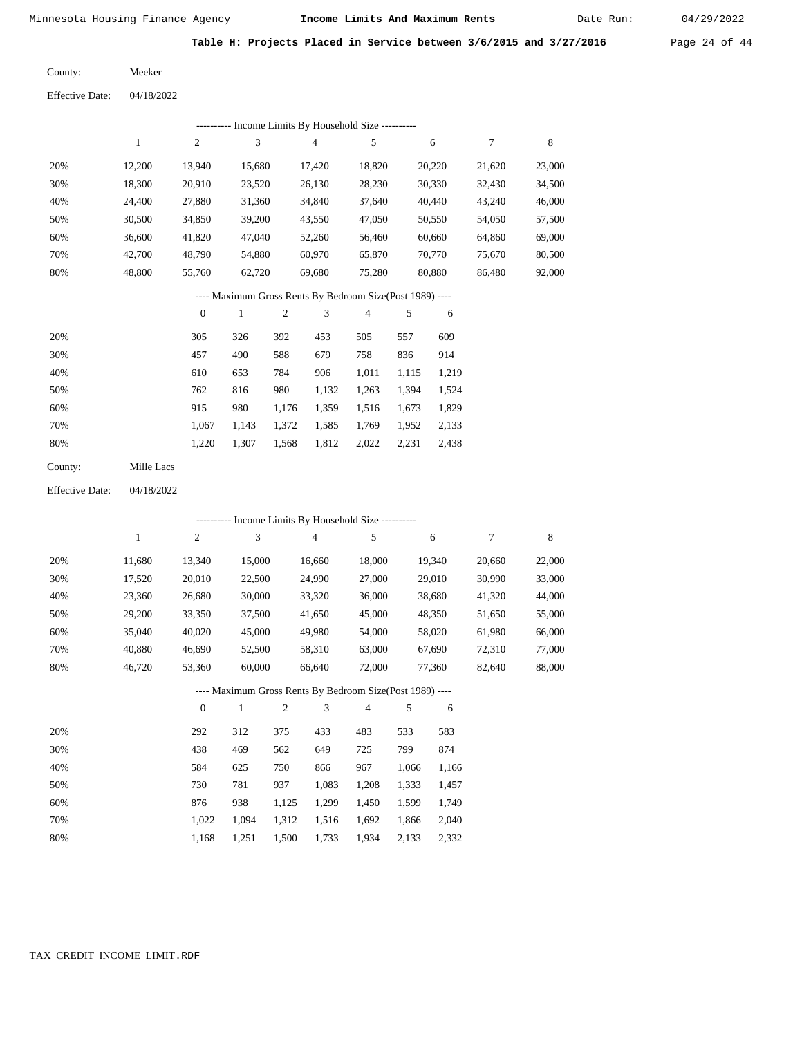Minnesota Housing Finance Agency **Income Limits And Maximum Rents** Date Run: 04/29/2022

**Table H: Projects Placed in Service between 3/6/2015 and 3/27/2016**

County: Meeker

Effective Date: 04/18/2022

---------- Income Limits By Household Size ----------

| | 1 | 2 | 3 | 4 | 5 | 6 | 7 | 8 |
|---|---|---|---|---|---|---|---|---|
| 20% | 12,200 | 13,940 | 15,680 | 17,420 | 18,820 | 20,220 | 21,620 | 23,000 |
| 30% | 18,300 | 20,910 | 23,520 | 26,130 | 28,230 | 30,330 | 32,430 | 34,500 |
| 40% | 24,400 | 27,880 | 31,360 | 34,840 | 37,640 | 40,440 | 43,240 | 46,000 |
| 50% | 30,500 | 34,850 | 39,200 | 43,550 | 47,050 | 50,550 | 54,050 | 57,500 |
| 60% | 36,600 | 41,820 | 47,040 | 52,260 | 56,460 | 60,660 | 64,860 | 69,000 |
| 70% | 42,700 | 48,790 | 54,880 | 60,970 | 65,870 | 70,770 | 75,670 | 80,500 |
| 80% | 48,800 | 55,760 | 62,720 | 69,680 | 75,280 | 80,880 | 86,480 | 92,000 |

---- Maximum Gross Rents By Bedroom Size(Post 1989) ----

| | 0 | 1 | 2 | 3 | 4 | 5 | 6 |
|---|---|---|---|---|---|---|---|
| 20% | 305 | 326 | 392 | 453 | 505 | 557 | 609 |
| 30% | 457 | 490 | 588 | 679 | 758 | 836 | 914 |
| 40% | 610 | 653 | 784 | 906 | 1,011 | 1,115 | 1,219 |
| 50% | 762 | 816 | 980 | 1,132 | 1,263 | 1,394 | 1,524 |
| 60% | 915 | 980 | 1,176 | 1,359 | 1,516 | 1,673 | 1,829 |
| 70% | 1,067 | 1,143 | 1,372 | 1,585 | 1,769 | 1,952 | 2,133 |
| 80% | 1,220 | 1,307 | 1,568 | 1,812 | 2,022 | 2,231 | 2,438 |

County: Mille Lacs

Effective Date: 04/18/2022

---------- Income Limits By Household Size ----------

| | 1 | 2 | 3 | 4 | 5 | 6 | 7 | 8 |
|---|---|---|---|---|---|---|---|---|
| 20% | 11,680 | 13,340 | 15,000 | 16,660 | 18,000 | 19,340 | 20,660 | 22,000 |
| 30% | 17,520 | 20,010 | 22,500 | 24,990 | 27,000 | 29,010 | 30,990 | 33,000 |
| 40% | 23,360 | 26,680 | 30,000 | 33,320 | 36,000 | 38,680 | 41,320 | 44,000 |
| 50% | 29,200 | 33,350 | 37,500 | 41,650 | 45,000 | 48,350 | 51,650 | 55,000 |
| 60% | 35,040 | 40,020 | 45,000 | 49,980 | 54,000 | 58,020 | 61,980 | 66,000 |
| 70% | 40,880 | 46,690 | 52,500 | 58,310 | 63,000 | 67,690 | 72,310 | 77,000 |
| 80% | 46,720 | 53,360 | 60,000 | 66,640 | 72,000 | 77,360 | 82,640 | 88,000 |

---- Maximum Gross Rents By Bedroom Size(Post 1989) ----

| | 0 | 1 | 2 | 3 | 4 | 5 | 6 |
|---|---|---|---|---|---|---|---|
| 20% | 292 | 312 | 375 | 433 | 483 | 533 | 583 |
| 30% | 438 | 469 | 562 | 649 | 725 | 799 | 874 |
| 40% | 584 | 625 | 750 | 866 | 967 | 1,066 | 1,166 |
| 50% | 730 | 781 | 937 | 1,083 | 1,208 | 1,333 | 1,457 |
| 60% | 876 | 938 | 1,125 | 1,299 | 1,450 | 1,599 | 1,749 |
| 70% | 1,022 | 1,094 | 1,312 | 1,516 | 1,692 | 1,866 | 2,040 |
| 80% | 1,168 | 1,251 | 1,500 | 1,733 | 1,934 | 2,133 | 2,332 |

TAX_CREDIT_INCOME_LIMIT.RDF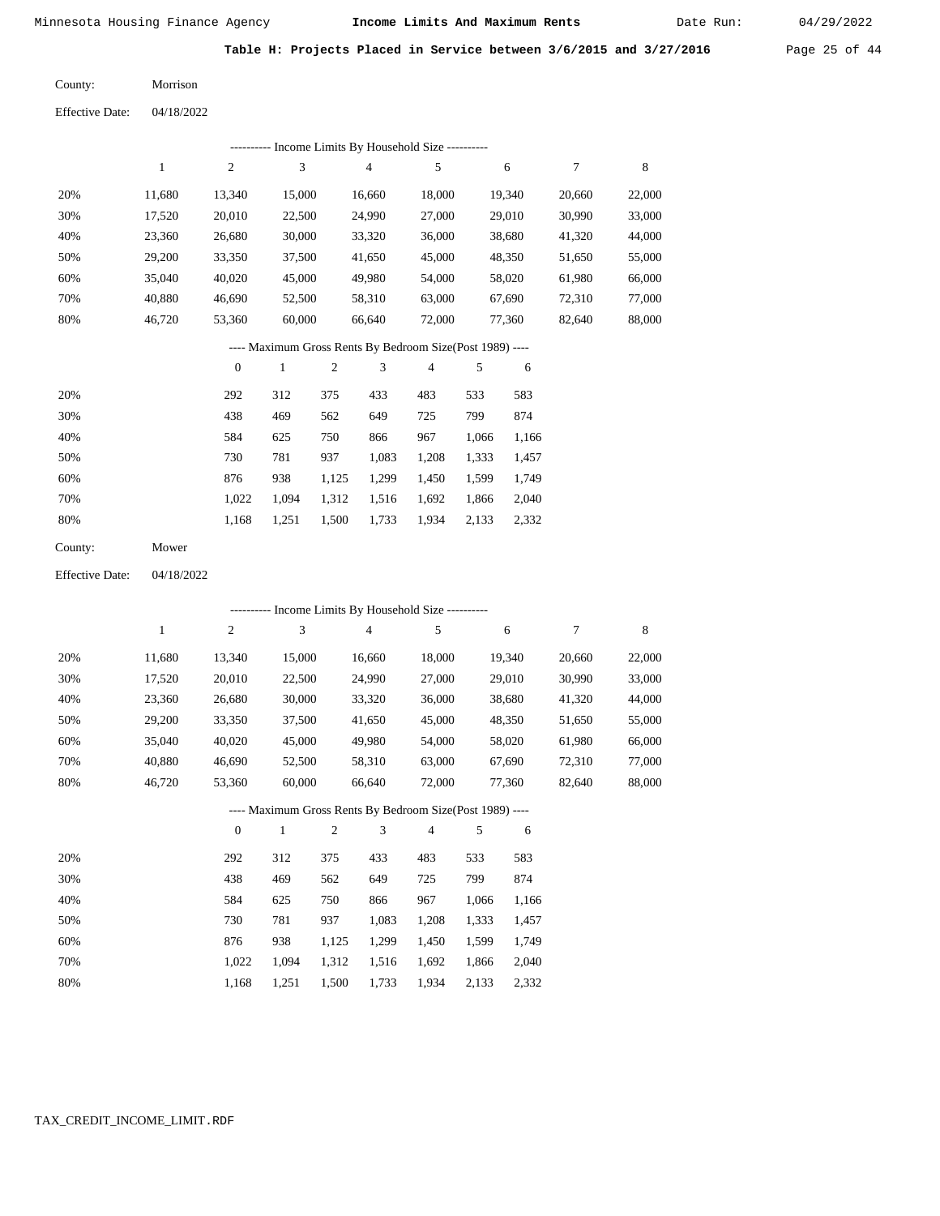Table H: Projects Placed in Service between 3/6/2015 and 3/27/2016

County: Morrison

Effective Date: 04/18/2022

---------- Income Limits By Household Size ----------

| | 1 | 2 | 3 | 4 | 5 | 6 | 7 | 8 |
|---|---|---|---|---|---|---|---|---|
| 20% | 11,680 | 13,340 | 15,000 | 16,660 | 18,000 | 19,340 | 20,660 | 22,000 |
| 30% | 17,520 | 20,010 | 22,500 | 24,990 | 27,000 | 29,010 | 30,990 | 33,000 |
| 40% | 23,360 | 26,680 | 30,000 | 33,320 | 36,000 | 38,680 | 41,320 | 44,000 |
| 50% | 29,200 | 33,350 | 37,500 | 41,650 | 45,000 | 48,350 | 51,650 | 55,000 |
| 60% | 35,040 | 40,020 | 45,000 | 49,980 | 54,000 | 58,020 | 61,980 | 66,000 |
| 70% | 40,880 | 46,690 | 52,500 | 58,310 | 63,000 | 67,690 | 72,310 | 77,000 |
| 80% | 46,720 | 53,360 | 60,000 | 66,640 | 72,000 | 77,360 | 82,640 | 88,000 |

---- Maximum Gross Rents By Bedroom Size(Post 1989) ----

| | 0 | 1 | 2 | 3 | 4 | 5 | 6 |
|---|---|---|---|---|---|---|---|
| 20% | 292 | 312 | 375 | 433 | 483 | 533 | 583 |
| 30% | 438 | 469 | 562 | 649 | 725 | 799 | 874 |
| 40% | 584 | 625 | 750 | 866 | 967 | 1,066 | 1,166 |
| 50% | 730 | 781 | 937 | 1,083 | 1,208 | 1,333 | 1,457 |
| 60% | 876 | 938 | 1,125 | 1,299 | 1,450 | 1,599 | 1,749 |
| 70% | 1,022 | 1,094 | 1,312 | 1,516 | 1,692 | 1,866 | 2,040 |
| 80% | 1,168 | 1,251 | 1,500 | 1,733 | 1,934 | 2,133 | 2,332 |

County: Mower

Effective Date: 04/18/2022

---------- Income Limits By Household Size ----------

| | 1 | 2 | 3 | 4 | 5 | 6 | 7 | 8 |
|---|---|---|---|---|---|---|---|---|
| 20% | 11,680 | 13,340 | 15,000 | 16,660 | 18,000 | 19,340 | 20,660 | 22,000 |
| 30% | 17,520 | 20,010 | 22,500 | 24,990 | 27,000 | 29,010 | 30,990 | 33,000 |
| 40% | 23,360 | 26,680 | 30,000 | 33,320 | 36,000 | 38,680 | 41,320 | 44,000 |
| 50% | 29,200 | 33,350 | 37,500 | 41,650 | 45,000 | 48,350 | 51,650 | 55,000 |
| 60% | 35,040 | 40,020 | 45,000 | 49,980 | 54,000 | 58,020 | 61,980 | 66,000 |
| 70% | 40,880 | 46,690 | 52,500 | 58,310 | 63,000 | 67,690 | 72,310 | 77,000 |
| 80% | 46,720 | 53,360 | 60,000 | 66,640 | 72,000 | 77,360 | 82,640 | 88,000 |

---- Maximum Gross Rents By Bedroom Size(Post 1989) ----

| | 0 | 1 | 2 | 3 | 4 | 5 | 6 |
|---|---|---|---|---|---|---|---|
| 20% | 292 | 312 | 375 | 433 | 483 | 533 | 583 |
| 30% | 438 | 469 | 562 | 649 | 725 | 799 | 874 |
| 40% | 584 | 625 | 750 | 866 | 967 | 1,066 | 1,166 |
| 50% | 730 | 781 | 937 | 1,083 | 1,208 | 1,333 | 1,457 |
| 60% | 876 | 938 | 1,125 | 1,299 | 1,450 | 1,599 | 1,749 |
| 70% | 1,022 | 1,094 | 1,312 | 1,516 | 1,692 | 1,866 | 2,040 |
| 80% | 1,168 | 1,251 | 1,500 | 1,733 | 1,934 | 2,133 | 2,332 |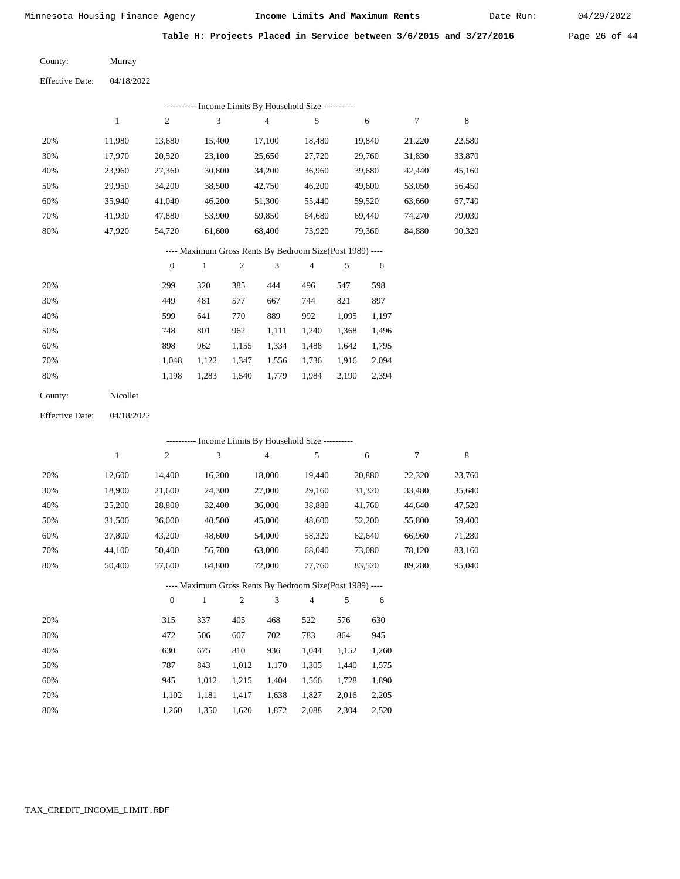Minnesota Housing Finance Agency **Income Limits And Maximum Rents** Date Run: 04/29/2022

**Table H: Projects Placed in Service between 3/6/2015 and 3/27/2016**

County: Murray

Effective Date: 04/18/2022

---------- Income Limits By Household Size ----------

| | 1 | 2 | 3 | 4 | 5 | 6 | 7 | 8 |
|---|---|---|---|---|---|---|---|---|
| 20% | 11,980 | 13,680 | 15,400 | 17,100 | 18,480 | 19,840 | 21,220 | 22,580 |
| 30% | 17,970 | 20,520 | 23,100 | 25,650 | 27,720 | 29,760 | 31,830 | 33,870 |
| 40% | 23,960 | 27,360 | 30,800 | 34,200 | 36,960 | 39,680 | 42,440 | 45,160 |
| 50% | 29,950 | 34,200 | 38,500 | 42,750 | 46,200 | 49,600 | 53,050 | 56,450 |
| 60% | 35,940 | 41,040 | 46,200 | 51,300 | 55,440 | 59,520 | 63,660 | 67,740 |
| 70% | 41,930 | 47,880 | 53,900 | 59,850 | 64,680 | 69,440 | 74,270 | 79,030 |
| 80% | 47,920 | 54,720 | 61,600 | 68,400 | 73,920 | 79,360 | 84,880 | 90,320 |

---- Maximum Gross Rents By Bedroom Size(Post 1989) ----

| | 0 | 1 | 2 | 3 | 4 | 5 | 6 |
|---|---|---|---|---|---|---|---|
| 20% | 299 | 320 | 385 | 444 | 496 | 547 | 598 |
| 30% | 449 | 481 | 577 | 667 | 744 | 821 | 897 |
| 40% | 599 | 641 | 770 | 889 | 992 | 1,095 | 1,197 |
| 50% | 748 | 801 | 962 | 1,111 | 1,240 | 1,368 | 1,496 |
| 60% | 898 | 962 | 1,155 | 1,334 | 1,488 | 1,642 | 1,795 |
| 70% | 1,048 | 1,122 | 1,347 | 1,556 | 1,736 | 1,916 | 2,094 |
| 80% | 1,198 | 1,283 | 1,540 | 1,779 | 1,984 | 2,190 | 2,394 |

County: Nicollet

Effective Date: 04/18/2022

---------- Income Limits By Household Size ----------

| | 1 | 2 | 3 | 4 | 5 | 6 | 7 | 8 |
|---|---|---|---|---|---|---|---|---|
| 20% | 12,600 | 14,400 | 16,200 | 18,000 | 19,440 | 20,880 | 22,320 | 23,760 |
| 30% | 18,900 | 21,600 | 24,300 | 27,000 | 29,160 | 31,320 | 33,480 | 35,640 |
| 40% | 25,200 | 28,800 | 32,400 | 36,000 | 38,880 | 41,760 | 44,640 | 47,520 |
| 50% | 31,500 | 36,000 | 40,500 | 45,000 | 48,600 | 52,200 | 55,800 | 59,400 |
| 60% | 37,800 | 43,200 | 48,600 | 54,000 | 58,320 | 62,640 | 66,960 | 71,280 |
| 70% | 44,100 | 50,400 | 56,700 | 63,000 | 68,040 | 73,080 | 78,120 | 83,160 |
| 80% | 50,400 | 57,600 | 64,800 | 72,000 | 77,760 | 83,520 | 89,280 | 95,040 |

---- Maximum Gross Rents By Bedroom Size(Post 1989) ----

| | 0 | 1 | 2 | 3 | 4 | 5 | 6 |
|---|---|---|---|---|---|---|---|
| 20% | 315 | 337 | 405 | 468 | 522 | 576 | 630 |
| 30% | 472 | 506 | 607 | 702 | 783 | 864 | 945 |
| 40% | 630 | 675 | 810 | 936 | 1,044 | 1,152 | 1,260 |
| 50% | 787 | 843 | 1,012 | 1,170 | 1,305 | 1,440 | 1,575 |
| 60% | 945 | 1,012 | 1,215 | 1,404 | 1,566 | 1,728 | 1,890 |
| 70% | 1,102 | 1,181 | 1,417 | 1,638 | 1,827 | 2,016 | 2,205 |
| 80% | 1,260 | 1,350 | 1,620 | 1,872 | 2,088 | 2,304 | 2,520 |

TAX_CREDIT_INCOME_LIMIT.RDF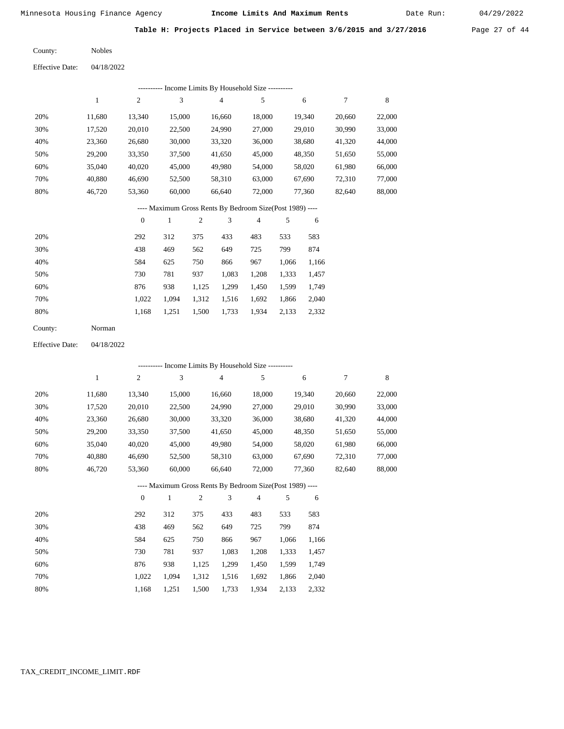Minnesota Housing Finance Agency **Income Limits And Maximum Rents** Date Run: 04/29/2022

**Table H: Projects Placed in Service between 3/6/2015 and 3/27/2016**

County: Nobles

Effective Date: 04/18/2022

---------- Income Limits By Household Size ----------

| | 1 | 2 | 3 | 4 | 5 | 6 | 7 | 8 |
|---|---|---|---|---|---|---|---|---|
| 20% | 11,680 | 13,340 | 15,000 | 16,660 | 18,000 | 19,340 | 20,660 | 22,000 |
| 30% | 17,520 | 20,010 | 22,500 | 24,990 | 27,000 | 29,010 | 30,990 | 33,000 |
| 40% | 23,360 | 26,680 | 30,000 | 33,320 | 36,000 | 38,680 | 41,320 | 44,000 |
| 50% | 29,200 | 33,350 | 37,500 | 41,650 | 45,000 | 48,350 | 51,650 | 55,000 |
| 60% | 35,040 | 40,020 | 45,000 | 49,980 | 54,000 | 58,020 | 61,980 | 66,000 |
| 70% | 40,880 | 46,690 | 52,500 | 58,310 | 63,000 | 67,690 | 72,310 | 77,000 |
| 80% | 46,720 | 53,360 | 60,000 | 66,640 | 72,000 | 77,360 | 82,640 | 88,000 |

---- Maximum Gross Rents By Bedroom Size(Post 1989) ----

| | 0 | 1 | 2 | 3 | 4 | 5 | 6 |
|---|---|---|---|---|---|---|---|
| 20% | 292 | 312 | 375 | 433 | 483 | 533 | 583 |
| 30% | 438 | 469 | 562 | 649 | 725 | 799 | 874 |
| 40% | 584 | 625 | 750 | 866 | 967 | 1,066 | 1,166 |
| 50% | 730 | 781 | 937 | 1,083 | 1,208 | 1,333 | 1,457 |
| 60% | 876 | 938 | 1,125 | 1,299 | 1,450 | 1,599 | 1,749 |
| 70% | 1,022 | 1,094 | 1,312 | 1,516 | 1,692 | 1,866 | 2,040 |
| 80% | 1,168 | 1,251 | 1,500 | 1,733 | 1,934 | 2,133 | 2,332 |

County: Norman

Effective Date: 04/18/2022

---------- Income Limits By Household Size ----------

| | 1 | 2 | 3 | 4 | 5 | 6 | 7 | 8 |
|---|---|---|---|---|---|---|---|---|
| 20% | 11,680 | 13,340 | 15,000 | 16,660 | 18,000 | 19,340 | 20,660 | 22,000 |
| 30% | 17,520 | 20,010 | 22,500 | 24,990 | 27,000 | 29,010 | 30,990 | 33,000 |
| 40% | 23,360 | 26,680 | 30,000 | 33,320 | 36,000 | 38,680 | 41,320 | 44,000 |
| 50% | 29,200 | 33,350 | 37,500 | 41,650 | 45,000 | 48,350 | 51,650 | 55,000 |
| 60% | 35,040 | 40,020 | 45,000 | 49,980 | 54,000 | 58,020 | 61,980 | 66,000 |
| 70% | 40,880 | 46,690 | 52,500 | 58,310 | 63,000 | 67,690 | 72,310 | 77,000 |
| 80% | 46,720 | 53,360 | 60,000 | 66,640 | 72,000 | 77,360 | 82,640 | 88,000 |

---- Maximum Gross Rents By Bedroom Size(Post 1989) ----

| | 0 | 1 | 2 | 3 | 4 | 5 | 6 |
|---|---|---|---|---|---|---|---|
| 20% | 292 | 312 | 375 | 433 | 483 | 533 | 583 |
| 30% | 438 | 469 | 562 | 649 | 725 | 799 | 874 |
| 40% | 584 | 625 | 750 | 866 | 967 | 1,066 | 1,166 |
| 50% | 730 | 781 | 937 | 1,083 | 1,208 | 1,333 | 1,457 |
| 60% | 876 | 938 | 1,125 | 1,299 | 1,450 | 1,599 | 1,749 |
| 70% | 1,022 | 1,094 | 1,312 | 1,516 | 1,692 | 1,866 | 2,040 |
| 80% | 1,168 | 1,251 | 1,500 | 1,733 | 1,934 | 2,133 | 2,332 |

TAX_CREDIT_INCOME_LIMIT.RDF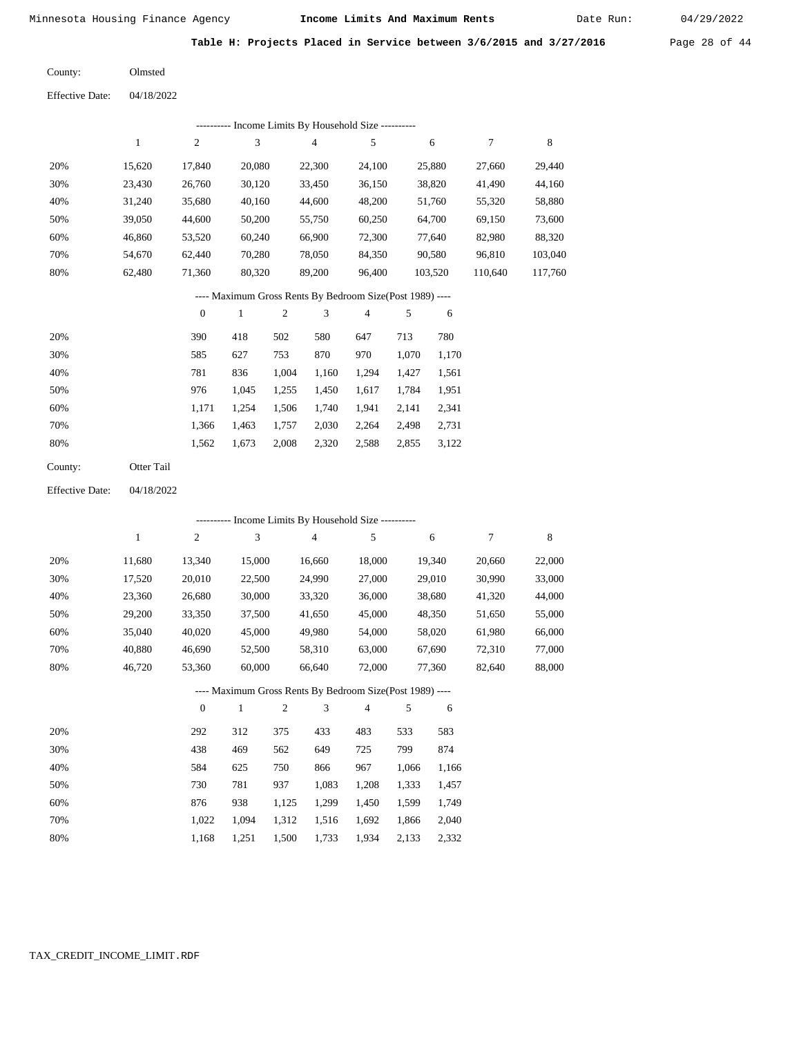**Table H: Projects Placed in Service between 3/6/2015 and 3/27/2016**

County: Olmsted

Effective Date: 04/18/2022

---------- Income Limits By Household Size ----------

| | 1 | 2 | 3 | 4 | 5 | 6 | 7 | 8 |
|---|---|---|---|---|---|---|---|---|
| 20% | 15,620 | 17,840 | 20,080 | 22,300 | 24,100 | 25,880 | 27,660 | 29,440 |
| 30% | 23,430 | 26,760 | 30,120 | 33,450 | 36,150 | 38,820 | 41,490 | 44,160 |
| 40% | 31,240 | 35,680 | 40,160 | 44,600 | 48,200 | 51,760 | 55,320 | 58,880 |
| 50% | 39,050 | 44,600 | 50,200 | 55,750 | 60,250 | 64,700 | 69,150 | 73,600 |
| 60% | 46,860 | 53,520 | 60,240 | 66,900 | 72,300 | 77,640 | 82,980 | 88,320 |
| 70% | 54,670 | 62,440 | 70,280 | 78,050 | 84,350 | 90,580 | 96,810 | 103,040 |
| 80% | 62,480 | 71,360 | 80,320 | 89,200 | 96,400 | 103,520 | 110,640 | 117,760 |

---- Maximum Gross Rents By Bedroom Size(Post 1989) ----

| | 0 | 1 | 2 | 3 | 4 | 5 | 6 |
|---|---|---|---|---|---|---|---|
| 20% | 390 | 418 | 502 | 580 | 647 | 713 | 780 |
| 30% | 585 | 627 | 753 | 870 | 970 | 1,070 | 1,170 |
| 40% | 781 | 836 | 1,004 | 1,160 | 1,294 | 1,427 | 1,561 |
| 50% | 976 | 1,045 | 1,255 | 1,450 | 1,617 | 1,784 | 1,951 |
| 60% | 1,171 | 1,254 | 1,506 | 1,740 | 1,941 | 2,141 | 2,341 |
| 70% | 1,366 | 1,463 | 1,757 | 2,030 | 2,264 | 2,498 | 2,731 |
| 80% | 1,562 | 1,673 | 2,008 | 2,320 | 2,588 | 2,855 | 3,122 |

County: Otter Tail

Effective Date: 04/18/2022

---------- Income Limits By Household Size ----------

| | 1 | 2 | 3 | 4 | 5 | 6 | 7 | 8 |
|---|---|---|---|---|---|---|---|---|
| 20% | 11,680 | 13,340 | 15,000 | 16,660 | 18,000 | 19,340 | 20,660 | 22,000 |
| 30% | 17,520 | 20,010 | 22,500 | 24,990 | 27,000 | 29,010 | 30,990 | 33,000 |
| 40% | 23,360 | 26,680 | 30,000 | 33,320 | 36,000 | 38,680 | 41,320 | 44,000 |
| 50% | 29,200 | 33,350 | 37,500 | 41,650 | 45,000 | 48,350 | 51,650 | 55,000 |
| 60% | 35,040 | 40,020 | 45,000 | 49,980 | 54,000 | 58,020 | 61,980 | 66,000 |
| 70% | 40,880 | 46,690 | 52,500 | 58,310 | 63,000 | 67,690 | 72,310 | 77,000 |
| 80% | 46,720 | 53,360 | 60,000 | 66,640 | 72,000 | 77,360 | 82,640 | 88,000 |

---- Maximum Gross Rents By Bedroom Size(Post 1989) ----

| | 0 | 1 | 2 | 3 | 4 | 5 | 6 |
|---|---|---|---|---|---|---|---|
| 20% | 292 | 312 | 375 | 433 | 483 | 533 | 583 |
| 30% | 438 | 469 | 562 | 649 | 725 | 799 | 874 |
| 40% | 584 | 625 | 750 | 866 | 967 | 1,066 | 1,166 |
| 50% | 730 | 781 | 937 | 1,083 | 1,208 | 1,333 | 1,457 |
| 60% | 876 | 938 | 1,125 | 1,299 | 1,450 | 1,599 | 1,749 |
| 70% | 1,022 | 1,094 | 1,312 | 1,516 | 1,692 | 1,866 | 2,040 |
| 80% | 1,168 | 1,251 | 1,500 | 1,733 | 1,934 | 2,133 | 2,332 |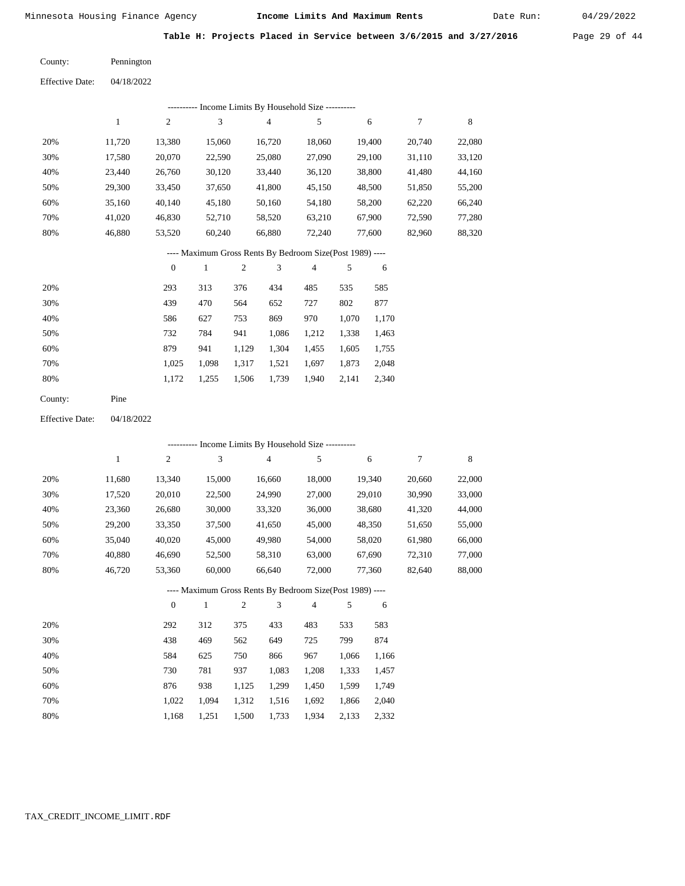Minnesota Housing Finance Agency **Income Limits And Maximum Rents** Date Run: 04/29/2022

**Table H: Projects Placed in Service between 3/6/2015 and 3/27/2016**

County: Pennington

Effective Date: 04/18/2022

---------- Income Limits By Household Size ----------

| | 1 | 2 | 3 | 4 | 5 | 6 | 7 | 8 |
|---|---|---|---|---|---|---|---|---|
| 20% | 11,720 | 13,380 | 15,060 | 16,720 | 18,060 | 19,400 | 20,740 | 22,080 |
| 30% | 17,580 | 20,070 | 22,590 | 25,080 | 27,090 | 29,100 | 31,110 | 33,120 |
| 40% | 23,440 | 26,760 | 30,120 | 33,440 | 36,120 | 38,800 | 41,480 | 44,160 |
| 50% | 29,300 | 33,450 | 37,650 | 41,800 | 45,150 | 48,500 | 51,850 | 55,200 |
| 60% | 35,160 | 40,140 | 45,180 | 50,160 | 54,180 | 58,200 | 62,220 | 66,240 |
| 70% | 41,020 | 46,830 | 52,710 | 58,520 | 63,210 | 67,900 | 72,590 | 77,280 |
| 80% | 46,880 | 53,520 | 60,240 | 66,880 | 72,240 | 77,600 | 82,960 | 88,320 |

---- Maximum Gross Rents By Bedroom Size(Post 1989) ----

| | 0 | 1 | 2 | 3 | 4 | 5 | 6 |
|---|---|---|---|---|---|---|---|
| 20% | 293 | 313 | 376 | 434 | 485 | 535 | 585 |
| 30% | 439 | 470 | 564 | 652 | 727 | 802 | 877 |
| 40% | 586 | 627 | 753 | 869 | 970 | 1,070 | 1,170 |
| 50% | 732 | 784 | 941 | 1,086 | 1,212 | 1,338 | 1,463 |
| 60% | 879 | 941 | 1,129 | 1,304 | 1,455 | 1,605 | 1,755 |
| 70% | 1,025 | 1,098 | 1,317 | 1,521 | 1,697 | 1,873 | 2,048 |
| 80% | 1,172 | 1,255 | 1,506 | 1,739 | 1,940 | 2,141 | 2,340 |

County: Pine

Effective Date: 04/18/2022

---------- Income Limits By Household Size ----------

| | 1 | 2 | 3 | 4 | 5 | 6 | 7 | 8 |
|---|---|---|---|---|---|---|---|---|
| 20% | 11,680 | 13,340 | 15,000 | 16,660 | 18,000 | 19,340 | 20,660 | 22,000 |
| 30% | 17,520 | 20,010 | 22,500 | 24,990 | 27,000 | 29,010 | 30,990 | 33,000 |
| 40% | 23,360 | 26,680 | 30,000 | 33,320 | 36,000 | 38,680 | 41,320 | 44,000 |
| 50% | 29,200 | 33,350 | 37,500 | 41,650 | 45,000 | 48,350 | 51,650 | 55,000 |
| 60% | 35,040 | 40,020 | 45,000 | 49,980 | 54,000 | 58,020 | 61,980 | 66,000 |
| 70% | 40,880 | 46,690 | 52,500 | 58,310 | 63,000 | 67,690 | 72,310 | 77,000 |
| 80% | 46,720 | 53,360 | 60,000 | 66,640 | 72,000 | 77,360 | 82,640 | 88,000 |

---- Maximum Gross Rents By Bedroom Size(Post 1989) ----

| | 0 | 1 | 2 | 3 | 4 | 5 | 6 |
|---|---|---|---|---|---|---|---|
| 20% | 292 | 312 | 375 | 433 | 483 | 533 | 583 |
| 30% | 438 | 469 | 562 | 649 | 725 | 799 | 874 |
| 40% | 584 | 625 | 750 | 866 | 967 | 1,066 | 1,166 |
| 50% | 730 | 781 | 937 | 1,083 | 1,208 | 1,333 | 1,457 |
| 60% | 876 | 938 | 1,125 | 1,299 | 1,450 | 1,599 | 1,749 |
| 70% | 1,022 | 1,094 | 1,312 | 1,516 | 1,692 | 1,866 | 2,040 |
| 80% | 1,168 | 1,251 | 1,500 | 1,733 | 1,934 | 2,133 | 2,332 |

TAX_CREDIT_INCOME_LIMIT.RDF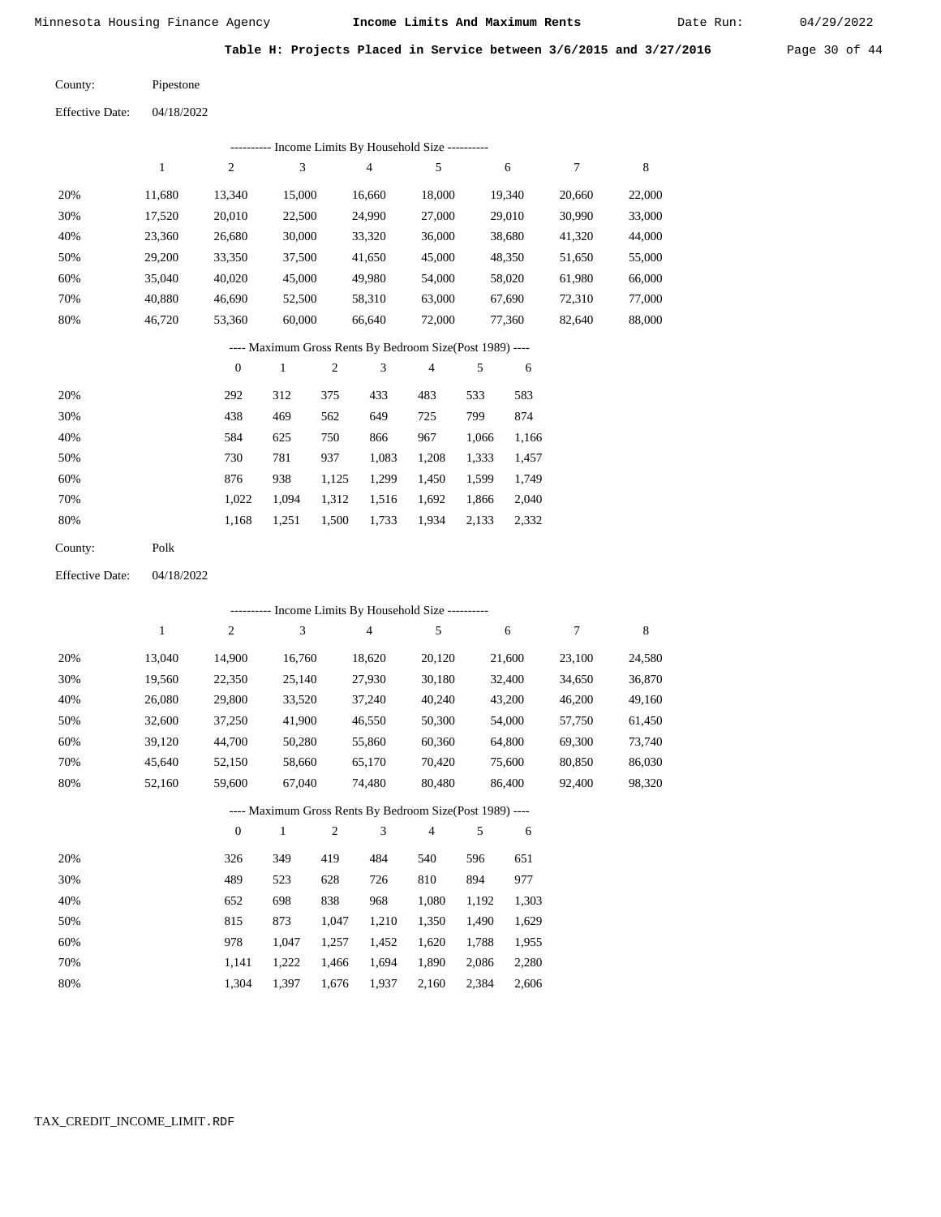Minnesota Housing Finance Agency **Income Limits And Maximum Rents** Date Run: 04/29/2022

**Table H: Projects Placed in Service between 3/6/2015 and 3/27/2016**

County: Pipestone

Effective Date: 04/18/2022

---------- Income Limits By Household Size ----------

| | 1 | 2 | 3 | 4 | 5 | 6 | 7 | 8 |
|---|---|---|---|---|---|---|---|---|
| 20% | 11,680 | 13,340 | 15,000 | 16,660 | 18,000 | 19,340 | 20,660 | 22,000 |
| 30% | 17,520 | 20,010 | 22,500 | 24,990 | 27,000 | 29,010 | 30,990 | 33,000 |
| 40% | 23,360 | 26,680 | 30,000 | 33,320 | 36,000 | 38,680 | 41,320 | 44,000 |
| 50% | 29,200 | 33,350 | 37,500 | 41,650 | 45,000 | 48,350 | 51,650 | 55,000 |
| 60% | 35,040 | 40,020 | 45,000 | 49,980 | 54,000 | 58,020 | 61,980 | 66,000 |
| 70% | 40,880 | 46,690 | 52,500 | 58,310 | 63,000 | 67,690 | 72,310 | 77,000 |
| 80% | 46,720 | 53,360 | 60,000 | 66,640 | 72,000 | 77,360 | 82,640 | 88,000 |

---- Maximum Gross Rents By Bedroom Size(Post 1989) ----

| | 0 | 1 | 2 | 3 | 4 | 5 | 6 |
|---|---|---|---|---|---|---|---|
| 20% | 292 | 312 | 375 | 433 | 483 | 533 | 583 |
| 30% | 438 | 469 | 562 | 649 | 725 | 799 | 874 |
| 40% | 584 | 625 | 750 | 866 | 967 | 1,066 | 1,166 |
| 50% | 730 | 781 | 937 | 1,083 | 1,208 | 1,333 | 1,457 |
| 60% | 876 | 938 | 1,125 | 1,299 | 1,450 | 1,599 | 1,749 |
| 70% | 1,022 | 1,094 | 1,312 | 1,516 | 1,692 | 1,866 | 2,040 |
| 80% | 1,168 | 1,251 | 1,500 | 1,733 | 1,934 | 2,133 | 2,332 |

County: Polk

Effective Date: 04/18/2022

---------- Income Limits By Household Size ----------

| | 1 | 2 | 3 | 4 | 5 | 6 | 7 | 8 |
|---|---|---|---|---|---|---|---|---|
| 20% | 13,040 | 14,900 | 16,760 | 18,620 | 20,120 | 21,600 | 23,100 | 24,580 |
| 30% | 19,560 | 22,350 | 25,140 | 27,930 | 30,180 | 32,400 | 34,650 | 36,870 |
| 40% | 26,080 | 29,800 | 33,520 | 37,240 | 40,240 | 43,200 | 46,200 | 49,160 |
| 50% | 32,600 | 37,250 | 41,900 | 46,550 | 50,300 | 54,000 | 57,750 | 61,450 |
| 60% | 39,120 | 44,700 | 50,280 | 55,860 | 60,360 | 64,800 | 69,300 | 73,740 |
| 70% | 45,640 | 52,150 | 58,660 | 65,170 | 70,420 | 75,600 | 80,850 | 86,030 |
| 80% | 52,160 | 59,600 | 67,040 | 74,480 | 80,480 | 86,400 | 92,400 | 98,320 |

---- Maximum Gross Rents By Bedroom Size(Post 1989) ----

| | 0 | 1 | 2 | 3 | 4 | 5 | 6 |
|---|---|---|---|---|---|---|---|
| 20% | 326 | 349 | 419 | 484 | 540 | 596 | 651 |
| 30% | 489 | 523 | 628 | 726 | 810 | 894 | 977 |
| 40% | 652 | 698 | 838 | 968 | 1,080 | 1,192 | 1,303 |
| 50% | 815 | 873 | 1,047 | 1,210 | 1,350 | 1,490 | 1,629 |
| 60% | 978 | 1,047 | 1,257 | 1,452 | 1,620 | 1,788 | 1,955 |
| 70% | 1,141 | 1,222 | 1,466 | 1,694 | 1,890 | 2,086 | 2,280 |
| 80% | 1,304 | 1,397 | 1,676 | 1,937 | 2,160 | 2,384 | 2,606 |

TAX_CREDIT_INCOME_LIMIT.RDF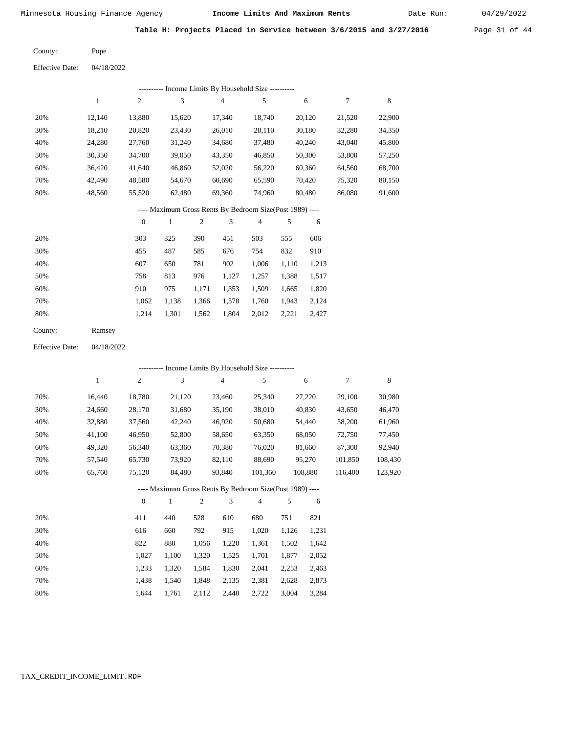Minnesota Housing Finance Agency **Income Limits And Maximum Rents** Date Run: 04/29/2022

**Table H: Projects Placed in Service between 3/6/2015 and 3/27/2016**

County: Pope

Effective Date: 04/18/2022

---------- Income Limits By Household Size ----------

| | 1 | 2 | 3 | 4 | 5 | 6 | 7 | 8 |
|---|---|---|---|---|---|---|---|---|
| 20% | 12,140 | 13,880 | 15,620 | 17,340 | 18,740 | 20,120 | 21,520 | 22,900 |
| 30% | 18,210 | 20,820 | 23,430 | 26,010 | 28,110 | 30,180 | 32,280 | 34,350 |
| 40% | 24,280 | 27,760 | 31,240 | 34,680 | 37,480 | 40,240 | 43,040 | 45,800 |
| 50% | 30,350 | 34,700 | 39,050 | 43,350 | 46,850 | 50,300 | 53,800 | 57,250 |
| 60% | 36,420 | 41,640 | 46,860 | 52,020 | 56,220 | 60,360 | 64,560 | 68,700 |
| 70% | 42,490 | 48,580 | 54,670 | 60,690 | 65,590 | 70,420 | 75,320 | 80,150 |
| 80% | 48,560 | 55,520 | 62,480 | 69,360 | 74,960 | 80,480 | 86,080 | 91,600 |

---- Maximum Gross Rents By Bedroom Size(Post 1989) ----

| | 0 | 1 | 2 | 3 | 4 | 5 | 6 |
|---|---|---|---|---|---|---|---|
| 20% | 303 | 325 | 390 | 451 | 503 | 555 | 606 |
| 30% | 455 | 487 | 585 | 676 | 754 | 832 | 910 |
| 40% | 607 | 650 | 781 | 902 | 1,006 | 1,110 | 1,213 |
| 50% | 758 | 813 | 976 | 1,127 | 1,257 | 1,388 | 1,517 |
| 60% | 910 | 975 | 1,171 | 1,353 | 1,509 | 1,665 | 1,820 |
| 70% | 1,062 | 1,138 | 1,366 | 1,578 | 1,760 | 1,943 | 2,124 |
| 80% | 1,214 | 1,301 | 1,562 | 1,804 | 2,012 | 2,221 | 2,427 |

County: Ramsey

Effective Date: 04/18/2022

---------- Income Limits By Household Size ----------

| | 1 | 2 | 3 | 4 | 5 | 6 | 7 | 8 |
|---|---|---|---|---|---|---|---|---|
| 20% | 16,440 | 18,780 | 21,120 | 23,460 | 25,340 | 27,220 | 29,100 | 30,980 |
| 30% | 24,660 | 28,170 | 31,680 | 35,190 | 38,010 | 40,830 | 43,650 | 46,470 |
| 40% | 32,880 | 37,560 | 42,240 | 46,920 | 50,680 | 54,440 | 58,200 | 61,960 |
| 50% | 41,100 | 46,950 | 52,800 | 58,650 | 63,350 | 68,050 | 72,750 | 77,450 |
| 60% | 49,320 | 56,340 | 63,360 | 70,380 | 76,020 | 81,660 | 87,300 | 92,940 |
| 70% | 57,540 | 65,730 | 73,920 | 82,110 | 88,690 | 95,270 | 101,850 | 108,430 |
| 80% | 65,760 | 75,120 | 84,480 | 93,840 | 101,360 | 108,880 | 116,400 | 123,920 |

---- Maximum Gross Rents By Bedroom Size(Post 1989) ----

| | 0 | 1 | 2 | 3 | 4 | 5 | 6 |
|---|---|---|---|---|---|---|---|
| 20% | 411 | 440 | 528 | 610 | 680 | 751 | 821 |
| 30% | 616 | 660 | 792 | 915 | 1,020 | 1,126 | 1,231 |
| 40% | 822 | 880 | 1,056 | 1,220 | 1,361 | 1,502 | 1,642 |
| 50% | 1,027 | 1,100 | 1,320 | 1,525 | 1,701 | 1,877 | 2,052 |
| 60% | 1,233 | 1,320 | 1,584 | 1,830 | 2,041 | 2,253 | 2,463 |
| 70% | 1,438 | 1,540 | 1,848 | 2,135 | 2,381 | 2,628 | 2,873 |
| 80% | 1,644 | 1,761 | 2,112 | 2,440 | 2,722 | 3,004 | 3,284 |

TAX_CREDIT_INCOME_LIMIT.RDF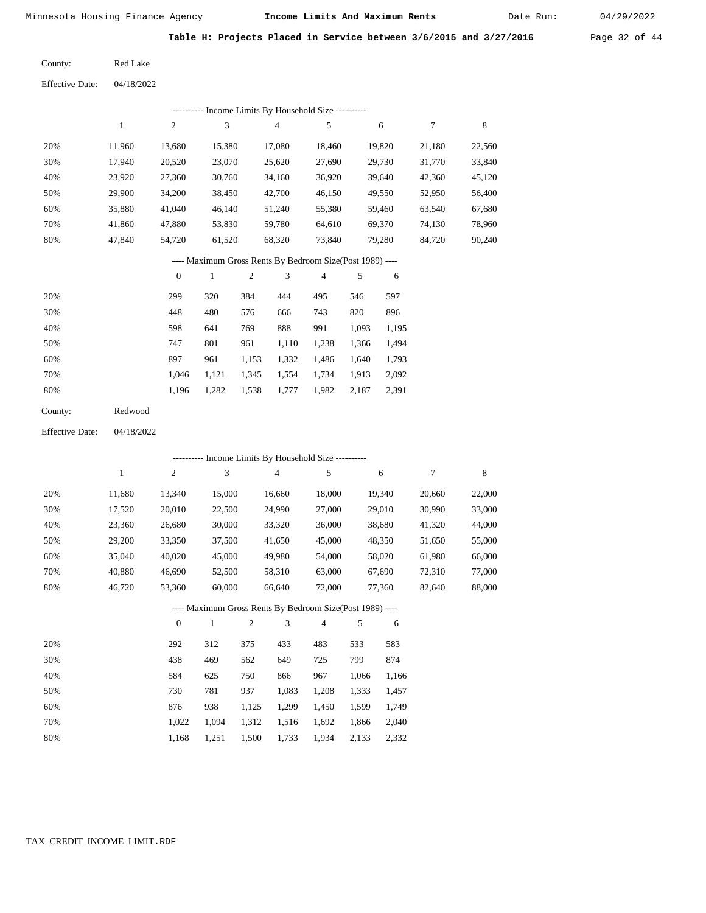## Table H: Projects Placed in Service between 3/6/2015 and 3/27/2016

County: Red Lake

Effective Date: 04/18/2022

---------- Income Limits By Household Size ----------

| | 1 | 2 | 3 | 4 | 5 | 6 | 7 | 8 |
|---|---|---|---|---|---|---|---|---|
| 20% | 11,960 | 13,680 | 15,380 | 17,080 | 18,460 | 19,820 | 21,180 | 22,560 |
| 30% | 17,940 | 20,520 | 23,070 | 25,620 | 27,690 | 29,730 | 31,770 | 33,840 |
| 40% | 23,920 | 27,360 | 30,760 | 34,160 | 36,920 | 39,640 | 42,360 | 45,120 |
| 50% | 29,900 | 34,200 | 38,450 | 42,700 | 46,150 | 49,550 | 52,950 | 56,400 |
| 60% | 35,880 | 41,040 | 46,140 | 51,240 | 55,380 | 59,460 | 63,540 | 67,680 |
| 70% | 41,860 | 47,880 | 53,830 | 59,780 | 64,610 | 69,370 | 74,130 | 78,960 |
| 80% | 47,840 | 54,720 | 61,520 | 68,320 | 73,840 | 79,280 | 84,720 | 90,240 |

---- Maximum Gross Rents By Bedroom Size(Post 1989) ----

| | 0 | 1 | 2 | 3 | 4 | 5 | 6 |
|---|---|---|---|---|---|---|---|
| 20% | 299 | 320 | 384 | 444 | 495 | 546 | 597 |
| 30% | 448 | 480 | 576 | 666 | 743 | 820 | 896 |
| 40% | 598 | 641 | 769 | 888 | 991 | 1,093 | 1,195 |
| 50% | 747 | 801 | 961 | 1,110 | 1,238 | 1,366 | 1,494 |
| 60% | 897 | 961 | 1,153 | 1,332 | 1,486 | 1,640 | 1,793 |
| 70% | 1,046 | 1,121 | 1,345 | 1,554 | 1,734 | 1,913 | 2,092 |
| 80% | 1,196 | 1,282 | 1,538 | 1,777 | 1,982 | 2,187 | 2,391 |

County: Redwood

Effective Date: 04/18/2022

---------- Income Limits By Household Size ----------

| | 1 | 2 | 3 | 4 | 5 | 6 | 7 | 8 |
|---|---|---|---|---|---|---|---|---|
| 20% | 11,680 | 13,340 | 15,000 | 16,660 | 18,000 | 19,340 | 20,660 | 22,000 |
| 30% | 17,520 | 20,010 | 22,500 | 24,990 | 27,000 | 29,010 | 30,990 | 33,000 |
| 40% | 23,360 | 26,680 | 30,000 | 33,320 | 36,000 | 38,680 | 41,320 | 44,000 |
| 50% | 29,200 | 33,350 | 37,500 | 41,650 | 45,000 | 48,350 | 51,650 | 55,000 |
| 60% | 35,040 | 40,020 | 45,000 | 49,980 | 54,000 | 58,020 | 61,980 | 66,000 |
| 70% | 40,880 | 46,690 | 52,500 | 58,310 | 63,000 | 67,690 | 72,310 | 77,000 |
| 80% | 46,720 | 53,360 | 60,000 | 66,640 | 72,000 | 77,360 | 82,640 | 88,000 |

---- Maximum Gross Rents By Bedroom Size(Post 1989) ----

| | 0 | 1 | 2 | 3 | 4 | 5 | 6 |
|---|---|---|---|---|---|---|---|
| 20% | 292 | 312 | 375 | 433 | 483 | 533 | 583 |
| 30% | 438 | 469 | 562 | 649 | 725 | 799 | 874 |
| 40% | 584 | 625 | 750 | 866 | 967 | 1,066 | 1,166 |
| 50% | 730 | 781 | 937 | 1,083 | 1,208 | 1,333 | 1,457 |
| 60% | 876 | 938 | 1,125 | 1,299 | 1,450 | 1,599 | 1,749 |
| 70% | 1,022 | 1,094 | 1,312 | 1,516 | 1,692 | 1,866 | 2,040 |
| 80% | 1,168 | 1,251 | 1,500 | 1,733 | 1,934 | 2,133 | 2,332 |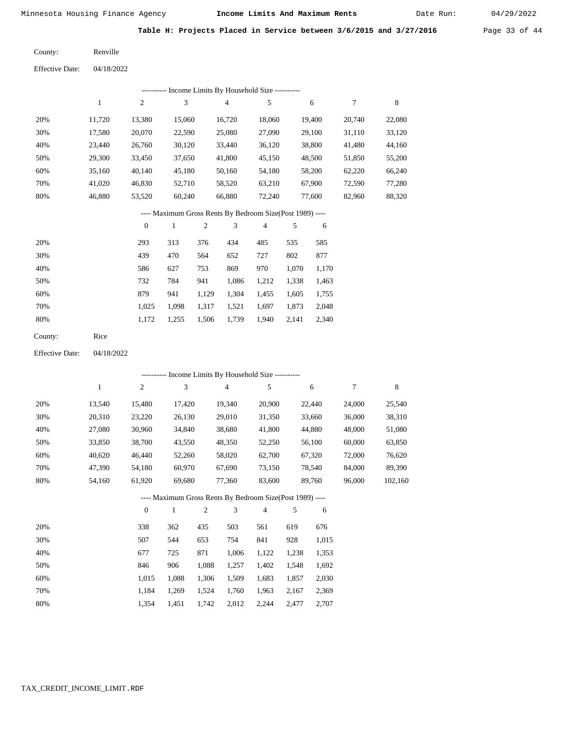## Table H: Projects Placed in Service between 3/6/2015 and 3/27/2016

County: Renville

Effective Date: 04/18/2022

---------- Income Limits By Household Size ----------

| | 1 | 2 | 3 | 4 | 5 | 6 | 7 | 8 |
|---|---|---|---|---|---|---|---|---|
| 20% | 11,720 | 13,380 | 15,060 | 16,720 | 18,060 | 19,400 | 20,740 | 22,080 |
| 30% | 17,580 | 20,070 | 22,590 | 25,080 | 27,090 | 29,100 | 31,110 | 33,120 |
| 40% | 23,440 | 26,760 | 30,120 | 33,440 | 36,120 | 38,800 | 41,480 | 44,160 |
| 50% | 29,300 | 33,450 | 37,650 | 41,800 | 45,150 | 48,500 | 51,850 | 55,200 |
| 60% | 35,160 | 40,140 | 45,180 | 50,160 | 54,180 | 58,200 | 62,220 | 66,240 |
| 70% | 41,020 | 46,830 | 52,710 | 58,520 | 63,210 | 67,900 | 72,590 | 77,280 |
| 80% | 46,880 | 53,520 | 60,240 | 66,880 | 72,240 | 77,600 | 82,960 | 88,320 |

---- Maximum Gross Rents By Bedroom Size(Post 1989) ----

| | 0 | 1 | 2 | 3 | 4 | 5 | 6 |
|---|---|---|---|---|---|---|---|
| 20% | 293 | 313 | 376 | 434 | 485 | 535 | 585 |
| 30% | 439 | 470 | 564 | 652 | 727 | 802 | 877 |
| 40% | 586 | 627 | 753 | 869 | 970 | 1,070 | 1,170 |
| 50% | 732 | 784 | 941 | 1,086 | 1,212 | 1,338 | 1,463 |
| 60% | 879 | 941 | 1,129 | 1,304 | 1,455 | 1,605 | 1,755 |
| 70% | 1,025 | 1,098 | 1,317 | 1,521 | 1,697 | 1,873 | 2,048 |
| 80% | 1,172 | 1,255 | 1,506 | 1,739 | 1,940 | 2,141 | 2,340 |

County: Rice

Effective Date: 04/18/2022

---------- Income Limits By Household Size ----------

| | 1 | 2 | 3 | 4 | 5 | 6 | 7 | 8 |
|---|---|---|---|---|---|---|---|---|
| 20% | 13,540 | 15,480 | 17,420 | 19,340 | 20,900 | 22,440 | 24,000 | 25,540 |
| 30% | 20,310 | 23,220 | 26,130 | 29,010 | 31,350 | 33,660 | 36,000 | 38,310 |
| 40% | 27,080 | 30,960 | 34,840 | 38,680 | 41,800 | 44,880 | 48,000 | 51,080 |
| 50% | 33,850 | 38,700 | 43,550 | 48,350 | 52,250 | 56,100 | 60,000 | 63,850 |
| 60% | 40,620 | 46,440 | 52,260 | 58,020 | 62,700 | 67,320 | 72,000 | 76,620 |
| 70% | 47,390 | 54,180 | 60,970 | 67,690 | 73,150 | 78,540 | 84,000 | 89,390 |
| 80% | 54,160 | 61,920 | 69,680 | 77,360 | 83,600 | 89,760 | 96,000 | 102,160 |

---- Maximum Gross Rents By Bedroom Size(Post 1989) ----

| | 0 | 1 | 2 | 3 | 4 | 5 | 6 |
|---|---|---|---|---|---|---|---|
| 20% | 338 | 362 | 435 | 503 | 561 | 619 | 676 |
| 30% | 507 | 544 | 653 | 754 | 841 | 928 | 1,015 |
| 40% | 677 | 725 | 871 | 1,006 | 1,122 | 1,238 | 1,353 |
| 50% | 846 | 906 | 1,088 | 1,257 | 1,402 | 1,548 | 1,692 |
| 60% | 1,015 | 1,088 | 1,306 | 1,509 | 1,683 | 1,857 | 2,030 |
| 70% | 1,184 | 1,269 | 1,524 | 1,760 | 1,963 | 2,167 | 2,369 |
| 80% | 1,354 | 1,451 | 1,742 | 2,012 | 2,244 | 2,477 | 2,707 |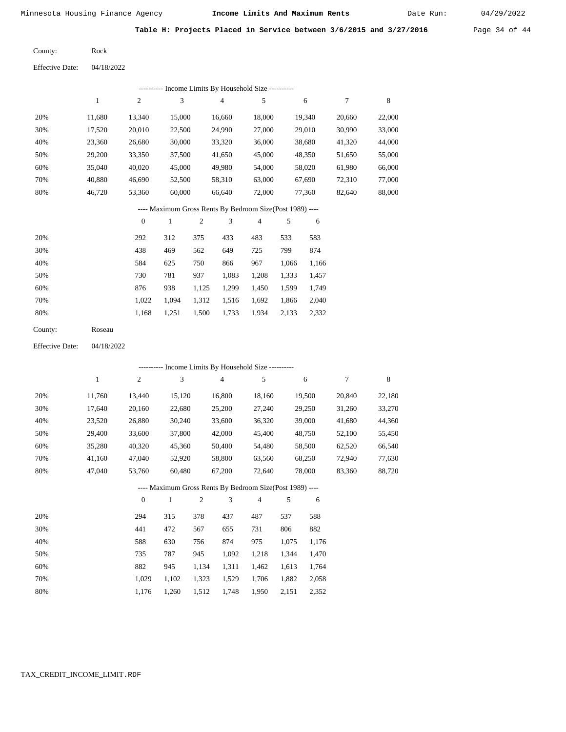Minnesota Housing Finance Agency **Income Limits And Maximum Rents** Date Run: 04/29/2022

**Table H: Projects Placed in Service between 3/6/2015 and 3/27/2016**

County: Rock

Effective Date: 04/18/2022

---------- Income Limits By Household Size ----------

| | 1 | 2 | 3 | 4 | 5 | 6 | 7 | 8 |
|---|---|---|---|---|---|---|---|---|
| 20% | 11,680 | 13,340 | 15,000 | 16,660 | 18,000 | 19,340 | 20,660 | 22,000 |
| 30% | 17,520 | 20,010 | 22,500 | 24,990 | 27,000 | 29,010 | 30,990 | 33,000 |
| 40% | 23,360 | 26,680 | 30,000 | 33,320 | 36,000 | 38,680 | 41,320 | 44,000 |
| 50% | 29,200 | 33,350 | 37,500 | 41,650 | 45,000 | 48,350 | 51,650 | 55,000 |
| 60% | 35,040 | 40,020 | 45,000 | 49,980 | 54,000 | 58,020 | 61,980 | 66,000 |
| 70% | 40,880 | 46,690 | 52,500 | 58,310 | 63,000 | 67,690 | 72,310 | 77,000 |
| 80% | 46,720 | 53,360 | 60,000 | 66,640 | 72,000 | 77,360 | 82,640 | 88,000 |

---- Maximum Gross Rents By Bedroom Size(Post 1989) ----

| | 0 | 1 | 2 | 3 | 4 | 5 | 6 |
|---|---|---|---|---|---|---|---|
| 20% | 292 | 312 | 375 | 433 | 483 | 533 | 583 |
| 30% | 438 | 469 | 562 | 649 | 725 | 799 | 874 |
| 40% | 584 | 625 | 750 | 866 | 967 | 1,066 | 1,166 |
| 50% | 730 | 781 | 937 | 1,083 | 1,208 | 1,333 | 1,457 |
| 60% | 876 | 938 | 1,125 | 1,299 | 1,450 | 1,599 | 1,749 |
| 70% | 1,022 | 1,094 | 1,312 | 1,516 | 1,692 | 1,866 | 2,040 |
| 80% | 1,168 | 1,251 | 1,500 | 1,733 | 1,934 | 2,133 | 2,332 |

County: Roseau

Effective Date: 04/18/2022

---------- Income Limits By Household Size ----------

| | 1 | 2 | 3 | 4 | 5 | 6 | 7 | 8 |
|---|---|---|---|---|---|---|---|---|
| 20% | 11,760 | 13,440 | 15,120 | 16,800 | 18,160 | 19,500 | 20,840 | 22,180 |
| 30% | 17,640 | 20,160 | 22,680 | 25,200 | 27,240 | 29,250 | 31,260 | 33,270 |
| 40% | 23,520 | 26,880 | 30,240 | 33,600 | 36,320 | 39,000 | 41,680 | 44,360 |
| 50% | 29,400 | 33,600 | 37,800 | 42,000 | 45,400 | 48,750 | 52,100 | 55,450 |
| 60% | 35,280 | 40,320 | 45,360 | 50,400 | 54,480 | 58,500 | 62,520 | 66,540 |
| 70% | 41,160 | 47,040 | 52,920 | 58,800 | 63,560 | 68,250 | 72,940 | 77,630 |
| 80% | 47,040 | 53,760 | 60,480 | 67,200 | 72,640 | 78,000 | 83,360 | 88,720 |

---- Maximum Gross Rents By Bedroom Size(Post 1989) ----

| | 0 | 1 | 2 | 3 | 4 | 5 | 6 |
|---|---|---|---|---|---|---|---|
| 20% | 294 | 315 | 378 | 437 | 487 | 537 | 588 |
| 30% | 441 | 472 | 567 | 655 | 731 | 806 | 882 |
| 40% | 588 | 630 | 756 | 874 | 975 | 1,075 | 1,176 |
| 50% | 735 | 787 | 945 | 1,092 | 1,218 | 1,344 | 1,470 |
| 60% | 882 | 945 | 1,134 | 1,311 | 1,462 | 1,613 | 1,764 |
| 70% | 1,029 | 1,102 | 1,323 | 1,529 | 1,706 | 1,882 | 2,058 |
| 80% | 1,176 | 1,260 | 1,512 | 1,748 | 1,950 | 2,151 | 2,352 |

TAX_CREDIT_INCOME_LIMIT.RDF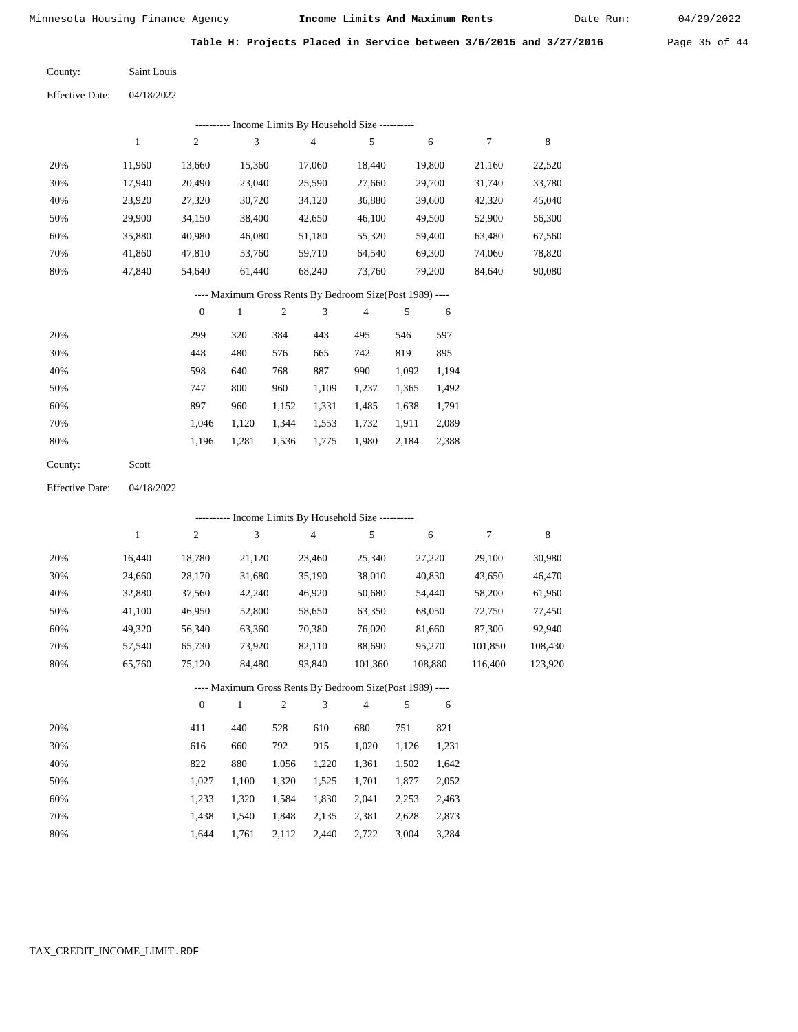Minnesota Housing Finance Agency **Income Limits And Maximum Rents** Date Run: 04/29/2022

**Table H: Projects Placed in Service between 3/6/2015 and 3/27/2016**

County: Saint Louis

Effective Date: 04/18/2022

---------- Income Limits By Household Size ----------

| | 1 | 2 | 3 | 4 | 5 | 6 | 7 | 8 |
|---|---|---|---|---|---|---|---|---|
| 20% | 11,960 | 13,660 | 15,360 | 17,060 | 18,440 | 19,800 | 21,160 | 22,520 |
| 30% | 17,940 | 20,490 | 23,040 | 25,590 | 27,660 | 29,700 | 31,740 | 33,780 |
| 40% | 23,920 | 27,320 | 30,720 | 34,120 | 36,880 | 39,600 | 42,320 | 45,040 |
| 50% | 29,900 | 34,150 | 38,400 | 42,650 | 46,100 | 49,500 | 52,900 | 56,300 |
| 60% | 35,880 | 40,980 | 46,080 | 51,180 | 55,320 | 59,400 | 63,480 | 67,560 |
| 70% | 41,860 | 47,810 | 53,760 | 59,710 | 64,540 | 69,300 | 74,060 | 78,820 |
| 80% | 47,840 | 54,640 | 61,440 | 68,240 | 73,760 | 79,200 | 84,640 | 90,080 |

---- Maximum Gross Rents By Bedroom Size(Post 1989) ----

| | 0 | 1 | 2 | 3 | 4 | 5 | 6 |
|---|---|---|---|---|---|---|---|
| 20% | 299 | 320 | 384 | 443 | 495 | 546 | 597 |
| 30% | 448 | 480 | 576 | 665 | 742 | 819 | 895 |
| 40% | 598 | 640 | 768 | 887 | 990 | 1,092 | 1,194 |
| 50% | 747 | 800 | 960 | 1,109 | 1,237 | 1,365 | 1,492 |
| 60% | 897 | 960 | 1,152 | 1,331 | 1,485 | 1,638 | 1,791 |
| 70% | 1,046 | 1,120 | 1,344 | 1,553 | 1,732 | 1,911 | 2,089 |
| 80% | 1,196 | 1,281 | 1,536 | 1,775 | 1,980 | 2,184 | 2,388 |

County: Scott

Effective Date: 04/18/2022

---------- Income Limits By Household Size ----------

| | 1 | 2 | 3 | 4 | 5 | 6 | 7 | 8 |
|---|---|---|---|---|---|---|---|---|
| 20% | 16,440 | 18,780 | 21,120 | 23,460 | 25,340 | 27,220 | 29,100 | 30,980 |
| 30% | 24,660 | 28,170 | 31,680 | 35,190 | 38,010 | 40,830 | 43,650 | 46,470 |
| 40% | 32,880 | 37,560 | 42,240 | 46,920 | 50,680 | 54,440 | 58,200 | 61,960 |
| 50% | 41,100 | 46,950 | 52,800 | 58,650 | 63,350 | 68,050 | 72,750 | 77,450 |
| 60% | 49,320 | 56,340 | 63,360 | 70,380 | 76,020 | 81,660 | 87,300 | 92,940 |
| 70% | 57,540 | 65,730 | 73,920 | 82,110 | 88,690 | 95,270 | 101,850 | 108,430 |
| 80% | 65,760 | 75,120 | 84,480 | 93,840 | 101,360 | 108,880 | 116,400 | 123,920 |

---- Maximum Gross Rents By Bedroom Size(Post 1989) ----

| | 0 | 1 | 2 | 3 | 4 | 5 | 6 |
|---|---|---|---|---|---|---|---|
| 20% | 411 | 440 | 528 | 610 | 680 | 751 | 821 |
| 30% | 616 | 660 | 792 | 915 | 1,020 | 1,126 | 1,231 |
| 40% | 822 | 880 | 1,056 | 1,220 | 1,361 | 1,502 | 1,642 |
| 50% | 1,027 | 1,100 | 1,320 | 1,525 | 1,701 | 1,877 | 2,052 |
| 60% | 1,233 | 1,320 | 1,584 | 1,830 | 2,041 | 2,253 | 2,463 |
| 70% | 1,438 | 1,540 | 1,848 | 2,135 | 2,381 | 2,628 | 2,873 |
| 80% | 1,644 | 1,761 | 2,112 | 2,440 | 2,722 | 3,004 | 3,284 |

TAX_CREDIT_INCOME_LIMIT.RDF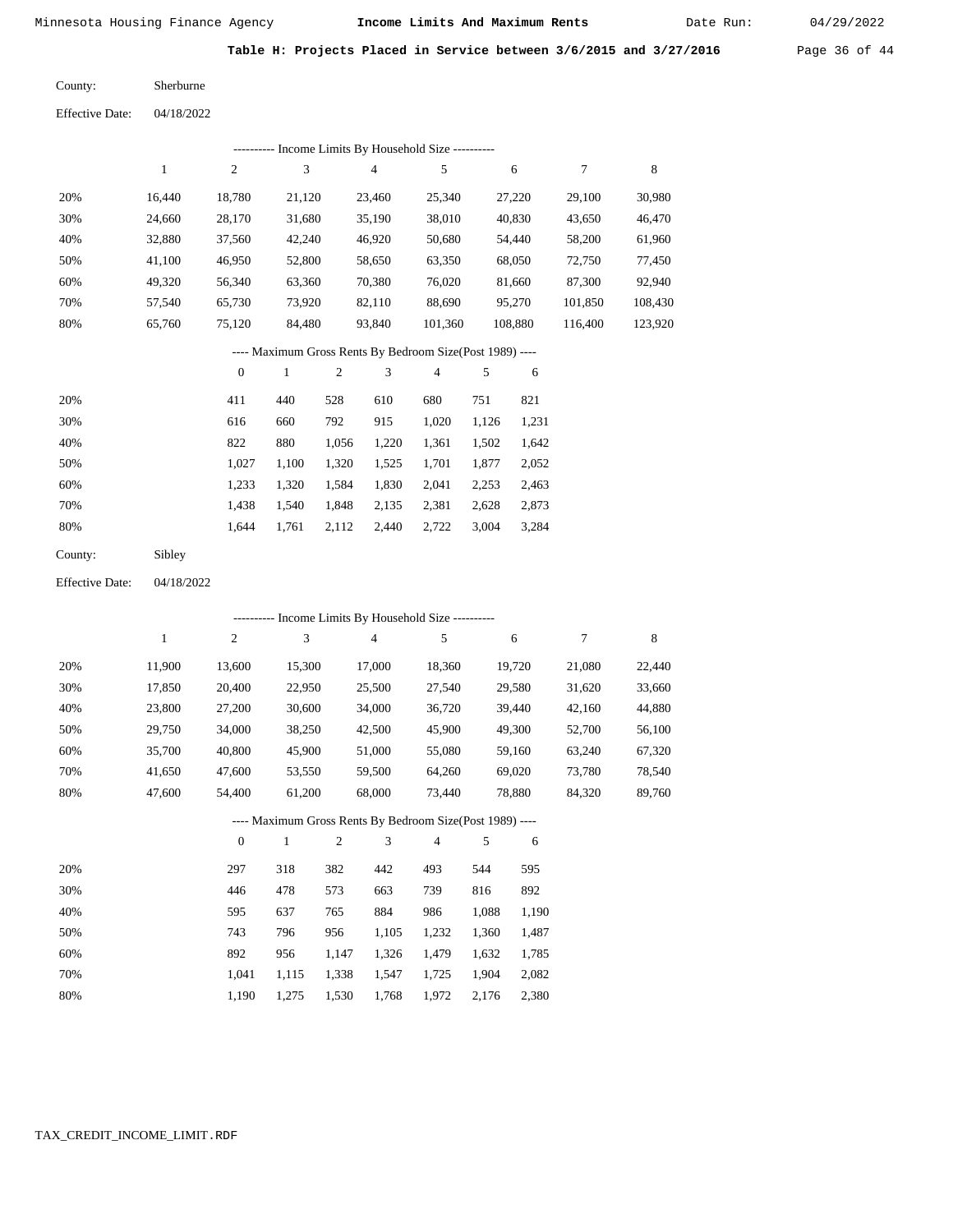Minnesota Housing Finance Agency **Income Limits And Maximum Rents** Date Run: 04/29/2022

**Table H: Projects Placed in Service between 3/6/2015 and 3/27/2016**

County: Sherburne

Effective Date: 04/18/2022

---------- Income Limits By Household Size ----------

| | 1 | 2 | 3 | 4 | 5 | 6 | 7 | 8 |
|---|---|---|---|---|---|---|---|---|
| 20% | 16,440 | 18,780 | 21,120 | 23,460 | 25,340 | 27,220 | 29,100 | 30,980 |
| 30% | 24,660 | 28,170 | 31,680 | 35,190 | 38,010 | 40,830 | 43,650 | 46,470 |
| 40% | 32,880 | 37,560 | 42,240 | 46,920 | 50,680 | 54,440 | 58,200 | 61,960 |
| 50% | 41,100 | 46,950 | 52,800 | 58,650 | 63,350 | 68,050 | 72,750 | 77,450 |
| 60% | 49,320 | 56,340 | 63,360 | 70,380 | 76,020 | 81,660 | 87,300 | 92,940 |
| 70% | 57,540 | 65,730 | 73,920 | 82,110 | 88,690 | 95,270 | 101,850 | 108,430 |
| 80% | 65,760 | 75,120 | 84,480 | 93,840 | 101,360 | 108,880 | 116,400 | 123,920 |

---- Maximum Gross Rents By Bedroom Size(Post 1989) ----

| | 0 | 1 | 2 | 3 | 4 | 5 | 6 |
|---|---|---|---|---|---|---|---|
| 20% | 411 | 440 | 528 | 610 | 680 | 751 | 821 |
| 30% | 616 | 660 | 792 | 915 | 1,020 | 1,126 | 1,231 |
| 40% | 822 | 880 | 1,056 | 1,220 | 1,361 | 1,502 | 1,642 |
| 50% | 1,027 | 1,100 | 1,320 | 1,525 | 1,701 | 1,877 | 2,052 |
| 60% | 1,233 | 1,320 | 1,584 | 1,830 | 2,041 | 2,253 | 2,463 |
| 70% | 1,438 | 1,540 | 1,848 | 2,135 | 2,381 | 2,628 | 2,873 |
| 80% | 1,644 | 1,761 | 2,112 | 2,440 | 2,722 | 3,004 | 3,284 |

County: Sibley

Effective Date: 04/18/2022

---------- Income Limits By Household Size ----------

| | 1 | 2 | 3 | 4 | 5 | 6 | 7 | 8 |
|---|---|---|---|---|---|---|---|---|
| 20% | 11,900 | 13,600 | 15,300 | 17,000 | 18,360 | 19,720 | 21,080 | 22,440 |
| 30% | 17,850 | 20,400 | 22,950 | 25,500 | 27,540 | 29,580 | 31,620 | 33,660 |
| 40% | 23,800 | 27,200 | 30,600 | 34,000 | 36,720 | 39,440 | 42,160 | 44,880 |
| 50% | 29,750 | 34,000 | 38,250 | 42,500 | 45,900 | 49,300 | 52,700 | 56,100 |
| 60% | 35,700 | 40,800 | 45,900 | 51,000 | 55,080 | 59,160 | 63,240 | 67,320 |
| 70% | 41,650 | 47,600 | 53,550 | 59,500 | 64,260 | 69,020 | 73,780 | 78,540 |
| 80% | 47,600 | 54,400 | 61,200 | 68,000 | 73,440 | 78,880 | 84,320 | 89,760 |

---- Maximum Gross Rents By Bedroom Size(Post 1989) ----

| | 0 | 1 | 2 | 3 | 4 | 5 | 6 |
|---|---|---|---|---|---|---|---|
| 20% | 297 | 318 | 382 | 442 | 493 | 544 | 595 |
| 30% | 446 | 478 | 573 | 663 | 739 | 816 | 892 |
| 40% | 595 | 637 | 765 | 884 | 986 | 1,088 | 1,190 |
| 50% | 743 | 796 | 956 | 1,105 | 1,232 | 1,360 | 1,487 |
| 60% | 892 | 956 | 1,147 | 1,326 | 1,479 | 1,632 | 1,785 |
| 70% | 1,041 | 1,115 | 1,338 | 1,547 | 1,725 | 1,904 | 2,082 |
| 80% | 1,190 | 1,275 | 1,530 | 1,768 | 1,972 | 2,176 | 2,380 |

TAX_CREDIT_INCOME_LIMIT.RDF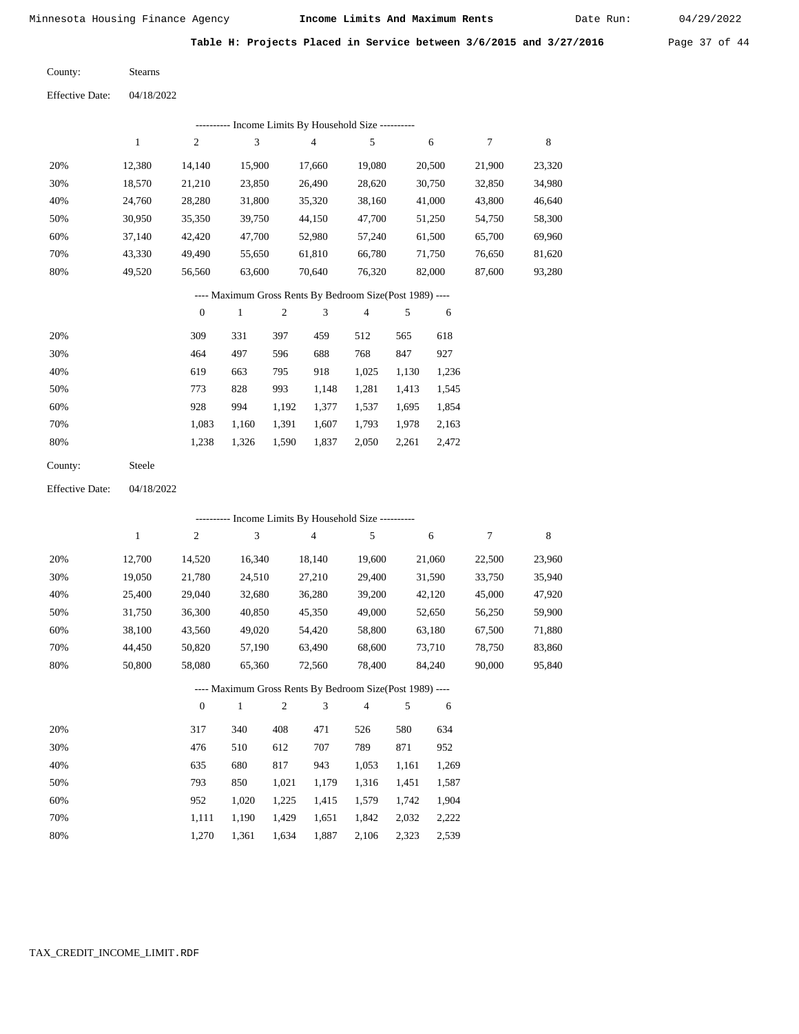## Table H: Projects Placed in Service between 3/6/2015 and 3/27/2016

County: Stearns

Effective Date: 04/18/2022

---------- Income Limits By Household Size ----------

| | 1 | 2 | 3 | 4 | 5 | 6 | 7 | 8 |
|---|---|---|---|---|---|---|---|---|
| 20% | 12,380 | 14,140 | 15,900 | 17,660 | 19,080 | 20,500 | 21,900 | 23,320 |
| 30% | 18,570 | 21,210 | 23,850 | 26,490 | 28,620 | 30,750 | 32,850 | 34,980 |
| 40% | 24,760 | 28,280 | 31,800 | 35,320 | 38,160 | 41,000 | 43,800 | 46,640 |
| 50% | 30,950 | 35,350 | 39,750 | 44,150 | 47,700 | 51,250 | 54,750 | 58,300 |
| 60% | 37,140 | 42,420 | 47,700 | 52,980 | 57,240 | 61,500 | 65,700 | 69,960 |
| 70% | 43,330 | 49,490 | 55,650 | 61,810 | 66,780 | 71,750 | 76,650 | 81,620 |
| 80% | 49,520 | 56,560 | 63,600 | 70,640 | 76,320 | 82,000 | 87,600 | 93,280 |

---- Maximum Gross Rents By Bedroom Size(Post 1989) ----

| | 0 | 1 | 2 | 3 | 4 | 5 | 6 |
|---|---|---|---|---|---|---|---|
| 20% | 309 | 331 | 397 | 459 | 512 | 565 | 618 |
| 30% | 464 | 497 | 596 | 688 | 768 | 847 | 927 |
| 40% | 619 | 663 | 795 | 918 | 1,025 | 1,130 | 1,236 |
| 50% | 773 | 828 | 993 | 1,148 | 1,281 | 1,413 | 1,545 |
| 60% | 928 | 994 | 1,192 | 1,377 | 1,537 | 1,695 | 1,854 |
| 70% | 1,083 | 1,160 | 1,391 | 1,607 | 1,793 | 1,978 | 2,163 |
| 80% | 1,238 | 1,326 | 1,590 | 1,837 | 2,050 | 2,261 | 2,472 |

County: Steele

Effective Date: 04/18/2022

---------- Income Limits By Household Size ----------

| | 1 | 2 | 3 | 4 | 5 | 6 | 7 | 8 |
|---|---|---|---|---|---|---|---|---|
| 20% | 12,700 | 14,520 | 16,340 | 18,140 | 19,600 | 21,060 | 22,500 | 23,960 |
| 30% | 19,050 | 21,780 | 24,510 | 27,210 | 29,400 | 31,590 | 33,750 | 35,940 |
| 40% | 25,400 | 29,040 | 32,680 | 36,280 | 39,200 | 42,120 | 45,000 | 47,920 |
| 50% | 31,750 | 36,300 | 40,850 | 45,350 | 49,000 | 52,650 | 56,250 | 59,900 |
| 60% | 38,100 | 43,560 | 49,020 | 54,420 | 58,800 | 63,180 | 67,500 | 71,880 |
| 70% | 44,450 | 50,820 | 57,190 | 63,490 | 68,600 | 73,710 | 78,750 | 83,860 |
| 80% | 50,800 | 58,080 | 65,360 | 72,560 | 78,400 | 84,240 | 90,000 | 95,840 |

---- Maximum Gross Rents By Bedroom Size(Post 1989) ----

| | 0 | 1 | 2 | 3 | 4 | 5 | 6 |
|---|---|---|---|---|---|---|---|
| 20% | 317 | 340 | 408 | 471 | 526 | 580 | 634 |
| 30% | 476 | 510 | 612 | 707 | 789 | 871 | 952 |
| 40% | 635 | 680 | 817 | 943 | 1,053 | 1,161 | 1,269 |
| 50% | 793 | 850 | 1,021 | 1,179 | 1,316 | 1,451 | 1,587 |
| 60% | 952 | 1,020 | 1,225 | 1,415 | 1,579 | 1,742 | 1,904 |
| 70% | 1,111 | 1,190 | 1,429 | 1,651 | 1,842 | 2,032 | 2,222 |
| 80% | 1,270 | 1,361 | 1,634 | 1,887 | 2,106 | 2,323 | 2,539 |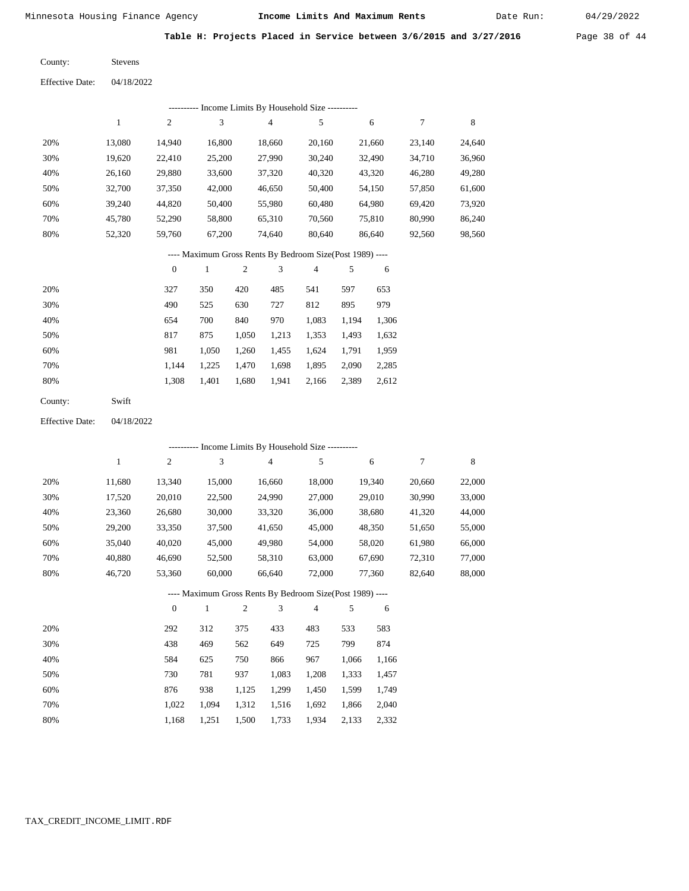**Table H: Projects Placed in Service between 3/6/2015 and 3/27/2016**

County: Stevens

Effective Date: 04/18/2022

---------- Income Limits By Household Size ----------

| | 1 | 2 | 3 | 4 | 5 | 6 | 7 | 8 |
|---|---|---|---|---|---|---|---|---|
| 20% | 13,080 | 14,940 | 16,800 | 18,660 | 20,160 | 21,660 | 23,140 | 24,640 |
| 30% | 19,620 | 22,410 | 25,200 | 27,990 | 30,240 | 32,490 | 34,710 | 36,960 |
| 40% | 26,160 | 29,880 | 33,600 | 37,320 | 40,320 | 43,320 | 46,280 | 49,280 |
| 50% | 32,700 | 37,350 | 42,000 | 46,650 | 50,400 | 54,150 | 57,850 | 61,600 |
| 60% | 39,240 | 44,820 | 50,400 | 55,980 | 60,480 | 64,980 | 69,420 | 73,920 |
| 70% | 45,780 | 52,290 | 58,800 | 65,310 | 70,560 | 75,810 | 80,990 | 86,240 |
| 80% | 52,320 | 59,760 | 67,200 | 74,640 | 80,640 | 86,640 | 92,560 | 98,560 |

---- Maximum Gross Rents By Bedroom Size(Post 1989) ----

| | 0 | 1 | 2 | 3 | 4 | 5 | 6 |
|---|---|---|---|---|---|---|---|
| 20% | 327 | 350 | 420 | 485 | 541 | 597 | 653 |
| 30% | 490 | 525 | 630 | 727 | 812 | 895 | 979 |
| 40% | 654 | 700 | 840 | 970 | 1,083 | 1,194 | 1,306 |
| 50% | 817 | 875 | 1,050 | 1,213 | 1,353 | 1,493 | 1,632 |
| 60% | 981 | 1,050 | 1,260 | 1,455 | 1,624 | 1,791 | 1,959 |
| 70% | 1,144 | 1,225 | 1,470 | 1,698 | 1,895 | 2,090 | 2,285 |
| 80% | 1,308 | 1,401 | 1,680 | 1,941 | 2,166 | 2,389 | 2,612 |

County: Swift

Effective Date: 04/18/2022

---------- Income Limits By Household Size ----------

| | 1 | 2 | 3 | 4 | 5 | 6 | 7 | 8 |
|---|---|---|---|---|---|---|---|---|
| 20% | 11,680 | 13,340 | 15,000 | 16,660 | 18,000 | 19,340 | 20,660 | 22,000 |
| 30% | 17,520 | 20,010 | 22,500 | 24,990 | 27,000 | 29,010 | 30,990 | 33,000 |
| 40% | 23,360 | 26,680 | 30,000 | 33,320 | 36,000 | 38,680 | 41,320 | 44,000 |
| 50% | 29,200 | 33,350 | 37,500 | 41,650 | 45,000 | 48,350 | 51,650 | 55,000 |
| 60% | 35,040 | 40,020 | 45,000 | 49,980 | 54,000 | 58,020 | 61,980 | 66,000 |
| 70% | 40,880 | 46,690 | 52,500 | 58,310 | 63,000 | 67,690 | 72,310 | 77,000 |
| 80% | 46,720 | 53,360 | 60,000 | 66,640 | 72,000 | 77,360 | 82,640 | 88,000 |

---- Maximum Gross Rents By Bedroom Size(Post 1989) ----

| | 0 | 1 | 2 | 3 | 4 | 5 | 6 |
|---|---|---|---|---|---|---|---|
| 20% | 292 | 312 | 375 | 433 | 483 | 533 | 583 |
| 30% | 438 | 469 | 562 | 649 | 725 | 799 | 874 |
| 40% | 584 | 625 | 750 | 866 | 967 | 1,066 | 1,166 |
| 50% | 730 | 781 | 937 | 1,083 | 1,208 | 1,333 | 1,457 |
| 60% | 876 | 938 | 1,125 | 1,299 | 1,450 | 1,599 | 1,749 |
| 70% | 1,022 | 1,094 | 1,312 | 1,516 | 1,692 | 1,866 | 2,040 |
| 80% | 1,168 | 1,251 | 1,500 | 1,733 | 1,934 | 2,133 | 2,332 |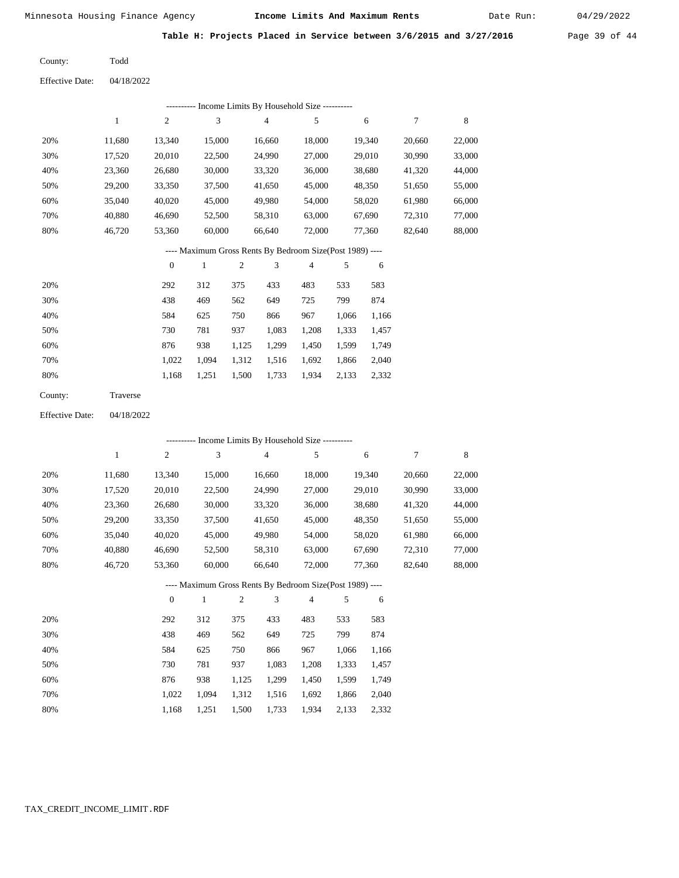Minnesota Housing Finance Agency **Income Limits And Maximum Rents** Date Run: 04/29/2022

**Table H: Projects Placed in Service between 3/6/2015 and 3/27/2016**

County: Todd

Effective Date: 04/18/2022

---------- Income Limits By Household Size ----------

| | 1 | 2 | 3 | 4 | 5 | 6 | 7 | 8 |
|---|---|---|---|---|---|---|---|---|
| 20% | 11,680 | 13,340 | 15,000 | 16,660 | 18,000 | 19,340 | 20,660 | 22,000 |
| 30% | 17,520 | 20,010 | 22,500 | 24,990 | 27,000 | 29,010 | 30,990 | 33,000 |
| 40% | 23,360 | 26,680 | 30,000 | 33,320 | 36,000 | 38,680 | 41,320 | 44,000 |
| 50% | 29,200 | 33,350 | 37,500 | 41,650 | 45,000 | 48,350 | 51,650 | 55,000 |
| 60% | 35,040 | 40,020 | 45,000 | 49,980 | 54,000 | 58,020 | 61,980 | 66,000 |
| 70% | 40,880 | 46,690 | 52,500 | 58,310 | 63,000 | 67,690 | 72,310 | 77,000 |
| 80% | 46,720 | 53,360 | 60,000 | 66,640 | 72,000 | 77,360 | 82,640 | 88,000 |

---- Maximum Gross Rents By Bedroom Size(Post 1989) ----

| | 0 | 1 | 2 | 3 | 4 | 5 | 6 |
|---|---|---|---|---|---|---|---|
| 20% | 292 | 312 | 375 | 433 | 483 | 533 | 583 |
| 30% | 438 | 469 | 562 | 649 | 725 | 799 | 874 |
| 40% | 584 | 625 | 750 | 866 | 967 | 1,066 | 1,166 |
| 50% | 730 | 781 | 937 | 1,083 | 1,208 | 1,333 | 1,457 |
| 60% | 876 | 938 | 1,125 | 1,299 | 1,450 | 1,599 | 1,749 |
| 70% | 1,022 | 1,094 | 1,312 | 1,516 | 1,692 | 1,866 | 2,040 |
| 80% | 1,168 | 1,251 | 1,500 | 1,733 | 1,934 | 2,133 | 2,332 |

County: Traverse

Effective Date: 04/18/2022

---------- Income Limits By Household Size ----------

| | 1 | 2 | 3 | 4 | 5 | 6 | 7 | 8 |
|---|---|---|---|---|---|---|---|---|
| 20% | 11,680 | 13,340 | 15,000 | 16,660 | 18,000 | 19,340 | 20,660 | 22,000 |
| 30% | 17,520 | 20,010 | 22,500 | 24,990 | 27,000 | 29,010 | 30,990 | 33,000 |
| 40% | 23,360 | 26,680 | 30,000 | 33,320 | 36,000 | 38,680 | 41,320 | 44,000 |
| 50% | 29,200 | 33,350 | 37,500 | 41,650 | 45,000 | 48,350 | 51,650 | 55,000 |
| 60% | 35,040 | 40,020 | 45,000 | 49,980 | 54,000 | 58,020 | 61,980 | 66,000 |
| 70% | 40,880 | 46,690 | 52,500 | 58,310 | 63,000 | 67,690 | 72,310 | 77,000 |
| 80% | 46,720 | 53,360 | 60,000 | 66,640 | 72,000 | 77,360 | 82,640 | 88,000 |

---- Maximum Gross Rents By Bedroom Size(Post 1989) ----

| | 0 | 1 | 2 | 3 | 4 | 5 | 6 |
|---|---|---|---|---|---|---|---|
| 20% | 292 | 312 | 375 | 433 | 483 | 533 | 583 |
| 30% | 438 | 469 | 562 | 649 | 725 | 799 | 874 |
| 40% | 584 | 625 | 750 | 866 | 967 | 1,066 | 1,166 |
| 50% | 730 | 781 | 937 | 1,083 | 1,208 | 1,333 | 1,457 |
| 60% | 876 | 938 | 1,125 | 1,299 | 1,450 | 1,599 | 1,749 |
| 70% | 1,022 | 1,094 | 1,312 | 1,516 | 1,692 | 1,866 | 2,040 |
| 80% | 1,168 | 1,251 | 1,500 | 1,733 | 1,934 | 2,133 | 2,332 |

TAX_CREDIT_INCOME_LIMIT.RDF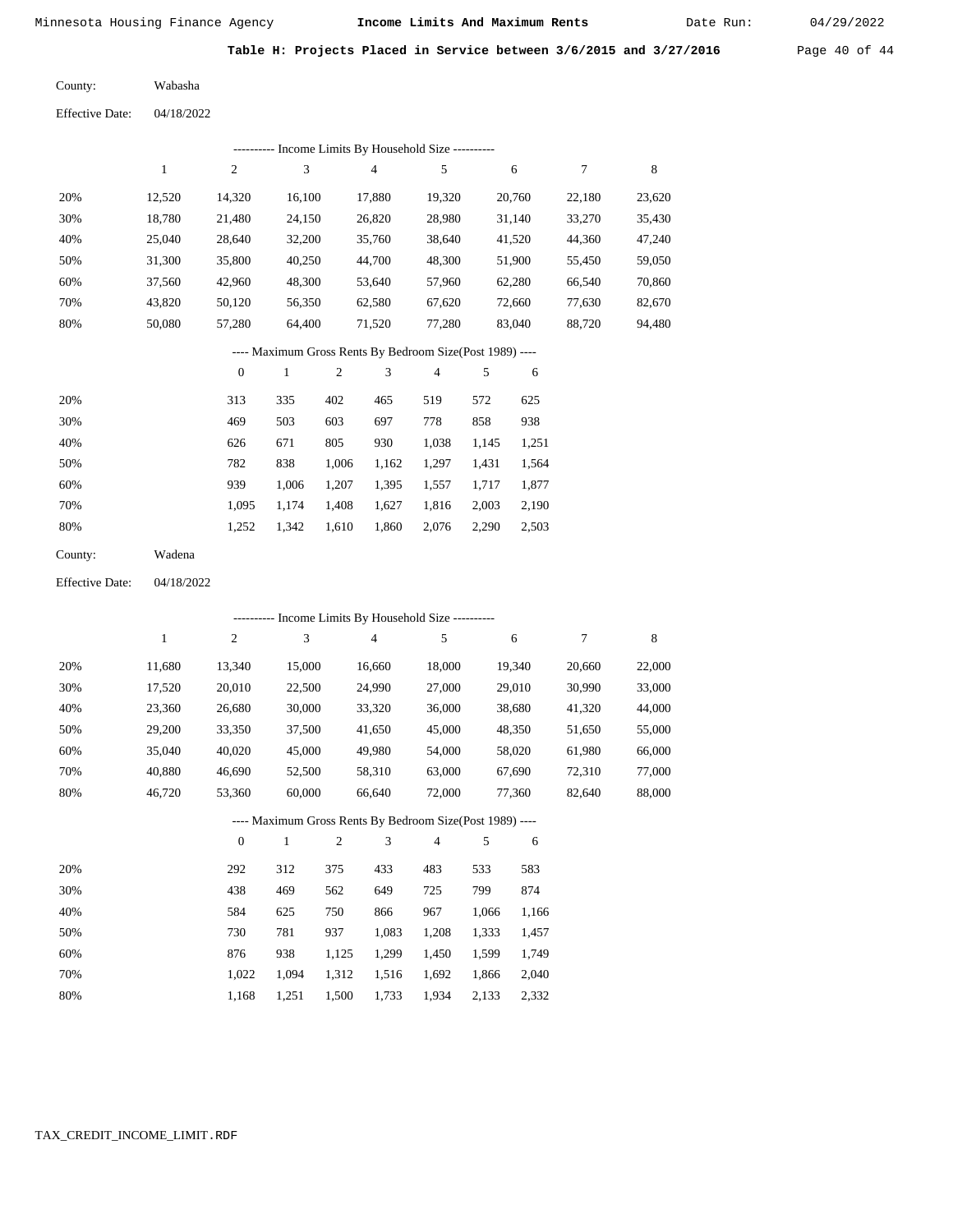Minnesota Housing Finance Agency **Income Limits And Maximum Rents** Date Run: 04/29/2022

**Table H: Projects Placed in Service between 3/6/2015 and 3/27/2016**

County: Wabasha

Effective Date: 04/18/2022

---------- Income Limits By Household Size ----------

| | 1 | 2 | 3 | 4 | 5 | 6 | 7 | 8 |
|---|---|---|---|---|---|---|---|---|
| 20% | 12,520 | 14,320 | 16,100 | 17,880 | 19,320 | 20,760 | 22,180 | 23,620 |
| 30% | 18,780 | 21,480 | 24,150 | 26,820 | 28,980 | 31,140 | 33,270 | 35,430 |
| 40% | 25,040 | 28,640 | 32,200 | 35,760 | 38,640 | 41,520 | 44,360 | 47,240 |
| 50% | 31,300 | 35,800 | 40,250 | 44,700 | 48,300 | 51,900 | 55,450 | 59,050 |
| 60% | 37,560 | 42,960 | 48,300 | 53,640 | 57,960 | 62,280 | 66,540 | 70,860 |
| 70% | 43,820 | 50,120 | 56,350 | 62,580 | 67,620 | 72,660 | 77,630 | 82,670 |
| 80% | 50,080 | 57,280 | 64,400 | 71,520 | 77,280 | 83,040 | 88,720 | 94,480 |

---- Maximum Gross Rents By Bedroom Size(Post 1989) ----

| | 0 | 1 | 2 | 3 | 4 | 5 | 6 |
|---|---|---|---|---|---|---|---|
| 20% | 313 | 335 | 402 | 465 | 519 | 572 | 625 |
| 30% | 469 | 503 | 603 | 697 | 778 | 858 | 938 |
| 40% | 626 | 671 | 805 | 930 | 1,038 | 1,145 | 1,251 |
| 50% | 782 | 838 | 1,006 | 1,162 | 1,297 | 1,431 | 1,564 |
| 60% | 939 | 1,006 | 1,207 | 1,395 | 1,557 | 1,717 | 1,877 |
| 70% | 1,095 | 1,174 | 1,408 | 1,627 | 1,816 | 2,003 | 2,190 |
| 80% | 1,252 | 1,342 | 1,610 | 1,860 | 2,076 | 2,290 | 2,503 |

County: Wadena

Effective Date: 04/18/2022

---------- Income Limits By Household Size ----------

| | 1 | 2 | 3 | 4 | 5 | 6 | 7 | 8 |
|---|---|---|---|---|---|---|---|---|
| 20% | 11,680 | 13,340 | 15,000 | 16,660 | 18,000 | 19,340 | 20,660 | 22,000 |
| 30% | 17,520 | 20,010 | 22,500 | 24,990 | 27,000 | 29,010 | 30,990 | 33,000 |
| 40% | 23,360 | 26,680 | 30,000 | 33,320 | 36,000 | 38,680 | 41,320 | 44,000 |
| 50% | 29,200 | 33,350 | 37,500 | 41,650 | 45,000 | 48,350 | 51,650 | 55,000 |
| 60% | 35,040 | 40,020 | 45,000 | 49,980 | 54,000 | 58,020 | 61,980 | 66,000 |
| 70% | 40,880 | 46,690 | 52,500 | 58,310 | 63,000 | 67,690 | 72,310 | 77,000 |
| 80% | 46,720 | 53,360 | 60,000 | 66,640 | 72,000 | 77,360 | 82,640 | 88,000 |

---- Maximum Gross Rents By Bedroom Size(Post 1989) ----

| | 0 | 1 | 2 | 3 | 4 | 5 | 6 |
|---|---|---|---|---|---|---|---|
| 20% | 292 | 312 | 375 | 433 | 483 | 533 | 583 |
| 30% | 438 | 469 | 562 | 649 | 725 | 799 | 874 |
| 40% | 584 | 625 | 750 | 866 | 967 | 1,066 | 1,166 |
| 50% | 730 | 781 | 937 | 1,083 | 1,208 | 1,333 | 1,457 |
| 60% | 876 | 938 | 1,125 | 1,299 | 1,450 | 1,599 | 1,749 |
| 70% | 1,022 | 1,094 | 1,312 | 1,516 | 1,692 | 1,866 | 2,040 |
| 80% | 1,168 | 1,251 | 1,500 | 1,733 | 1,934 | 2,133 | 2,332 |

TAX_CREDIT_INCOME_LIMIT.RDF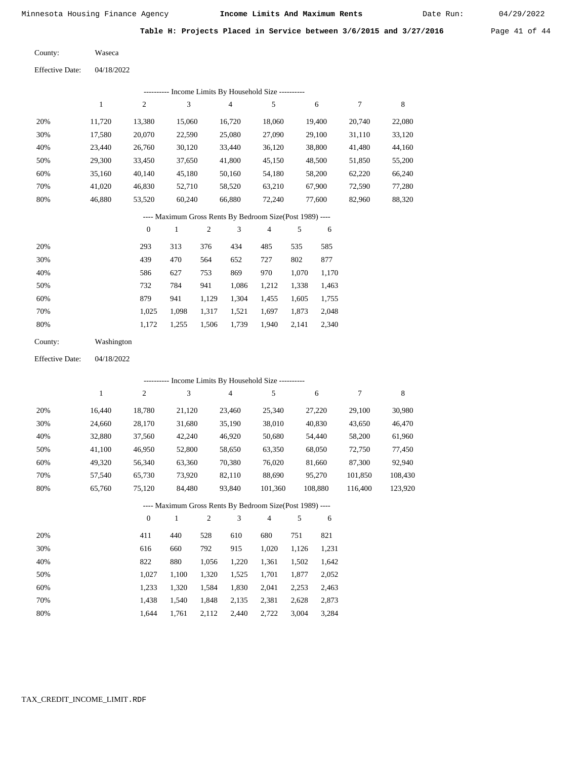Minnesota Housing Finance Agency **Income Limits And Maximum Rents** Date Run: 04/29/2022

**Table H: Projects Placed in Service between 3/6/2015 and 3/27/2016**

County: Waseca

Effective Date: 04/18/2022

---------- Income Limits By Household Size ----------

| | 1 | 2 | 3 | 4 | 5 | 6 | 7 | 8 |
|---|---|---|---|---|---|---|---|---|
| 20% | 11,720 | 13,380 | 15,060 | 16,720 | 18,060 | 19,400 | 20,740 | 22,080 |
| 30% | 17,580 | 20,070 | 22,590 | 25,080 | 27,090 | 29,100 | 31,110 | 33,120 |
| 40% | 23,440 | 26,760 | 30,120 | 33,440 | 36,120 | 38,800 | 41,480 | 44,160 |
| 50% | 29,300 | 33,450 | 37,650 | 41,800 | 45,150 | 48,500 | 51,850 | 55,200 |
| 60% | 35,160 | 40,140 | 45,180 | 50,160 | 54,180 | 58,200 | 62,220 | 66,240 |
| 70% | 41,020 | 46,830 | 52,710 | 58,520 | 63,210 | 67,900 | 72,590 | 77,280 |
| 80% | 46,880 | 53,520 | 60,240 | 66,880 | 72,240 | 77,600 | 82,960 | 88,320 |

---- Maximum Gross Rents By Bedroom Size(Post 1989) ----

| | 0 | 1 | 2 | 3 | 4 | 5 | 6 |
|---|---|---|---|---|---|---|---|
| 20% | 293 | 313 | 376 | 434 | 485 | 535 | 585 |
| 30% | 439 | 470 | 564 | 652 | 727 | 802 | 877 |
| 40% | 586 | 627 | 753 | 869 | 970 | 1,070 | 1,170 |
| 50% | 732 | 784 | 941 | 1,086 | 1,212 | 1,338 | 1,463 |
| 60% | 879 | 941 | 1,129 | 1,304 | 1,455 | 1,605 | 1,755 |
| 70% | 1,025 | 1,098 | 1,317 | 1,521 | 1,697 | 1,873 | 2,048 |
| 80% | 1,172 | 1,255 | 1,506 | 1,739 | 1,940 | 2,141 | 2,340 |

County: Washington

Effective Date: 04/18/2022

---------- Income Limits By Household Size ----------

| | 1 | 2 | 3 | 4 | 5 | 6 | 7 | 8 |
|---|---|---|---|---|---|---|---|---|
| 20% | 16,440 | 18,780 | 21,120 | 23,460 | 25,340 | 27,220 | 29,100 | 30,980 |
| 30% | 24,660 | 28,170 | 31,680 | 35,190 | 38,010 | 40,830 | 43,650 | 46,470 |
| 40% | 32,880 | 37,560 | 42,240 | 46,920 | 50,680 | 54,440 | 58,200 | 61,960 |
| 50% | 41,100 | 46,950 | 52,800 | 58,650 | 63,350 | 68,050 | 72,750 | 77,450 |
| 60% | 49,320 | 56,340 | 63,360 | 70,380 | 76,020 | 81,660 | 87,300 | 92,940 |
| 70% | 57,540 | 65,730 | 73,920 | 82,110 | 88,690 | 95,270 | 101,850 | 108,430 |
| 80% | 65,760 | 75,120 | 84,480 | 93,840 | 101,360 | 108,880 | 116,400 | 123,920 |

---- Maximum Gross Rents By Bedroom Size(Post 1989) ----

| | 0 | 1 | 2 | 3 | 4 | 5 | 6 |
|---|---|---|---|---|---|---|---|
| 20% | 411 | 440 | 528 | 610 | 680 | 751 | 821 |
| 30% | 616 | 660 | 792 | 915 | 1,020 | 1,126 | 1,231 |
| 40% | 822 | 880 | 1,056 | 1,220 | 1,361 | 1,502 | 1,642 |
| 50% | 1,027 | 1,100 | 1,320 | 1,525 | 1,701 | 1,877 | 2,052 |
| 60% | 1,233 | 1,320 | 1,584 | 1,830 | 2,041 | 2,253 | 2,463 |
| 70% | 1,438 | 1,540 | 1,848 | 2,135 | 2,381 | 2,628 | 2,873 |
| 80% | 1,644 | 1,761 | 2,112 | 2,440 | 2,722 | 3,004 | 3,284 |

TAX_CREDIT_INCOME_LIMIT.RDF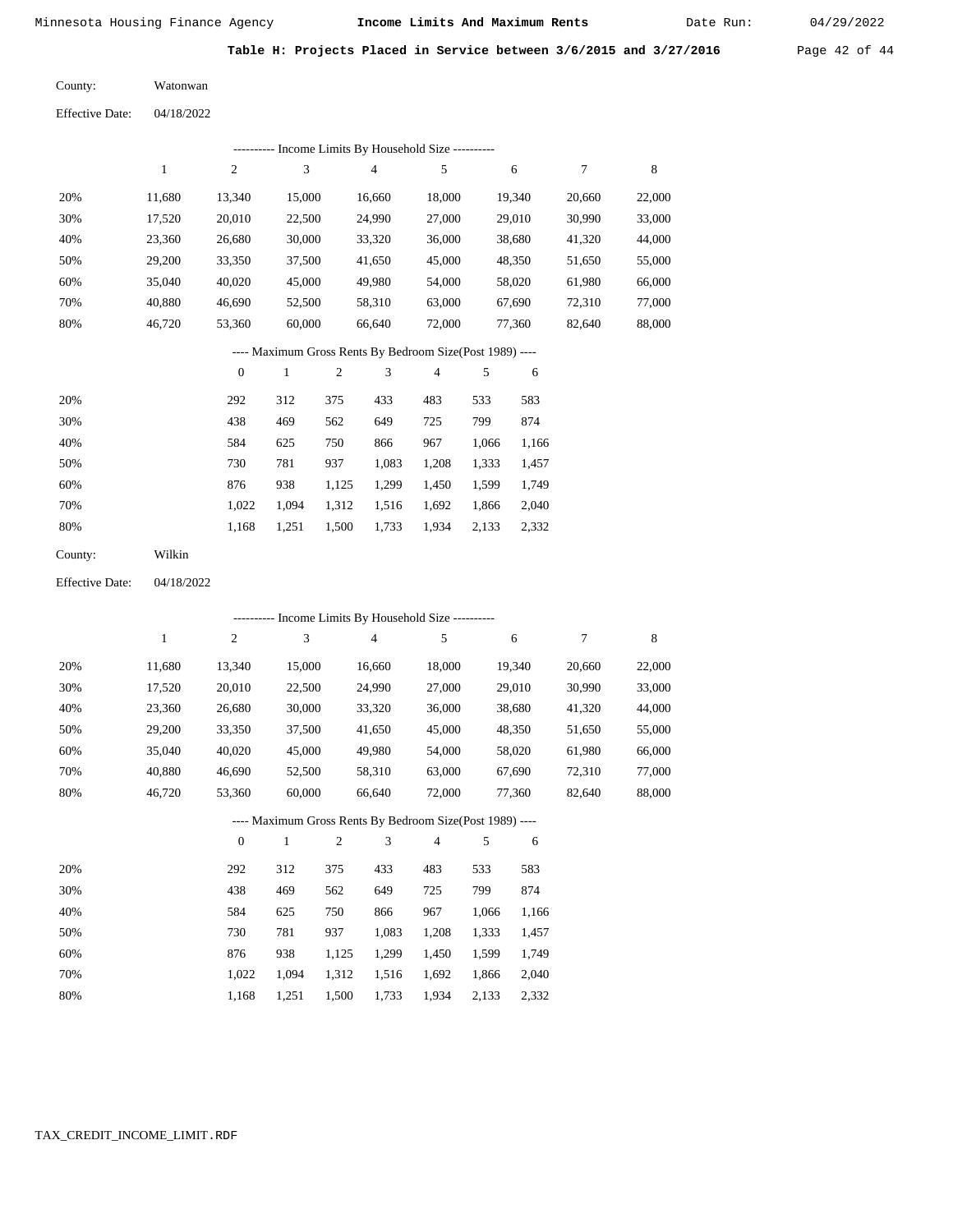Minnesota Housing Finance Agency **Income Limits And Maximum Rents** Date Run: 04/29/2022

**Table H: Projects Placed in Service between 3/6/2015 and 3/27/2016**

County: Watonwan

Effective Date: 04/18/2022

---------- Income Limits By Household Size ----------

| | 1 | 2 | 3 | 4 | 5 | 6 | 7 | 8 |
|---|---|---|---|---|---|---|---|---|
| 20% | 11,680 | 13,340 | 15,000 | 16,660 | 18,000 | 19,340 | 20,660 | 22,000 |
| 30% | 17,520 | 20,010 | 22,500 | 24,990 | 27,000 | 29,010 | 30,990 | 33,000 |
| 40% | 23,360 | 26,680 | 30,000 | 33,320 | 36,000 | 38,680 | 41,320 | 44,000 |
| 50% | 29,200 | 33,350 | 37,500 | 41,650 | 45,000 | 48,350 | 51,650 | 55,000 |
| 60% | 35,040 | 40,020 | 45,000 | 49,980 | 54,000 | 58,020 | 61,980 | 66,000 |
| 70% | 40,880 | 46,690 | 52,500 | 58,310 | 63,000 | 67,690 | 72,310 | 77,000 |
| 80% | 46,720 | 53,360 | 60,000 | 66,640 | 72,000 | 77,360 | 82,640 | 88,000 |

---- Maximum Gross Rents By Bedroom Size(Post 1989) ----

| | 0 | 1 | 2 | 3 | 4 | 5 | 6 |
|---|---|---|---|---|---|---|---|
| 20% | 292 | 312 | 375 | 433 | 483 | 533 | 583 |
| 30% | 438 | 469 | 562 | 649 | 725 | 799 | 874 |
| 40% | 584 | 625 | 750 | 866 | 967 | 1,066 | 1,166 |
| 50% | 730 | 781 | 937 | 1,083 | 1,208 | 1,333 | 1,457 |
| 60% | 876 | 938 | 1,125 | 1,299 | 1,450 | 1,599 | 1,749 |
| 70% | 1,022 | 1,094 | 1,312 | 1,516 | 1,692 | 1,866 | 2,040 |
| 80% | 1,168 | 1,251 | 1,500 | 1,733 | 1,934 | 2,133 | 2,332 |

County: Wilkin

Effective Date: 04/18/2022

---------- Income Limits By Household Size ----------

| | 1 | 2 | 3 | 4 | 5 | 6 | 7 | 8 |
|---|---|---|---|---|---|---|---|---|
| 20% | 11,680 | 13,340 | 15,000 | 16,660 | 18,000 | 19,340 | 20,660 | 22,000 |
| 30% | 17,520 | 20,010 | 22,500 | 24,990 | 27,000 | 29,010 | 30,990 | 33,000 |
| 40% | 23,360 | 26,680 | 30,000 | 33,320 | 36,000 | 38,680 | 41,320 | 44,000 |
| 50% | 29,200 | 33,350 | 37,500 | 41,650 | 45,000 | 48,350 | 51,650 | 55,000 |
| 60% | 35,040 | 40,020 | 45,000 | 49,980 | 54,000 | 58,020 | 61,980 | 66,000 |
| 70% | 40,880 | 46,690 | 52,500 | 58,310 | 63,000 | 67,690 | 72,310 | 77,000 |
| 80% | 46,720 | 53,360 | 60,000 | 66,640 | 72,000 | 77,360 | 82,640 | 88,000 |

---- Maximum Gross Rents By Bedroom Size(Post 1989) ----

| | 0 | 1 | 2 | 3 | 4 | 5 | 6 |
|---|---|---|---|---|---|---|---|
| 20% | 292 | 312 | 375 | 433 | 483 | 533 | 583 |
| 30% | 438 | 469 | 562 | 649 | 725 | 799 | 874 |
| 40% | 584 | 625 | 750 | 866 | 967 | 1,066 | 1,166 |
| 50% | 730 | 781 | 937 | 1,083 | 1,208 | 1,333 | 1,457 |
| 60% | 876 | 938 | 1,125 | 1,299 | 1,450 | 1,599 | 1,749 |
| 70% | 1,022 | 1,094 | 1,312 | 1,516 | 1,692 | 1,866 | 2,040 |
| 80% | 1,168 | 1,251 | 1,500 | 1,733 | 1,934 | 2,133 | 2,332 |

TAX_CREDIT_INCOME_LIMIT.RDF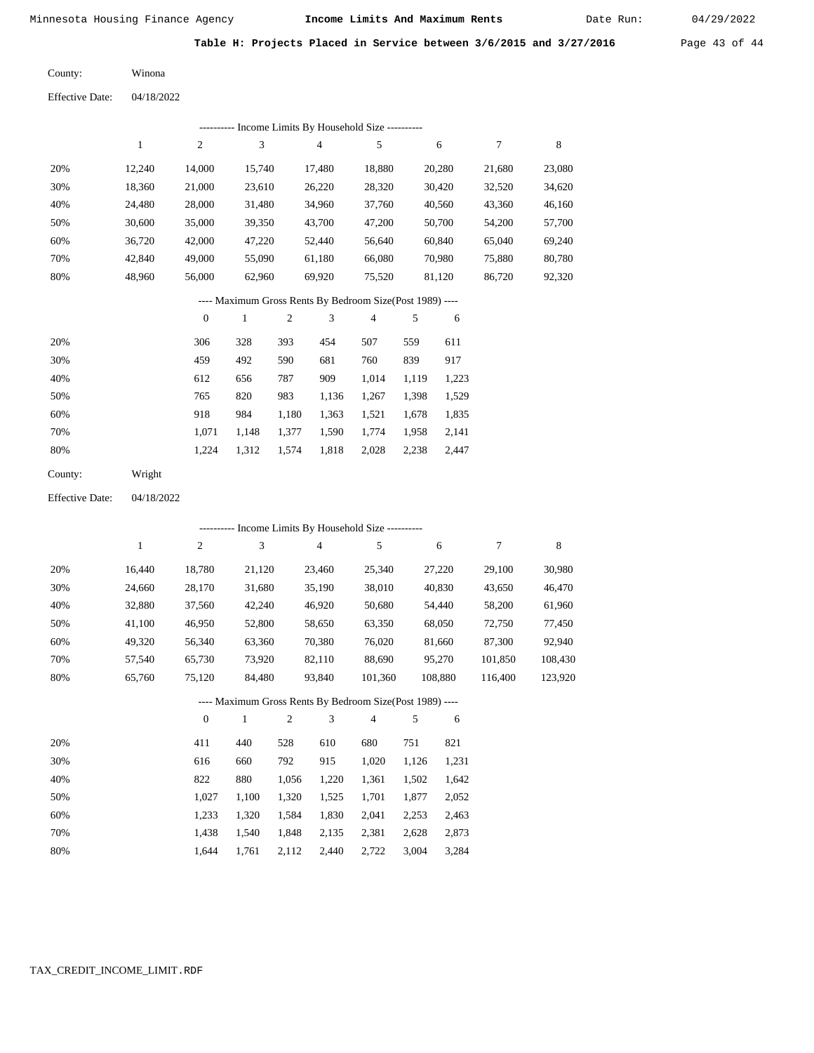Minnesota Housing Finance Agency **Income Limits And Maximum Rents** Date Run: 04/29/2022

**Table H: Projects Placed in Service between 3/6/2015 and 3/27/2016**

County: Winona

Effective Date: 04/18/2022

---------- Income Limits By Household Size ----------

| | 1 | 2 | 3 | 4 | 5 | 6 | 7 | 8 |
|---|---|---|---|---|---|---|---|---|
| 20% | 12,240 | 14,000 | 15,740 | 17,480 | 18,880 | 20,280 | 21,680 | 23,080 |
| 30% | 18,360 | 21,000 | 23,610 | 26,220 | 28,320 | 30,420 | 32,520 | 34,620 |
| 40% | 24,480 | 28,000 | 31,480 | 34,960 | 37,760 | 40,560 | 43,360 | 46,160 |
| 50% | 30,600 | 35,000 | 39,350 | 43,700 | 47,200 | 50,700 | 54,200 | 57,700 |
| 60% | 36,720 | 42,000 | 47,220 | 52,440 | 56,640 | 60,840 | 65,040 | 69,240 |
| 70% | 42,840 | 49,000 | 55,090 | 61,180 | 66,080 | 70,980 | 75,880 | 80,780 |
| 80% | 48,960 | 56,000 | 62,960 | 69,920 | 75,520 | 81,120 | 86,720 | 92,320 |

---- Maximum Gross Rents By Bedroom Size(Post 1989) ----

| | 0 | 1 | 2 | 3 | 4 | 5 | 6 |
|---|---|---|---|---|---|---|---|
| 20% | 306 | 328 | 393 | 454 | 507 | 559 | 611 |
| 30% | 459 | 492 | 590 | 681 | 760 | 839 | 917 |
| 40% | 612 | 656 | 787 | 909 | 1,014 | 1,119 | 1,223 |
| 50% | 765 | 820 | 983 | 1,136 | 1,267 | 1,398 | 1,529 |
| 60% | 918 | 984 | 1,180 | 1,363 | 1,521 | 1,678 | 1,835 |
| 70% | 1,071 | 1,148 | 1,377 | 1,590 | 1,774 | 1,958 | 2,141 |
| 80% | 1,224 | 1,312 | 1,574 | 1,818 | 2,028 | 2,238 | 2,447 |

County: Wright

Effective Date: 04/18/2022

---------- Income Limits By Household Size ----------

| | 1 | 2 | 3 | 4 | 5 | 6 | 7 | 8 |
|---|---|---|---|---|---|---|---|---|
| 20% | 16,440 | 18,780 | 21,120 | 23,460 | 25,340 | 27,220 | 29,100 | 30,980 |
| 30% | 24,660 | 28,170 | 31,680 | 35,190 | 38,010 | 40,830 | 43,650 | 46,470 |
| 40% | 32,880 | 37,560 | 42,240 | 46,920 | 50,680 | 54,440 | 58,200 | 61,960 |
| 50% | 41,100 | 46,950 | 52,800 | 58,650 | 63,350 | 68,050 | 72,750 | 77,450 |
| 60% | 49,320 | 56,340 | 63,360 | 70,380 | 76,020 | 81,660 | 87,300 | 92,940 |
| 70% | 57,540 | 65,730 | 73,920 | 82,110 | 88,690 | 95,270 | 101,850 | 108,430 |
| 80% | 65,760 | 75,120 | 84,480 | 93,840 | 101,360 | 108,880 | 116,400 | 123,920 |

---- Maximum Gross Rents By Bedroom Size(Post 1989) ----

| | 0 | 1 | 2 | 3 | 4 | 5 | 6 |
|---|---|---|---|---|---|---|---|
| 20% | 411 | 440 | 528 | 610 | 680 | 751 | 821 |
| 30% | 616 | 660 | 792 | 915 | 1,020 | 1,126 | 1,231 |
| 40% | 822 | 880 | 1,056 | 1,220 | 1,361 | 1,502 | 1,642 |
| 50% | 1,027 | 1,100 | 1,320 | 1,525 | 1,701 | 1,877 | 2,052 |
| 60% | 1,233 | 1,320 | 1,584 | 1,830 | 2,041 | 2,253 | 2,463 |
| 70% | 1,438 | 1,540 | 1,848 | 2,135 | 2,381 | 2,628 | 2,873 |
| 80% | 1,644 | 1,761 | 2,112 | 2,440 | 2,722 | 3,004 | 3,284 |

TAX_CREDIT_INCOME_LIMIT.RDF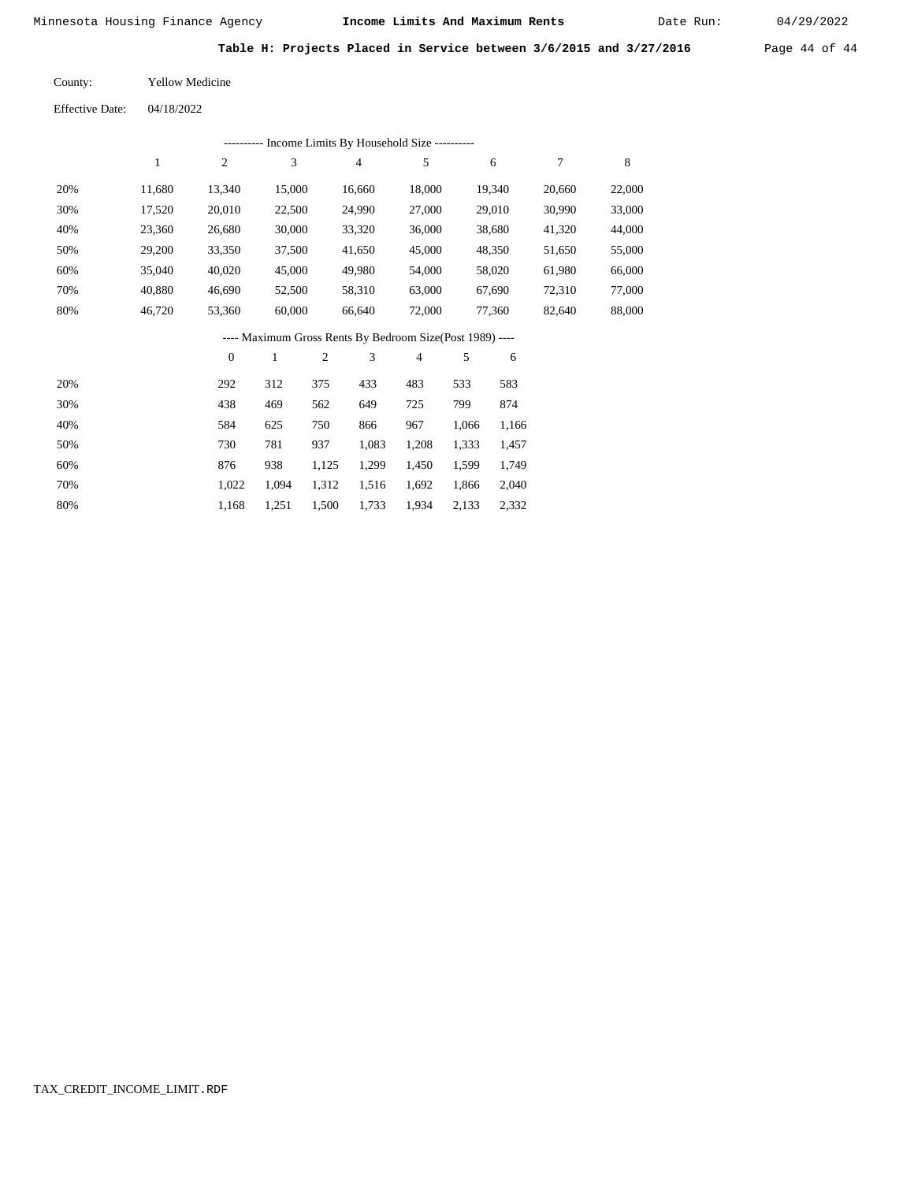Minnesota Housing Finance Agency **Income Limits And Maximum Rents** Date Run: 04/29/2022

**Table H: Projects Placed in Service between 3/6/2015 and 3/27/2016**

County: Yellow Medicine

Effective Date: 04/18/2022

---------- Income Limits By Household Size ----------

| | 1 | 2 | 3 | 4 | 5 | 6 | 7 | 8 |
|---|---|---|---|---|---|---|---|---|
| 20% | 11,680 | 13,340 | 15,000 | 16,660 | 18,000 | 19,340 | 20,660 | 22,000 |
| 30% | 17,520 | 20,010 | 22,500 | 24,990 | 27,000 | 29,010 | 30,990 | 33,000 |
| 40% | 23,360 | 26,680 | 30,000 | 33,320 | 36,000 | 38,680 | 41,320 | 44,000 |
| 50% | 29,200 | 33,350 | 37,500 | 41,650 | 45,000 | 48,350 | 51,650 | 55,000 |
| 60% | 35,040 | 40,020 | 45,000 | 49,980 | 54,000 | 58,020 | 61,980 | 66,000 |
| 70% | 40,880 | 46,690 | 52,500 | 58,310 | 63,000 | 67,690 | 72,310 | 77,000 |
| 80% | 46,720 | 53,360 | 60,000 | 66,640 | 72,000 | 77,360 | 82,640 | 88,000 |

---- Maximum Gross Rents By Bedroom Size(Post 1989) ----

| | 0 | 1 | 2 | 3 | 4 | 5 | 6 |
|---|---|---|---|---|---|---|---|
| 20% | 292 | 312 | 375 | 433 | 483 | 533 | 583 |
| 30% | 438 | 469 | 562 | 649 | 725 | 799 | 874 |
| 40% | 584 | 625 | 750 | 866 | 967 | 1,066 | 1,166 |
| 50% | 730 | 781 | 937 | 1,083 | 1,208 | 1,333 | 1,457 |
| 60% | 876 | 938 | 1,125 | 1,299 | 1,450 | 1,599 | 1,749 |
| 70% | 1,022 | 1,094 | 1,312 | 1,516 | 1,692 | 1,866 | 2,040 |
| 80% | 1,168 | 1,251 | 1,500 | 1,733 | 1,934 | 2,133 | 2,332 |

TAX_CREDIT_INCOME_LIMIT.RDF